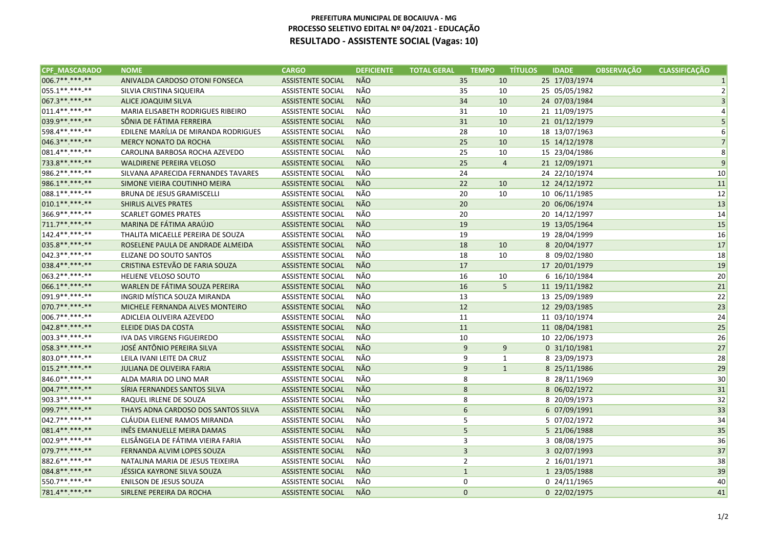**PREFEITURA MUNICIPAL DE BOCAIUVA - MG**
**PROCESSO SELETIVO EDITAL Nº 04/2021 - EDUCAÇÃO**
**RESULTADO - ASSISTENTE SOCIAL (Vagas: 10)**

| CPF_MASCARADO | NOME | CARGO | DEFICIENTE | TOTAL GERAL | TEMPO | TÍTULOS | IDADE | OBSERVAÇÃO | CLASSIFICAÇÃO |
|---|---|---|---|---|---|---|---|---|---|
| 006.7**.***-** | ANIVALDA CARDOSO OTONI FONSECA | ASSISTENTE SOCIAL | NÃO | 35 | 10 | 25 | 17/03/1974 | | 1 |
| 055.1**.***-** | SILVIA CRISTINA SIQUEIRA | ASSISTENTE SOCIAL | NÃO | 35 | 10 | 25 | 05/05/1982 | | 2 |
| 067.3**.***-** | ALICE JOAQUIM SILVA | ASSISTENTE SOCIAL | NÃO | 34 | 10 | 24 | 07/03/1984 | | 3 |
| 011.4**.***-** | MARIA ELISABETH RODRIGUES RIBEIRO | ASSISTENTE SOCIAL | NÃO | 31 | 10 | 21 | 11/09/1975 | | 4 |
| 039.9**.***-** | SÔNIA DE FÁTIMA FERREIRA | ASSISTENTE SOCIAL | NÃO | 31 | 10 | 21 | 01/12/1979 | | 5 |
| 598.4**.***-** | EDILENE MARÍLIA DE MIRANDA RODRIGUES | ASSISTENTE SOCIAL | NÃO | 28 | 10 | 18 | 13/07/1963 | | 6 |
| 046.3**.***-** | MERCY NONATO DA ROCHA | ASSISTENTE SOCIAL | NÃO | 25 | 10 | 15 | 14/12/1978 | | 7 |
| 081.4**.***-** | CAROLINA BARBOSA ROCHA AZEVEDO | ASSISTENTE SOCIAL | NÃO | 25 | 10 | 15 | 23/04/1986 | | 8 |
| 733.8**.***-** | WALDIRENE PEREIRA VELOSO | ASSISTENTE SOCIAL | NÃO | 25 | 4 | 21 | 12/09/1971 | | 9 |
| 986.2**.***-** | SILVANA APARECIDA FERNANDES TAVARES | ASSISTENTE SOCIAL | NÃO | 24 | | 24 | 22/10/1974 | | 10 |
| 986.1**.***-** | SIMONE VIEIRA COUTINHO MEIRA | ASSISTENTE SOCIAL | NÃO | 22 | 10 | 12 | 24/12/1972 | | 11 |
| 088.1**.***-** | BRUNA DE JESUS GRAMISCELLI | ASSISTENTE SOCIAL | NÃO | 20 | 10 | 10 | 06/11/1985 | | 12 |
| 010.1**.***-** | SHIRLIS ALVES PRATES | ASSISTENTE SOCIAL | NÃO | 20 | | 20 | 06/06/1974 | | 13 |
| 366.9**.***-** | SCARLET GOMES PRATES | ASSISTENTE SOCIAL | NÃO | 20 | | 20 | 14/12/1997 | | 14 |
| 711.7**.***-** | MARINA DE FÁTIMA ARAÚJO | ASSISTENTE SOCIAL | NÃO | 19 | | 19 | 13/05/1964 | | 15 |
| 142.4**.***-** | THALITA MICAELLE PEREIRA DE SOUZA | ASSISTENTE SOCIAL | NÃO | 19 | | 19 | 28/04/1999 | | 16 |
| 035.8**.***-** | ROSELENE PAULA DE ANDRADE ALMEIDA | ASSISTENTE SOCIAL | NÃO | 18 | 10 | 8 | 20/04/1977 | | 17 |
| 042.3**.***-** | ELIZANE DO SOUTO SANTOS | ASSISTENTE SOCIAL | NÃO | 18 | 10 | 8 | 09/02/1980 | | 18 |
| 038.4**.***-** | CRISTINA ESTEVÃO DE FARIA SOUZA | ASSISTENTE SOCIAL | NÃO | 17 | | 17 | 20/01/1979 | | 19 |
| 063.2**.***-** | HELIENE VELOSO SOUTO | ASSISTENTE SOCIAL | NÃO | 16 | 10 | 6 | 16/10/1984 | | 20 |
| 066.1**.***-** | WARLEN DE FÁTIMA SOUZA PEREIRA | ASSISTENTE SOCIAL | NÃO | 16 | 5 | 11 | 19/11/1982 | | 21 |
| 091.9**.***-** | INGRID MÍSTICA SOUZA MIRANDA | ASSISTENTE SOCIAL | NÃO | 13 | | 13 | 25/09/1989 | | 22 |
| 070.7**.***-** | MICHELE FERNANDA ALVES MONTEIRO | ASSISTENTE SOCIAL | NÃO | 12 | | 12 | 29/03/1985 | | 23 |
| 006.7**.***-** | ADICLEIA OLIVEIRA AZEVEDO | ASSISTENTE SOCIAL | NÃO | 11 | | 11 | 03/10/1974 | | 24 |
| 042.8**.***-** | ELEIDE DIAS DA COSTA | ASSISTENTE SOCIAL | NÃO | 11 | | 11 | 08/04/1981 | | 25 |
| 003.3**.***-** | IVA DAS VIRGENS FIGUEIREDO | ASSISTENTE SOCIAL | NÃO | 10 | | 10 | 22/06/1973 | | 26 |
| 058.3**.***-** | JOSÉ ANTÔNIO PEREIRA SILVA | ASSISTENTE SOCIAL | NÃO | 9 | 9 | 0 | 31/10/1981 | | 27 |
| 803.0**.***-** | LEILA IVANI LEITE DA CRUZ | ASSISTENTE SOCIAL | NÃO | 9 | 1 | 8 | 23/09/1973 | | 28 |
| 015.2**.***-** | JULIANA DE OLIVEIRA FARIA | ASSISTENTE SOCIAL | NÃO | 9 | 1 | 8 | 25/11/1986 | | 29 |
| 846.0**.***-** | ALDA MARIA DO LINO MAR | ASSISTENTE SOCIAL | NÃO | 8 | | 8 | 28/11/1969 | | 30 |
| 004.7**.***-** | SÍRIA FERNANDES SANTOS SILVA | ASSISTENTE SOCIAL | NÃO | 8 | | 8 | 06/02/1972 | | 31 |
| 903.3**.***-** | RAQUEL IRLENE DE SOUZA | ASSISTENTE SOCIAL | NÃO | 8 | | 8 | 20/09/1973 | | 32 |
| 099.7**.***-** | THAYS ADNA CARDOSO DOS SANTOS SILVA | ASSISTENTE SOCIAL | NÃO | 6 | | 6 | 07/09/1991 | | 33 |
| 042.7**.***-** | CLÁUDIA ELIENE RAMOS MIRANDA | ASSISTENTE SOCIAL | NÃO | 5 | | 5 | 07/02/1972 | | 34 |
| 081.4**.***-** | INÊS EMANUELLE MEIRA DAMAS | ASSISTENTE SOCIAL | NÃO | 5 | | 5 | 21/06/1988 | | 35 |
| 002.9**.***-** | ELISÂNGELA DE FÁTIMA VIEIRA FARIA | ASSISTENTE SOCIAL | NÃO | 3 | | 3 | 08/08/1975 | | 36 |
| 079.7**.***-** | FERNANDA ALVIM LOPES SOUZA | ASSISTENTE SOCIAL | NÃO | 3 | | 3 | 02/07/1993 | | 37 |
| 882.6**.***-** | NATALINA MARIA DE JESUS TEIXEIRA | ASSISTENTE SOCIAL | NÃO | 2 | | 2 | 16/01/1971 | | 38 |
| 084.8**.***-** | JÉSSICA KAYRONE SILVA SOUZA | ASSISTENTE SOCIAL | NÃO | 1 | | 1 | 23/05/1988 | | 39 |
| 550.7**.***-** | ENILSON DE JESUS SOUZA | ASSISTENTE SOCIAL | NÃO | 0 | | 0 | 24/11/1965 | | 40 |
| 781.4**.***-** | SIRLENE PEREIRA DA ROCHA | ASSISTENTE SOCIAL | NÃO | 0 | | 0 | 22/02/1975 | | 41 |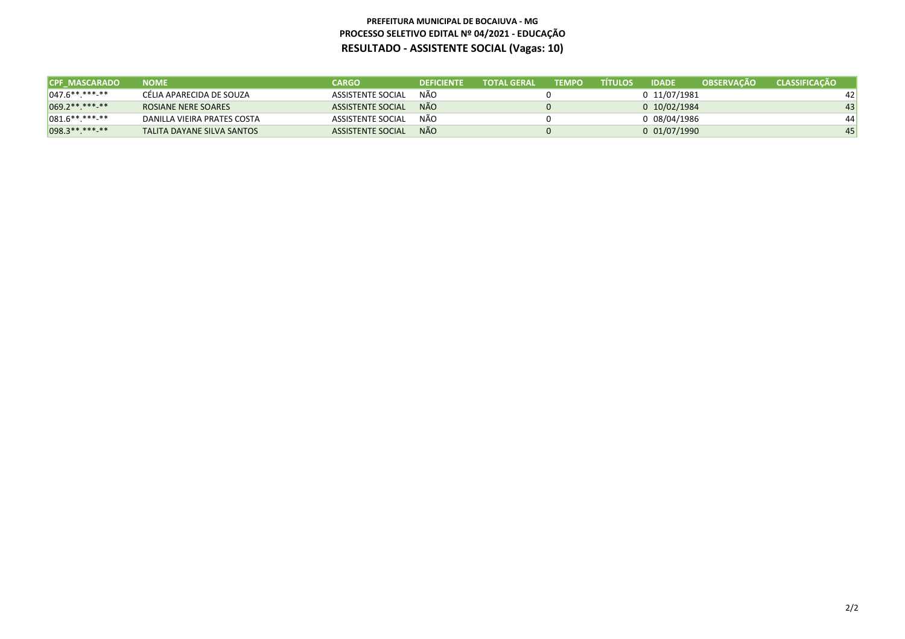**PREFEITURA MUNICIPAL DE BOCAIUVA - MG**
**PROCESSO SELETIVO EDITAL Nº 04/2021 - EDUCAÇÃO**
**RESULTADO - ASSISTENTE SOCIAL (Vagas: 10)**

| CPF_MASCARADO | NOME | CARGO | DEFICIENTE | TOTAL GERAL | TEMPO | TÍTULOS | IDADE | OBSERVAÇÃO | CLASSIFICAÇÃO |
|---|---|---|---|---|---|---|---|---|---|
| 047.6**.***-** | CÉLIA APARECIDA DE SOUZA | ASSISTENTE SOCIAL | NÃO | 0 | | 0 | 11/07/1981 | | 42 |
| 069.2**.***-** | ROSIANE NERE SOARES | ASSISTENTE SOCIAL | NÃO | 0 | | 0 | 10/02/1984 | | 43 |
| 081.6**.***-** | DANILLA VIEIRA PRATES COSTA | ASSISTENTE SOCIAL | NÃO | 0 | | 0 | 08/04/1986 | | 44 |
| 098.3**.***-** | TALITA DAYANE SILVA SANTOS | ASSISTENTE SOCIAL | NÃO | 0 | | 0 | 01/07/1990 | | 45 |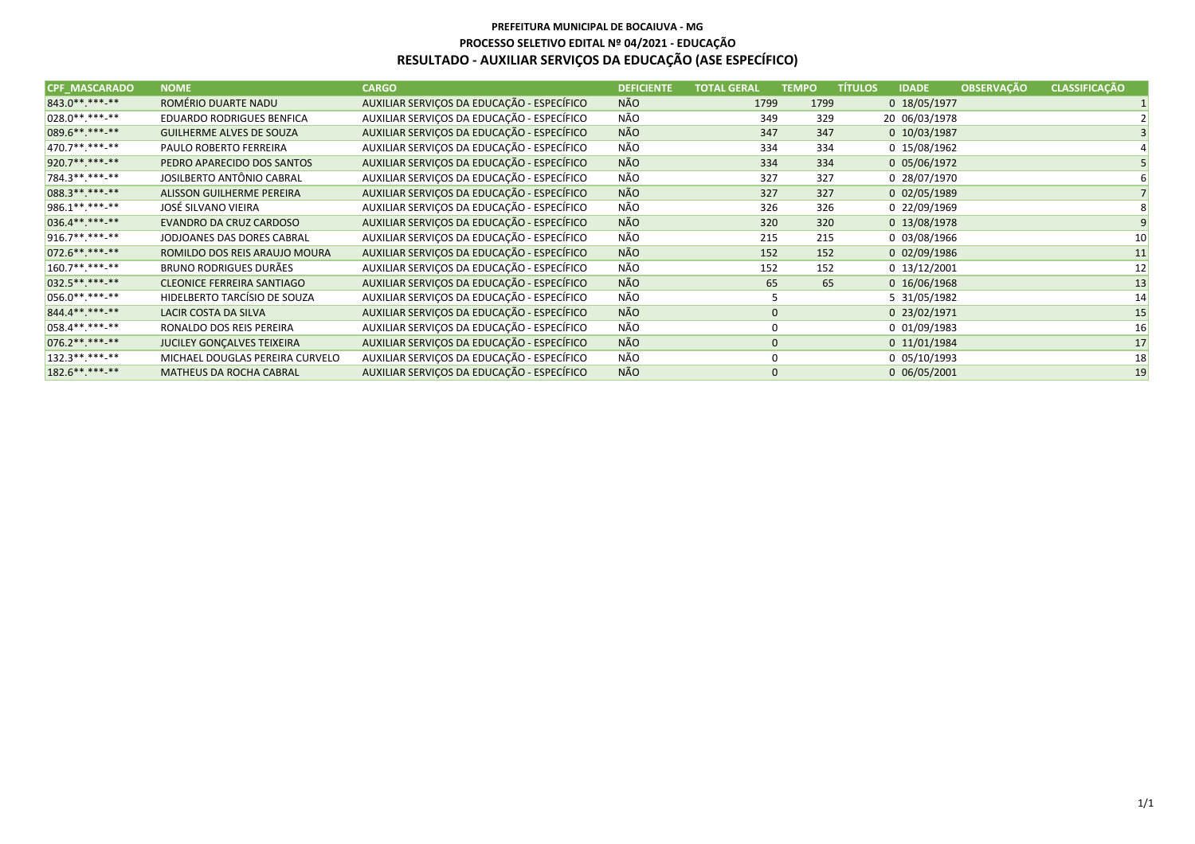**PREFEITURA MUNICIPAL DE BOCAIUVA - MG**

**PROCESSO SELETIVO EDITAL Nº 04/2021 - EDUCAÇÃO**

**RESULTADO - AUXILIAR SERVIÇOS DA EDUCAÇÃO (ASE ESPECÍFICO)**

| CPF_MASCARADO | NOME | CARGO | DEFICIENTE | TOTAL GERAL | TEMPO | TÍTULOS | IDADE | OBSERVAÇÃO | CLASSIFICAÇÃO |
|---|---|---|---|---|---|---|---|---|---|
| 843.0**.***-** | ROMÉRIO DUARTE NADU | AUXILIAR SERVIÇOS DA EDUCAÇÃO - ESPECÍFICO | NÃO | 1799 | 1799 | 0 | 18/05/1977 | | 1 |
| 028.0**.***-** | EDUARDO RODRIGUES BENFICA | AUXILIAR SERVIÇOS DA EDUCAÇÃO - ESPECÍFICO | NÃO | 349 | 329 | 20 | 06/03/1978 | | 2 |
| 089.6**.***-** | GUILHERME ALVES DE SOUZA | AUXILIAR SERVIÇOS DA EDUCAÇÃO - ESPECÍFICO | NÃO | 347 | 347 | 0 | 10/03/1987 | | 3 |
| 470.7**.***-** | PAULO ROBERTO FERREIRA | AUXILIAR SERVIÇOS DA EDUCAÇÃO - ESPECÍFICO | NÃO | 334 | 334 | 0 | 15/08/1962 | | 4 |
| 920.7**.***-** | PEDRO APARECIDO DOS SANTOS | AUXILIAR SERVIÇOS DA EDUCAÇÃO - ESPECÍFICO | NÃO | 334 | 334 | 0 | 05/06/1972 | | 5 |
| 784.3**.***-** | JOSILBERTO ANTÔNIO CABRAL | AUXILIAR SERVIÇOS DA EDUCAÇÃO - ESPECÍFICO | NÃO | 327 | 327 | 0 | 28/07/1970 | | 6 |
| 088.3**.***-** | ALISSON GUILHERME PEREIRA | AUXILIAR SERVIÇOS DA EDUCAÇÃO - ESPECÍFICO | NÃO | 327 | 327 | 0 | 02/05/1989 | | 7 |
| 986.1**.***-** | JOSÉ SILVANO VIEIRA | AUXILIAR SERVIÇOS DA EDUCAÇÃO - ESPECÍFICO | NÃO | 326 | 326 | 0 | 22/09/1969 | | 8 |
| 036.4**.***-** | EVANDRO DA CRUZ CARDOSO | AUXILIAR SERVIÇOS DA EDUCAÇÃO - ESPECÍFICO | NÃO | 320 | 320 | 0 | 13/08/1978 | | 9 |
| 916.7**.***-** | JODJOANES DAS DORES CABRAL | AUXILIAR SERVIÇOS DA EDUCAÇÃO - ESPECÍFICO | NÃO | 215 | 215 | 0 | 03/08/1966 | | 10 |
| 072.6**.***-** | ROMILDO DOS REIS ARAUJO MOURA | AUXILIAR SERVIÇOS DA EDUCAÇÃO - ESPECÍFICO | NÃO | 152 | 152 | 0 | 02/09/1986 | | 11 |
| 160.7**.***-** | BRUNO RODRIGUES DURÃES | AUXILIAR SERVIÇOS DA EDUCAÇÃO - ESPECÍFICO | NÃO | 152 | 152 | 0 | 13/12/2001 | | 12 |
| 032.5**.***-** | CLEONICE FERREIRA SANTIAGO | AUXILIAR SERVIÇOS DA EDUCAÇÃO - ESPECÍFICO | NÃO | 65 | 65 | 0 | 16/06/1968 | | 13 |
| 056.0**.***-** | HIDELBERTO TARCÍSIO DE SOUZA | AUXILIAR SERVIÇOS DA EDUCAÇÃO - ESPECÍFICO | NÃO | 5 | | 5 | 31/05/1982 | | 14 |
| 844.4**.***-** | LACIR COSTA DA SILVA | AUXILIAR SERVIÇOS DA EDUCAÇÃO - ESPECÍFICO | NÃO | 0 | | 0 | 23/02/1971 | | 15 |
| 058.4**.***-** | RONALDO DOS REIS PEREIRA | AUXILIAR SERVIÇOS DA EDUCAÇÃO - ESPECÍFICO | NÃO | 0 | | 0 | 01/09/1983 | | 16 |
| 076.2**.***-** | JUCILEY GONÇALVES TEIXEIRA | AUXILIAR SERVIÇOS DA EDUCAÇÃO - ESPECÍFICO | NÃO | 0 | | 0 | 11/01/1984 | | 17 |
| 132.3**.***-** | MICHAEL DOUGLAS PEREIRA CURVELO | AUXILIAR SERVIÇOS DA EDUCAÇÃO - ESPECÍFICO | NÃO | 0 | | 0 | 05/10/1993 | | 18 |
| 182.6**.***-** | MATHEUS DA ROCHA CABRAL | AUXILIAR SERVIÇOS DA EDUCAÇÃO - ESPECÍFICO | NÃO | 0 | | 0 | 06/05/2001 | | 19 |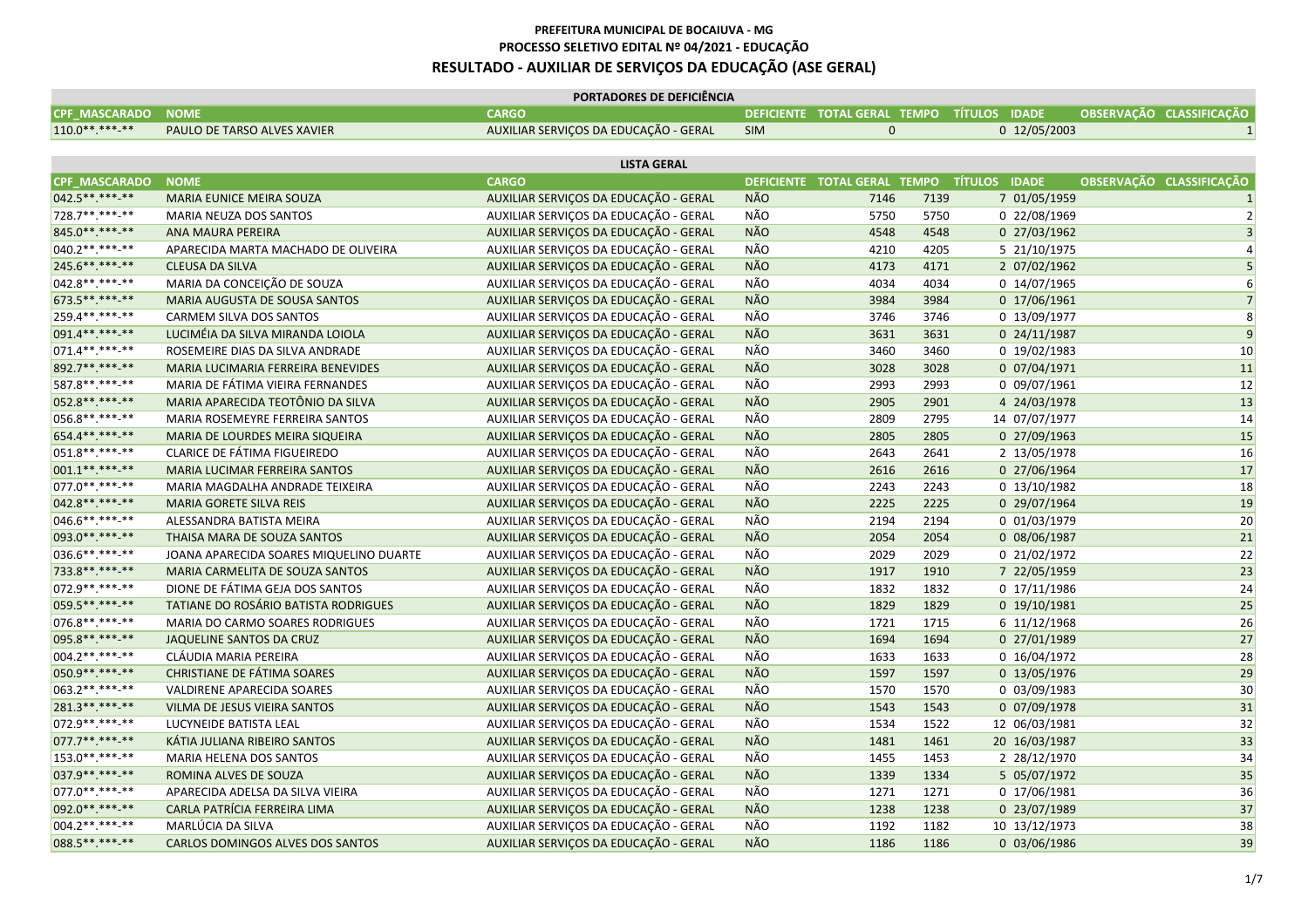**PREFEITURA MUNICIPAL DE BOCAIUVA - MG**

**PROCESSO SELETIVO EDITAL Nº 04/2021 - EDUCAÇÃO**

## RESULTADO - AUXILIAR DE SERVIÇOS DA EDUCAÇÃO (ASE GERAL)

**PORTADORES DE DEFICIÊNCIA**

| CPF_MASCARADO | NOME | CARGO | DEFICIENTE | TOTAL GERAL | TEMPO | TÍTULOS | IDADE | OBSERVAÇÃO | CLASSIFICAÇÃO |
|---|---|---|---|---|---|---|---|---|---|
| 110.0**.***-** | PAULO DE TARSO ALVES XAVIER | AUXILIAR SERVIÇOS DA EDUCAÇÃO - GERAL | SIM | 0 | | 0 | 12/05/2003 | | 1 |

**LISTA GERAL**

| CPF_MASCARADO | NOME | CARGO | DEFICIENTE | TOTAL GERAL | TEMPO | TÍTULOS | IDADE | OBSERVAÇÃO | CLASSIFICAÇÃO |
|---|---|---|---|---|---|---|---|---|---|
| 042.5**.***-** | MARIA EUNICE MEIRA SOUZA | AUXILIAR SERVIÇOS DA EDUCAÇÃO - GERAL | NÃO | 7146 | 7139 | 7 | 01/05/1959 | | 1 |
| 728.7**.***-** | MARIA NEUZA DOS SANTOS | AUXILIAR SERVIÇOS DA EDUCAÇÃO - GERAL | NÃO | 5750 | 5750 | 0 | 22/08/1969 | | 2 |
| 845.0**.***-** | ANA MAURA PEREIRA | AUXILIAR SERVIÇOS DA EDUCAÇÃO - GERAL | NÃO | 4548 | 4548 | 0 | 27/03/1962 | | 3 |
| 040.2**.***-** | APARECIDA MARTA MACHADO DE OLIVEIRA | AUXILIAR SERVIÇOS DA EDUCAÇÃO - GERAL | NÃO | 4210 | 4205 | 5 | 21/10/1975 | | 4 |
| 245.6**.***-** | CLEUSA DA SILVA | AUXILIAR SERVIÇOS DA EDUCAÇÃO - GERAL | NÃO | 4173 | 4171 | 2 | 07/02/1962 | | 5 |
| 042.8**.***-** | MARIA DA CONCEIÇÃO DE SOUZA | AUXILIAR SERVIÇOS DA EDUCAÇÃO - GERAL | NÃO | 4034 | 4034 | 0 | 14/07/1965 | | 6 |
| 673.5**.***-** | MARIA AUGUSTA DE SOUSA SANTOS | AUXILIAR SERVIÇOS DA EDUCAÇÃO - GERAL | NÃO | 3984 | 3984 | 0 | 17/06/1961 | | 7 |
| 259.4**.***-** | CARMEM SILVA DOS SANTOS | AUXILIAR SERVIÇOS DA EDUCAÇÃO - GERAL | NÃO | 3746 | 3746 | 0 | 13/09/1977 | | 8 |
| 091.4**.***-** | LUCIMÉIA DA SILVA MIRANDA LOIOLA | AUXILIAR SERVIÇOS DA EDUCAÇÃO - GERAL | NÃO | 3631 | 3631 | 0 | 24/11/1987 | | 9 |
| 071.4**.***-** | ROSEMEIRE DIAS DA SILVA ANDRADE | AUXILIAR SERVIÇOS DA EDUCAÇÃO - GERAL | NÃO | 3460 | 3460 | 0 | 19/02/1983 | | 10 |
| 892.7**.***-** | MARIA LUCIMARIA FERREIRA BENEVIDES | AUXILIAR SERVIÇOS DA EDUCAÇÃO - GERAL | NÃO | 3028 | 3028 | 0 | 07/04/1971 | | 11 |
| 587.8**.***-** | MARIA DE FÁTIMA VIEIRA FERNANDES | AUXILIAR SERVIÇOS DA EDUCAÇÃO - GERAL | NÃO | 2993 | 2993 | 0 | 09/07/1961 | | 12 |
| 052.8**.***-** | MARIA APARECIDA TEOTÔNIO DA SILVA | AUXILIAR SERVIÇOS DA EDUCAÇÃO - GERAL | NÃO | 2905 | 2901 | 4 | 24/03/1978 | | 13 |
| 056.8**.***-** | MARIA ROSEMEYRE FERREIRA SANTOS | AUXILIAR SERVIÇOS DA EDUCAÇÃO - GERAL | NÃO | 2809 | 2795 | 14 | 07/07/1977 | | 14 |
| 654.4**.***-** | MARIA DE LOURDES MEIRA SIQUEIRA | AUXILIAR SERVIÇOS DA EDUCAÇÃO - GERAL | NÃO | 2805 | 2805 | 0 | 27/09/1963 | | 15 |
| 051.8**.***-** | CLARICE DE FÁTIMA FIGUEIREDO | AUXILIAR SERVIÇOS DA EDUCAÇÃO - GERAL | NÃO | 2643 | 2641 | 2 | 13/05/1978 | | 16 |
| 001.1**.***-** | MARIA LUCIMAR FERREIRA SANTOS | AUXILIAR SERVIÇOS DA EDUCAÇÃO - GERAL | NÃO | 2616 | 2616 | 0 | 27/06/1964 | | 17 |
| 077.0**.***-** | MARIA MAGDALHA ANDRADE TEIXEIRA | AUXILIAR SERVIÇOS DA EDUCAÇÃO - GERAL | NÃO | 2243 | 2243 | 0 | 13/10/1982 | | 18 |
| 042.8**.***-** | MARIA GORETE SILVA REIS | AUXILIAR SERVIÇOS DA EDUCAÇÃO - GERAL | NÃO | 2225 | 2225 | 0 | 29/07/1964 | | 19 |
| 046.6**.***-** | ALESSANDRA BATISTA MEIRA | AUXILIAR SERVIÇOS DA EDUCAÇÃO - GERAL | NÃO | 2194 | 2194 | 0 | 01/03/1979 | | 20 |
| 093.0**.***-** | THAISA MARA DE SOUZA SANTOS | AUXILIAR SERVIÇOS DA EDUCAÇÃO - GERAL | NÃO | 2054 | 2054 | 0 | 08/06/1987 | | 21 |
| 036.6**.***-** | JOANA APARECIDA SOARES MIQUELINO DUARTE | AUXILIAR SERVIÇOS DA EDUCAÇÃO - GERAL | NÃO | 2029 | 2029 | 0 | 21/02/1972 | | 22 |
| 733.8**.***-** | MARIA CARMELITA DE SOUZA SANTOS | AUXILIAR SERVIÇOS DA EDUCAÇÃO - GERAL | NÃO | 1917 | 1910 | 7 | 22/05/1959 | | 23 |
| 072.9**.***-** | DIONE DE FÁTIMA GEJA DOS SANTOS | AUXILIAR SERVIÇOS DA EDUCAÇÃO - GERAL | NÃO | 1832 | 1832 | 0 | 17/11/1986 | | 24 |
| 059.5**.***-** | TATIANE DO ROSÁRIO BATISTA RODRIGUES | AUXILIAR SERVIÇOS DA EDUCAÇÃO - GERAL | NÃO | 1829 | 1829 | 0 | 19/10/1981 | | 25 |
| 076.8**.***-** | MARIA DO CARMO SOARES RODRIGUES | AUXILIAR SERVIÇOS DA EDUCAÇÃO - GERAL | NÃO | 1721 | 1715 | 6 | 11/12/1968 | | 26 |
| 095.8**.***-** | JAQUELINE SANTOS DA CRUZ | AUXILIAR SERVIÇOS DA EDUCAÇÃO - GERAL | NÃO | 1694 | 1694 | 0 | 27/01/1989 | | 27 |
| 004.2**.***-** | CLÁUDIA MARIA PEREIRA | AUXILIAR SERVIÇOS DA EDUCAÇÃO - GERAL | NÃO | 1633 | 1633 | 0 | 16/04/1972 | | 28 |
| 050.9**.***-** | CHRISTIANE DE FÁTIMA SOARES | AUXILIAR SERVIÇOS DA EDUCAÇÃO - GERAL | NÃO | 1597 | 1597 | 0 | 13/05/1976 | | 29 |
| 063.2**.***-** | VALDIRENE APARECIDA SOARES | AUXILIAR SERVIÇOS DA EDUCAÇÃO - GERAL | NÃO | 1570 | 1570 | 0 | 03/09/1983 | | 30 |
| 281.3**.***-** | VILMA DE JESUS VIEIRA SANTOS | AUXILIAR SERVIÇOS DA EDUCAÇÃO - GERAL | NÃO | 1543 | 1543 | 0 | 07/09/1978 | | 31 |
| 072.9**.***-** | LUCYNEIDE BATISTA LEAL | AUXILIAR SERVIÇOS DA EDUCAÇÃO - GERAL | NÃO | 1534 | 1522 | 12 | 06/03/1981 | | 32 |
| 077.7**.***-** | KÁTIA JULIANA RIBEIRO SANTOS | AUXILIAR SERVIÇOS DA EDUCAÇÃO - GERAL | NÃO | 1481 | 1461 | 20 | 16/03/1987 | | 33 |
| 153.0**.***-** | MARIA HELENA DOS SANTOS | AUXILIAR SERVIÇOS DA EDUCAÇÃO - GERAL | NÃO | 1455 | 1453 | 2 | 28/12/1970 | | 34 |
| 037.9**.***-** | ROMINA ALVES DE SOUZA | AUXILIAR SERVIÇOS DA EDUCAÇÃO - GERAL | NÃO | 1339 | 1334 | 5 | 05/07/1972 | | 35 |
| 077.0**.***-** | APARECIDA ADELSA DA SILVA VIEIRA | AUXILIAR SERVIÇOS DA EDUCAÇÃO - GERAL | NÃO | 1271 | 1271 | 0 | 17/06/1981 | | 36 |
| 092.0**.***-** | CARLA PATRÍCIA FERREIRA LIMA | AUXILIAR SERVIÇOS DA EDUCAÇÃO - GERAL | NÃO | 1238 | 1238 | 0 | 23/07/1989 | | 37 |
| 004.2**.***-** | MARLÚCIA DA SILVA | AUXILIAR SERVIÇOS DA EDUCAÇÃO - GERAL | NÃO | 1192 | 1182 | 10 | 13/12/1973 | | 38 |
| 088.5**.***-** | CARLOS DOMINGOS ALVES DOS SANTOS | AUXILIAR SERVIÇOS DA EDUCAÇÃO - GERAL | NÃO | 1186 | 1186 | 0 | 03/06/1986 | | 39 |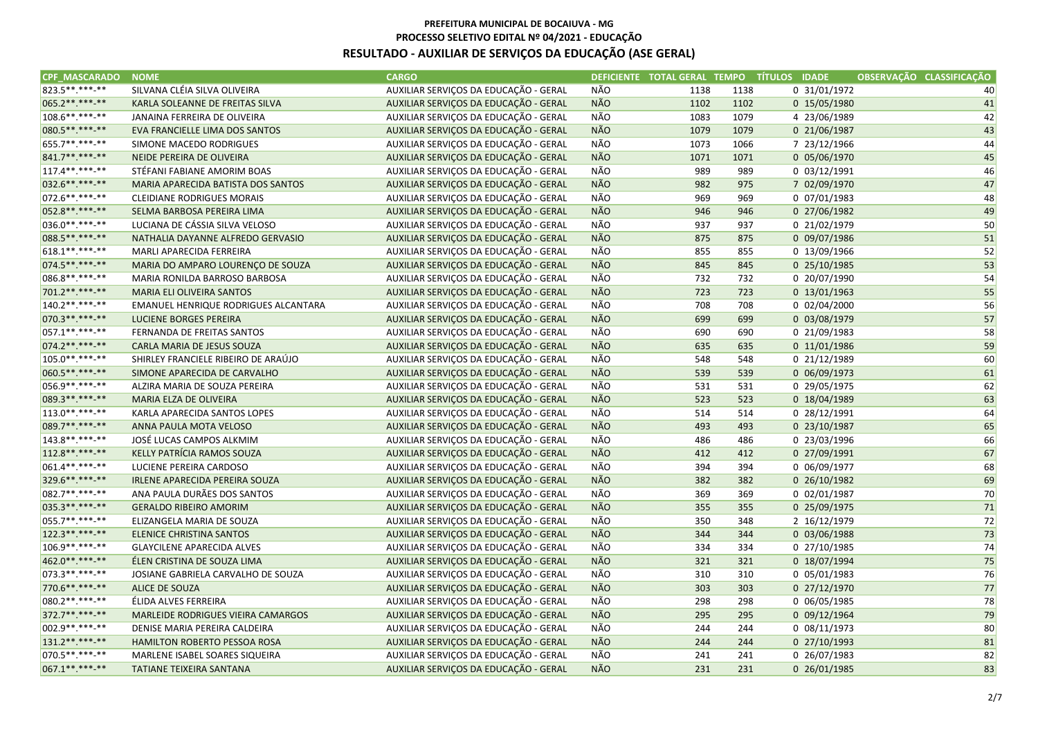**PREFEITURA MUNICIPAL DE BOCAIUVA - MG**
**PROCESSO SELETIVO EDITAL Nº 04/2021 - EDUCAÇÃO**

# RESULTADO - AUXILIAR DE SERVIÇOS DA EDUCAÇÃO (ASE GERAL)

| CPF_MASCARADO | NOME | CARGO | DEFICIENTE | TOTAL GERAL | TEMPO | TÍTULOS | IDADE | OBSERVAÇÃO | CLASSIFICAÇÃO |
|---|---|---|---|---|---|---|---|---|---|
| 823.5**.***-** | SILVANA CLÉIA SILVA OLIVEIRA | AUXILIAR SERVIÇOS DA EDUCAÇÃO - GERAL | NÃO | 1138 | 1138 | 0 | 31/01/1972 | | 40 |
| 065.2**.***-** | KARLA SOLEANNE DE FREITAS SILVA | AUXILIAR SERVIÇOS DA EDUCAÇÃO - GERAL | NÃO | 1102 | 1102 | 0 | 15/05/1980 | | 41 |
| 108.6**.***-** | JANAINA FERREIRA DE OLIVEIRA | AUXILIAR SERVIÇOS DA EDUCAÇÃO - GERAL | NÃO | 1083 | 1079 | 4 | 23/06/1989 | | 42 |
| 080.5**.***-** | EVA FRANCIELLE LIMA DOS SANTOS | AUXILIAR SERVIÇOS DA EDUCAÇÃO - GERAL | NÃO | 1079 | 1079 | 0 | 21/06/1987 | | 43 |
| 655.7**.***-** | SIMONE MACEDO RODRIGUES | AUXILIAR SERVIÇOS DA EDUCAÇÃO - GERAL | NÃO | 1073 | 1066 | 7 | 23/12/1966 | | 44 |
| 841.7**.***-** | NEIDE PEREIRA DE OLIVEIRA | AUXILIAR SERVIÇOS DA EDUCAÇÃO - GERAL | NÃO | 1071 | 1071 | 0 | 05/06/1970 | | 45 |
| 117.4**.***-** | STÉFANI FABIANE AMORIM BOAS | AUXILIAR SERVIÇOS DA EDUCAÇÃO - GERAL | NÃO | 989 | 989 | 0 | 03/12/1991 | | 46 |
| 032.6**.***-** | MARIA APARECIDA BATISTA DOS SANTOS | AUXILIAR SERVIÇOS DA EDUCAÇÃO - GERAL | NÃO | 982 | 975 | 7 | 02/09/1970 | | 47 |
| 072.6**.***-** | CLEIDIANE RODRIGUES MORAIS | AUXILIAR SERVIÇOS DA EDUCAÇÃO - GERAL | NÃO | 969 | 969 | 0 | 07/01/1983 | | 48 |
| 052.8**.***-** | SELMA BARBOSA PEREIRA LIMA | AUXILIAR SERVIÇOS DA EDUCAÇÃO - GERAL | NÃO | 946 | 946 | 0 | 27/06/1982 | | 49 |
| 036.0**.***-** | LUCIANA DE CÁSSIA SILVA VELOSO | AUXILIAR SERVIÇOS DA EDUCAÇÃO - GERAL | NÃO | 937 | 937 | 0 | 21/02/1979 | | 50 |
| 088.5**.***-** | NATHALIA DAYANNE ALFREDO GERVASIO | AUXILIAR SERVIÇOS DA EDUCAÇÃO - GERAL | NÃO | 875 | 875 | 0 | 09/07/1986 | | 51 |
| 618.1**.***-** | MARLI APARECIDA FERREIRA | AUXILIAR SERVIÇOS DA EDUCAÇÃO - GERAL | NÃO | 855 | 855 | 0 | 13/09/1966 | | 52 |
| 074.5**.***-** | MARIA DO AMPARO LOURENÇO DE SOUZA | AUXILIAR SERVIÇOS DA EDUCAÇÃO - GERAL | NÃO | 845 | 845 | 0 | 25/10/1985 | | 53 |
| 086.8**.***-** | MARIA RONILDA BARROSO BARBOSA | AUXILIAR SERVIÇOS DA EDUCAÇÃO - GERAL | NÃO | 732 | 732 | 0 | 20/07/1990 | | 54 |
| 701.2**.***-** | MARIA ELI OLIVEIRA SANTOS | AUXILIAR SERVIÇOS DA EDUCAÇÃO - GERAL | NÃO | 723 | 723 | 0 | 13/01/1963 | | 55 |
| 140.2**.***-** | EMANUEL HENRIQUE RODRIGUES ALCANTARA | AUXILIAR SERVIÇOS DA EDUCAÇÃO - GERAL | NÃO | 708 | 708 | 0 | 02/04/2000 | | 56 |
| 070.3**.***-** | LUCIENE BORGES PEREIRA | AUXILIAR SERVIÇOS DA EDUCAÇÃO - GERAL | NÃO | 699 | 699 | 0 | 03/08/1979 | | 57 |
| 057.1**.***-** | FERNANDA DE FREITAS SANTOS | AUXILIAR SERVIÇOS DA EDUCAÇÃO - GERAL | NÃO | 690 | 690 | 0 | 21/09/1983 | | 58 |
| 074.2**.***-** | CARLA MARIA DE JESUS SOUZA | AUXILIAR SERVIÇOS DA EDUCAÇÃO - GERAL | NÃO | 635 | 635 | 0 | 11/01/1986 | | 59 |
| 105.0**.***-** | SHIRLEY FRANCIELE RIBEIRO DE ARAÚJO | AUXILIAR SERVIÇOS DA EDUCAÇÃO - GERAL | NÃO | 548 | 548 | 0 | 21/12/1989 | | 60 |
| 060.5**.***-** | SIMONE APARECIDA DE CARVALHO | AUXILIAR SERVIÇOS DA EDUCAÇÃO - GERAL | NÃO | 539 | 539 | 0 | 06/09/1973 | | 61 |
| 056.9**.***-** | ALZIRA MARIA DE SOUZA PEREIRA | AUXILIAR SERVIÇOS DA EDUCAÇÃO - GERAL | NÃO | 531 | 531 | 0 | 29/05/1975 | | 62 |
| 089.3**.***-** | MARIA ELZA DE OLIVEIRA | AUXILIAR SERVIÇOS DA EDUCAÇÃO - GERAL | NÃO | 523 | 523 | 0 | 18/04/1989 | | 63 |
| 113.0**.***-** | KARLA APARECIDA SANTOS LOPES | AUXILIAR SERVIÇOS DA EDUCAÇÃO - GERAL | NÃO | 514 | 514 | 0 | 28/12/1991 | | 64 |
| 089.7**.***-** | ANNA PAULA MOTA VELOSO | AUXILIAR SERVIÇOS DA EDUCAÇÃO - GERAL | NÃO | 493 | 493 | 0 | 23/10/1987 | | 65 |
| 143.8**.***-** | JOSÉ LUCAS CAMPOS ALKMIM | AUXILIAR SERVIÇOS DA EDUCAÇÃO - GERAL | NÃO | 486 | 486 | 0 | 23/03/1996 | | 66 |
| 112.8**.***-** | KELLY PATRÍCIA RAMOS SOUZA | AUXILIAR SERVIÇOS DA EDUCAÇÃO - GERAL | NÃO | 412 | 412 | 0 | 27/09/1991 | | 67 |
| 061.4**.***-** | LUCIENE PEREIRA CARDOSO | AUXILIAR SERVIÇOS DA EDUCAÇÃO - GERAL | NÃO | 394 | 394 | 0 | 06/09/1977 | | 68 |
| 329.6**.***-** | IRLENE APARECIDA PEREIRA SOUZA | AUXILIAR SERVIÇOS DA EDUCAÇÃO - GERAL | NÃO | 382 | 382 | 0 | 26/10/1982 | | 69 |
| 082.7**.***-** | ANA PAULA DURÃES DOS SANTOS | AUXILIAR SERVIÇOS DA EDUCAÇÃO - GERAL | NÃO | 369 | 369 | 0 | 02/01/1987 | | 70 |
| 035.3**.***-** | GERALDO RIBEIRO AMORIM | AUXILIAR SERVIÇOS DA EDUCAÇÃO - GERAL | NÃO | 355 | 355 | 0 | 25/09/1975 | | 71 |
| 055.7**.***-** | ELIZANGELA MARIA DE SOUZA | AUXILIAR SERVIÇOS DA EDUCAÇÃO - GERAL | NÃO | 350 | 348 | 2 | 16/12/1979 | | 72 |
| 122.3**.***-** | ELENICE CHRISTINA SANTOS | AUXILIAR SERVIÇOS DA EDUCAÇÃO - GERAL | NÃO | 344 | 344 | 0 | 03/06/1988 | | 73 |
| 106.9**.***-** | GLAYCILENE APARECIDA ALVES | AUXILIAR SERVIÇOS DA EDUCAÇÃO - GERAL | NÃO | 334 | 334 | 0 | 27/10/1985 | | 74 |
| 462.0**.***-** | ÉLEN CRISTINA DE SOUZA LIMA | AUXILIAR SERVIÇOS DA EDUCAÇÃO - GERAL | NÃO | 321 | 321 | 0 | 18/07/1994 | | 75 |
| 073.3**.***-** | JOSIANE GABRIELA CARVALHO DE SOUZA | AUXILIAR SERVIÇOS DA EDUCAÇÃO - GERAL | NÃO | 310 | 310 | 0 | 05/01/1983 | | 76 |
| 770.6**.***-** | ALICE DE SOUZA | AUXILIAR SERVIÇOS DA EDUCAÇÃO - GERAL | NÃO | 303 | 303 | 0 | 27/12/1970 | | 77 |
| 080.2**.***-** | ÉLIDA ALVES FERREIRA | AUXILIAR SERVIÇOS DA EDUCAÇÃO - GERAL | NÃO | 298 | 298 | 0 | 06/05/1985 | | 78 |
| 372.7**.***-** | MARLEIDE RODRIGUES VIEIRA CAMARGOS | AUXILIAR SERVIÇOS DA EDUCAÇÃO - GERAL | NÃO | 295 | 295 | 0 | 09/12/1964 | | 79 |
| 002.9**.***-** | DENISE MARIA PEREIRA CALDEIRA | AUXILIAR SERVIÇOS DA EDUCAÇÃO - GERAL | NÃO | 244 | 244 | 0 | 08/11/1973 | | 80 |
| 131.2**.***-** | HAMILTON ROBERTO PESSOA ROSA | AUXILIAR SERVIÇOS DA EDUCAÇÃO - GERAL | NÃO | 244 | 244 | 0 | 27/10/1993 | | 81 |
| 070.5**.***-** | MARLENE ISABEL SOARES SIQUEIRA | AUXILIAR SERVIÇOS DA EDUCAÇÃO - GERAL | NÃO | 241 | 241 | 0 | 26/07/1983 | | 82 |
| 067.1**.***-** | TATIANE TEIXEIRA SANTANA | AUXILIAR SERVIÇOS DA EDUCAÇÃO - GERAL | NÃO | 231 | 231 | 0 | 26/01/1985 | | 83 |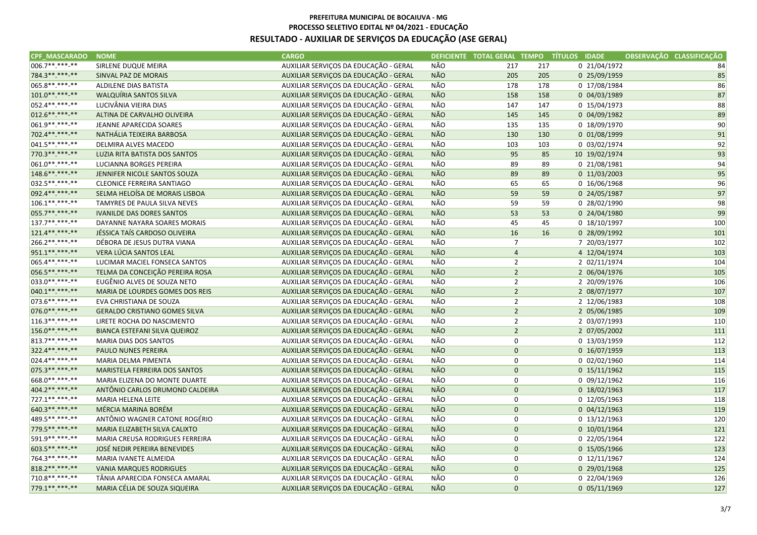# PREFEITURA MUNICIPAL DE BOCAIUVA - MG

## PROCESSO SELETIVO EDITAL Nº 04/2021 - EDUCAÇÃO

## RESULTADO - AUXILIAR DE SERVIÇOS DA EDUCAÇÃO (ASE GERAL)

| CPF_MASCARADO | NOME | CARGO | DEFICIENTE | TOTAL GERAL | TEMPO | TÍTULOS | IDADE | OBSERVAÇÃO | CLASSIFICAÇÃO |
|---|---|---|---|---|---|---|---|---|---|
| 006.7**.***-** | SIRLENE DUQUE MEIRA | AUXILIAR SERVIÇOS DA EDUCAÇÃO - GERAL | NÃO | 217 | 217 | 0 | 21/04/1972 | | 84 |
| 784.3**.***-** | SINVAL PAZ DE MORAIS | AUXILIAR SERVIÇOS DA EDUCAÇÃO - GERAL | NÃO | 205 | 205 | 0 | 25/09/1959 | | 85 |
| 065.8**.***-** | ALDILENE DIAS BATISTA | AUXILIAR SERVIÇOS DA EDUCAÇÃO - GERAL | NÃO | 178 | 178 | 0 | 17/08/1984 | | 86 |
| 101.0**.***-** | WALQUÍRIA SANTOS SILVA | AUXILIAR SERVIÇOS DA EDUCAÇÃO - GERAL | NÃO | 158 | 158 | 0 | 04/03/1989 | | 87 |
| 052.4**.***-** | LUCIVÂNIA VIEIRA DIAS | AUXILIAR SERVIÇOS DA EDUCAÇÃO - GERAL | NÃO | 147 | 147 | 0 | 15/04/1973 | | 88 |
| 012.6**.***-** | ALTINA DE CARVALHO OLIVEIRA | AUXILIAR SERVIÇOS DA EDUCAÇÃO - GERAL | NÃO | 145 | 145 | 0 | 04/09/1982 | | 89 |
| 061.9**.***-** | JEANNE APARECIDA SOARES | AUXILIAR SERVIÇOS DA EDUCAÇÃO - GERAL | NÃO | 135 | 135 | 0 | 18/09/1970 | | 90 |
| 702.4**.***-** | NATHÁLIA TEIXEIRA BARBOSA | AUXILIAR SERVIÇOS DA EDUCAÇÃO - GERAL | NÃO | 130 | 130 | 0 | 01/08/1999 | | 91 |
| 041.5**.***-** | DELMIRA ALVES MACEDO | AUXILIAR SERVIÇOS DA EDUCAÇÃO - GERAL | NÃO | 103 | 103 | 0 | 03/02/1974 | | 92 |
| 770.3**.***-** | LUZIA RITA BATISTA DOS SANTOS | AUXILIAR SERVIÇOS DA EDUCAÇÃO - GERAL | NÃO | 95 | 85 | 10 | 19/02/1974 | | 93 |
| 061.0**.***-** | LUCIANNA BORGES PEREIRA | AUXILIAR SERVIÇOS DA EDUCAÇÃO - GERAL | NÃO | 89 | 89 | 0 | 21/08/1981 | | 94 |
| 148.6**.***-** | JENNIFER NICOLE SANTOS SOUZA | AUXILIAR SERVIÇOS DA EDUCAÇÃO - GERAL | NÃO | 89 | 89 | 0 | 11/03/2003 | | 95 |
| 032.5**.***-** | CLEONICE FERREIRA SANTIAGO | AUXILIAR SERVIÇOS DA EDUCAÇÃO - GERAL | NÃO | 65 | 65 | 0 | 16/06/1968 | | 96 |
| 092.4**.***-** | SELMA HELOÍSA DE MORAIS LISBOA | AUXILIAR SERVIÇOS DA EDUCAÇÃO - GERAL | NÃO | 59 | 59 | 0 | 24/05/1987 | | 97 |
| 106.1**.***-** | TAMYRES DE PAULA SILVA NEVES | AUXILIAR SERVIÇOS DA EDUCAÇÃO - GERAL | NÃO | 59 | 59 | 0 | 28/02/1990 | | 98 |
| 055.7**.***-** | IVANILDE DAS DORES SANTOS | AUXILIAR SERVIÇOS DA EDUCAÇÃO - GERAL | NÃO | 53 | 53 | 0 | 24/04/1980 | | 99 |
| 137.7**.***-** | DAYANNE NAYARA SOARES MORAIS | AUXILIAR SERVIÇOS DA EDUCAÇÃO - GERAL | NÃO | 45 | 45 | 0 | 18/10/1997 | | 100 |
| 121.4**.***-** | JÉSSICA TAÍS CARDOSO OLIVEIRA | AUXILIAR SERVIÇOS DA EDUCAÇÃO - GERAL | NÃO | 16 | 16 | 0 | 28/09/1992 | | 101 |
| 266.2**.***-** | DÉBORA DE JESUS DUTRA VIANA | AUXILIAR SERVIÇOS DA EDUCAÇÃO - GERAL | NÃO | 7 | | 7 | 20/03/1977 | | 102 |
| 951.1**.***-** | VERA LÚCIA SANTOS LEAL | AUXILIAR SERVIÇOS DA EDUCAÇÃO - GERAL | NÃO | 4 | | 4 | 12/04/1974 | | 103 |
| 065.4**.***-** | LUCIMAR MACIEL FONSECA SANTOS | AUXILIAR SERVIÇOS DA EDUCAÇÃO - GERAL | NÃO | 2 | | 2 | 02/11/1974 | | 104 |
| 056.5**.***-** | TELMA DA CONCEIÇÃO PEREIRA ROSA | AUXILIAR SERVIÇOS DA EDUCAÇÃO - GERAL | NÃO | 2 | | 2 | 06/04/1976 | | 105 |
| 033.0**.***-** | EUGÊNIO ALVES DE SOUZA NETO | AUXILIAR SERVIÇOS DA EDUCAÇÃO - GERAL | NÃO | 2 | | 2 | 20/09/1976 | | 106 |
| 040.1**.***-** | MARIA DE LOURDES GOMES DOS REIS | AUXILIAR SERVIÇOS DA EDUCAÇÃO - GERAL | NÃO | 2 | | 2 | 08/07/1977 | | 107 |
| 073.6**.***-** | EVA CHRISTIANA DE SOUZA | AUXILIAR SERVIÇOS DA EDUCAÇÃO - GERAL | NÃO | 2 | | 2 | 12/06/1983 | | 108 |
| 076.0**.***-** | GERALDO CRISTIANO GOMES SILVA | AUXILIAR SERVIÇOS DA EDUCAÇÃO - GERAL | NÃO | 2 | | 2 | 05/06/1985 | | 109 |
| 116.3**.***-** | LIRETE ROCHA DO NASCIMENTO | AUXILIAR SERVIÇOS DA EDUCAÇÃO - GERAL | NÃO | 2 | | 2 | 03/07/1993 | | 110 |
| 156.0**.***-** | BIANCA ESTEFANI SILVA QUEIROZ | AUXILIAR SERVIÇOS DA EDUCAÇÃO - GERAL | NÃO | 2 | | 2 | 07/05/2002 | | 111 |
| 813.7**.***-** | MARIA DIAS DOS SANTOS | AUXILIAR SERVIÇOS DA EDUCAÇÃO - GERAL | NÃO | 0 | | 0 | 13/03/1959 | | 112 |
| 322.4**.***-** | PAULO NUNES PEREIRA | AUXILIAR SERVIÇOS DA EDUCAÇÃO - GERAL | NÃO | 0 | | 0 | 16/07/1959 | | 113 |
| 024.4**.***-** | MARIA DELMA PIMENTA | AUXILIAR SERVIÇOS DA EDUCAÇÃO - GERAL | NÃO | 0 | | 0 | 02/02/1960 | | 114 |
| 075.3**.***-** | MARISTELA FERREIRA DOS SANTOS | AUXILIAR SERVIÇOS DA EDUCAÇÃO - GERAL | NÃO | 0 | | 0 | 15/11/1962 | | 115 |
| 668.0**.***-** | MARIA ELIZENA DO MONTE DUARTE | AUXILIAR SERVIÇOS DA EDUCAÇÃO - GERAL | NÃO | 0 | | 0 | 09/12/1962 | | 116 |
| 404.2**.***-** | ANTÔNIO CARLOS DRUMOND CALDEIRA | AUXILIAR SERVIÇOS DA EDUCAÇÃO - GERAL | NÃO | 0 | | 0 | 18/02/1963 | | 117 |
| 727.1**.***-** | MARIA HELENA LEITE | AUXILIAR SERVIÇOS DA EDUCAÇÃO - GERAL | NÃO | 0 | | 0 | 12/05/1963 | | 118 |
| 640.3**.***-** | MÉRCIA MARINA BORÉM | AUXILIAR SERVIÇOS DA EDUCAÇÃO - GERAL | NÃO | 0 | | 0 | 04/12/1963 | | 119 |
| 489.5**.***-** | ANTÔNIO WAGNER CATONE ROGÉRIO | AUXILIAR SERVIÇOS DA EDUCAÇÃO - GERAL | NÃO | 0 | | 0 | 13/12/1963 | | 120 |
| 779.5**.***-** | MARIA ELIZABETH SILVA CALIXTO | AUXILIAR SERVIÇOS DA EDUCAÇÃO - GERAL | NÃO | 0 | | 0 | 10/01/1964 | | 121 |
| 591.9**.***-** | MARIA CREUSA RODRIGUES FERREIRA | AUXILIAR SERVIÇOS DA EDUCAÇÃO - GERAL | NÃO | 0 | | 0 | 22/05/1964 | | 122 |
| 603.5**.***-** | JOSÉ NEDIR PEREIRA BENEVIDES | AUXILIAR SERVIÇOS DA EDUCAÇÃO - GERAL | NÃO | 0 | | 0 | 15/05/1966 | | 123 |
| 764.3**.***-** | MARIA IVANETE ALMEIDA | AUXILIAR SERVIÇOS DA EDUCAÇÃO - GERAL | NÃO | 0 | | 0 | 12/11/1967 | | 124 |
| 818.2**.***-** | VANIA MARQUES RODRIGUES | AUXILIAR SERVIÇOS DA EDUCAÇÃO - GERAL | NÃO | 0 | | 0 | 29/01/1968 | | 125 |
| 710.8**.***-** | TÂNIA APARECIDA FONSECA AMARAL | AUXILIAR SERVIÇOS DA EDUCAÇÃO - GERAL | NÃO | 0 | | 0 | 22/04/1969 | | 126 |
| 779.1**.***-** | MARIA CÉLIA DE SOUZA SIQUEIRA | AUXILIAR SERVIÇOS DA EDUCAÇÃO - GERAL | NÃO | 0 | | 0 | 05/11/1969 | | 127 |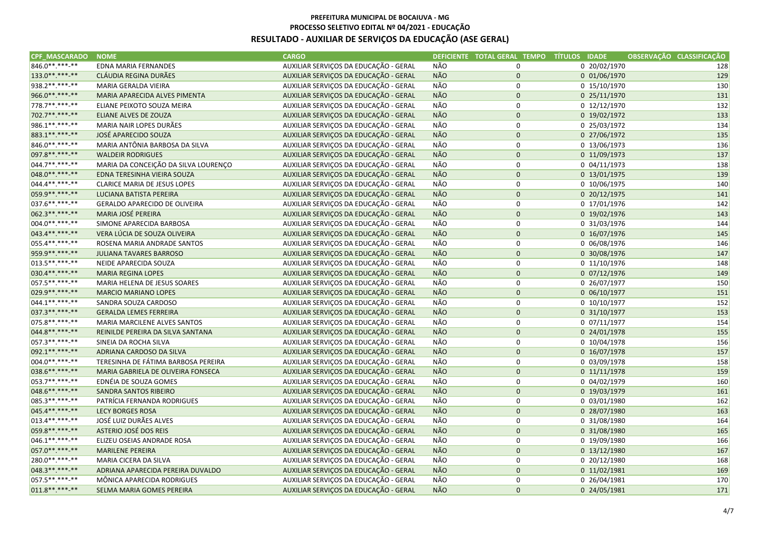**PREFEITURA MUNICIPAL DE BOCAIUVA - MG**
**PROCESSO SELETIVO EDITAL Nº 04/2021 - EDUCAÇÃO**

# RESULTADO - AUXILIAR DE SERVIÇOS DA EDUCAÇÃO (ASE GERAL)

| CPF_MASCARADO | NOME | CARGO | DEFICIENTE | TOTAL GERAL | TEMPO | TÍTULOS | IDADE | OBSERVAÇÃO | CLASSIFICAÇÃO |
|---|---|---|---|---|---|---|---|---|---|
| 846.0**.***-** | EDNA MARIA FERNANDES | AUXILIAR SERVIÇOS DA EDUCAÇÃO - GERAL | NÃO | 0 | | 0 | 20/02/1970 | | 128 |
| 133.0**.***-** | CLÁUDIA REGINA DURÃES | AUXILIAR SERVIÇOS DA EDUCAÇÃO - GERAL | NÃO | 0 | | 0 | 01/06/1970 | | 129 |
| 938.2**.***-** | MARIA GERALDA VIEIRA | AUXILIAR SERVIÇOS DA EDUCAÇÃO - GERAL | NÃO | 0 | | 0 | 15/10/1970 | | 130 |
| 966.0**.***-** | MARIA APARECIDA ALVES PIMENTA | AUXILIAR SERVIÇOS DA EDUCAÇÃO - GERAL | NÃO | 0 | | 0 | 25/11/1970 | | 131 |
| 778.7**.***-** | ELIANE PEIXOTO SOUZA MEIRA | AUXILIAR SERVIÇOS DA EDUCAÇÃO - GERAL | NÃO | 0 | | 0 | 12/12/1970 | | 132 |
| 702.7**.***-** | ELIANE ALVES DE ZOUZA | AUXILIAR SERVIÇOS DA EDUCAÇÃO - GERAL | NÃO | 0 | | 0 | 19/02/1972 | | 133 |
| 986.1**.***-** | MARIA NAIR LOPES DURÃES | AUXILIAR SERVIÇOS DA EDUCAÇÃO - GERAL | NÃO | 0 | | 0 | 25/03/1972 | | 134 |
| 883.1**.***-** | JOSÉ APARECIDO SOUZA | AUXILIAR SERVIÇOS DA EDUCAÇÃO - GERAL | NÃO | 0 | | 0 | 27/06/1972 | | 135 |
| 846.0**.***-** | MARIA ANTÔNIA BARBOSA DA SILVA | AUXILIAR SERVIÇOS DA EDUCAÇÃO - GERAL | NÃO | 0 | | 0 | 13/06/1973 | | 136 |
| 097.8**.***-** | WALDEIR RODRIGUES | AUXILIAR SERVIÇOS DA EDUCAÇÃO - GERAL | NÃO | 0 | | 0 | 11/09/1973 | | 137 |
| 044.7**.***-** | MARIA DA CONCEIÇÃO DA SILVA LOURENÇO | AUXILIAR SERVIÇOS DA EDUCAÇÃO - GERAL | NÃO | 0 | | 0 | 04/11/1973 | | 138 |
| 048.0**.***-** | EDNA TERESINHA VIEIRA SOUZA | AUXILIAR SERVIÇOS DA EDUCAÇÃO - GERAL | NÃO | 0 | | 0 | 13/01/1975 | | 139 |
| 044.4**.***-** | CLARICE MARIA DE JESUS LOPES | AUXILIAR SERVIÇOS DA EDUCAÇÃO - GERAL | NÃO | 0 | | 0 | 10/06/1975 | | 140 |
| 059.9**.***-** | LUCIANA BATISTA PEREIRA | AUXILIAR SERVIÇOS DA EDUCAÇÃO - GERAL | NÃO | 0 | | 0 | 20/12/1975 | | 141 |
| 037.6**.***-** | GERALDO APARECIDO DE OLIVEIRA | AUXILIAR SERVIÇOS DA EDUCAÇÃO - GERAL | NÃO | 0 | | 0 | 17/01/1976 | | 142 |
| 062.3**.***-** | MARIA JOSÉ PEREIRA | AUXILIAR SERVIÇOS DA EDUCAÇÃO - GERAL | NÃO | 0 | | 0 | 19/02/1976 | | 143 |
| 004.0**.***-** | SIMONE APARECIDA BARBOSA | AUXILIAR SERVIÇOS DA EDUCAÇÃO - GERAL | NÃO | 0 | | 0 | 31/03/1976 | | 144 |
| 043.4**.***-** | VERA LÚCIA DE SOUZA OLIVEIRA | AUXILIAR SERVIÇOS DA EDUCAÇÃO - GERAL | NÃO | 0 | | 0 | 16/07/1976 | | 145 |
| 055.4**.***-** | ROSENA MARIA ANDRADE SANTOS | AUXILIAR SERVIÇOS DA EDUCAÇÃO - GERAL | NÃO | 0 | | 0 | 06/08/1976 | | 146 |
| 959.9**.***-** | JULIANA TAVARES BARROSO | AUXILIAR SERVIÇOS DA EDUCAÇÃO - GERAL | NÃO | 0 | | 0 | 30/08/1976 | | 147 |
| 013.5**.***-** | NEIDE APARECIDA SOUZA | AUXILIAR SERVIÇOS DA EDUCAÇÃO - GERAL | NÃO | 0 | | 0 | 11/10/1976 | | 148 |
| 030.4**.***-** | MARIA REGINA LOPES | AUXILIAR SERVIÇOS DA EDUCAÇÃO - GERAL | NÃO | 0 | | 0 | 07/12/1976 | | 149 |
| 057.5**.***-** | MARIA HELENA DE JESUS SOARES | AUXILIAR SERVIÇOS DA EDUCAÇÃO - GERAL | NÃO | 0 | | 0 | 26/07/1977 | | 150 |
| 029.9**.***-** | MARCIO MARIANO LOPES | AUXILIAR SERVIÇOS DA EDUCAÇÃO - GERAL | NÃO | 0 | | 0 | 06/10/1977 | | 151 |
| 044.1**.***-** | SANDRA SOUZA CARDOSO | AUXILIAR SERVIÇOS DA EDUCAÇÃO - GERAL | NÃO | 0 | | 0 | 10/10/1977 | | 152 |
| 037.3**.***-** | GERALDA LEMES FERREIRA | AUXILIAR SERVIÇOS DA EDUCAÇÃO - GERAL | NÃO | 0 | | 0 | 31/10/1977 | | 153 |
| 075.8**.***-** | MARIA MARCILENE ALVES SANTOS | AUXILIAR SERVIÇOS DA EDUCAÇÃO - GERAL | NÃO | 0 | | 0 | 07/11/1977 | | 154 |
| 044.8**.***-** | REINILDE PEREIRA DA SILVA SANTANA | AUXILIAR SERVIÇOS DA EDUCAÇÃO - GERAL | NÃO | 0 | | 0 | 24/01/1978 | | 155 |
| 057.3**.***-** | SINEIA DA ROCHA SILVA | AUXILIAR SERVIÇOS DA EDUCAÇÃO - GERAL | NÃO | 0 | | 0 | 10/04/1978 | | 156 |
| 092.1**.***-** | ADRIANA CARDOSO DA SILVA | AUXILIAR SERVIÇOS DA EDUCAÇÃO - GERAL | NÃO | 0 | | 0 | 16/07/1978 | | 157 |
| 004.0**.***-** | TERESINHA DE FÁTIMA BARBOSA PEREIRA | AUXILIAR SERVIÇOS DA EDUCAÇÃO - GERAL | NÃO | 0 | | 0 | 03/09/1978 | | 158 |
| 038.6**.***-** | MARIA GABRIELA DE OLIVEIRA FONSECA | AUXILIAR SERVIÇOS DA EDUCAÇÃO - GERAL | NÃO | 0 | | 0 | 11/11/1978 | | 159 |
| 053.7**.***-** | EDNÉIA DE SOUZA GOMES | AUXILIAR SERVIÇOS DA EDUCAÇÃO - GERAL | NÃO | 0 | | 0 | 04/02/1979 | | 160 |
| 048.6**.***-** | SANDRA SANTOS RIBEIRO | AUXILIAR SERVIÇOS DA EDUCAÇÃO - GERAL | NÃO | 0 | | 0 | 19/03/1979 | | 161 |
| 085.3**.***-** | PATRÍCIA FERNANDA RODRIGUES | AUXILIAR SERVIÇOS DA EDUCAÇÃO - GERAL | NÃO | 0 | | 0 | 03/01/1980 | | 162 |
| 045.4**.***-** | LECY BORGES ROSA | AUXILIAR SERVIÇOS DA EDUCAÇÃO - GERAL | NÃO | 0 | | 0 | 28/07/1980 | | 163 |
| 013.4**.***-** | JOSÉ LUIZ DURÃES ALVES | AUXILIAR SERVIÇOS DA EDUCAÇÃO - GERAL | NÃO | 0 | | 0 | 31/08/1980 | | 164 |
| 059.8**.***-** | ASTERIO JOSÉ DOS REIS | AUXILIAR SERVIÇOS DA EDUCAÇÃO - GERAL | NÃO | 0 | | 0 | 31/08/1980 | | 165 |
| 046.1**.***-** | ELIZEU OSEIAS ANDRADE ROSA | AUXILIAR SERVIÇOS DA EDUCAÇÃO - GERAL | NÃO | 0 | | 0 | 19/09/1980 | | 166 |
| 057.0**.***-** | MARILENE PEREIRA | AUXILIAR SERVIÇOS DA EDUCAÇÃO - GERAL | NÃO | 0 | | 0 | 13/12/1980 | | 167 |
| 280.0**.***-** | MARIA CICERA DA SILVA | AUXILIAR SERVIÇOS DA EDUCAÇÃO - GERAL | NÃO | 0 | | 0 | 20/12/1980 | | 168 |
| 048.3**.***-** | ADRIANA APARECIDA PEREIRA DUVALDO | AUXILIAR SERVIÇOS DA EDUCAÇÃO - GERAL | NÃO | 0 | | 0 | 11/02/1981 | | 169 |
| 057.5**.***-** | MÔNICA APARECIDA RODRIGUES | AUXILIAR SERVIÇOS DA EDUCAÇÃO - GERAL | NÃO | 0 | | 0 | 26/04/1981 | | 170 |
| 011.8**.***-** | SELMA MARIA GOMES PEREIRA | AUXILIAR SERVIÇOS DA EDUCAÇÃO - GERAL | NÃO | 0 | | 0 | 24/05/1981 | | 171 |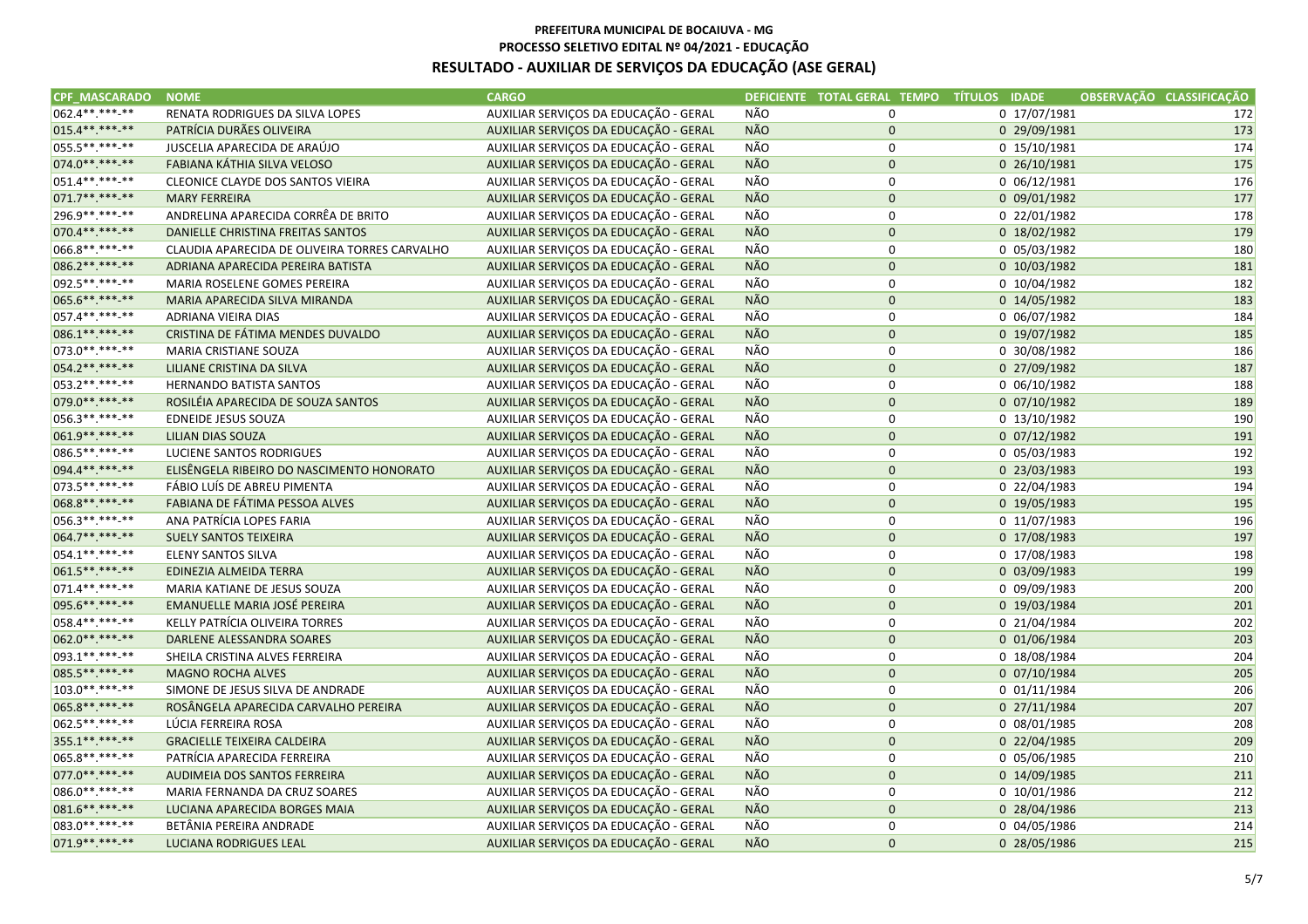**PREFEITURA MUNICIPAL DE BOCAIUVA - MG**
**PROCESSO SELETIVO EDITAL Nº 04/2021 - EDUCAÇÃO**

## RESULTADO - AUXILIAR DE SERVIÇOS DA EDUCAÇÃO (ASE GERAL)

| CPF_MASCARADO | NOME | CARGO | DEFICIENTE | TOTAL GERAL | TEMPO | TÍTULOS | IDADE | OBSERVAÇÃO | CLASSIFICAÇÃO |
|---|---|---|---|---|---|---|---|---|---|
| 062.4**.***-** | RENATA RODRIGUES DA SILVA LOPES | AUXILIAR SERVIÇOS DA EDUCAÇÃO - GERAL | NÃO | 0 | | 0 | 17/07/1981 | | 172 |
| 015.4**.***-** | PATRÍCIA DURÃES OLIVEIRA | AUXILIAR SERVIÇOS DA EDUCAÇÃO - GERAL | NÃO | 0 | | 0 | 29/09/1981 | | 173 |
| 055.5**.***-** | JUSCELIA APARECIDA DE ARAÚJO | AUXILIAR SERVIÇOS DA EDUCAÇÃO - GERAL | NÃO | 0 | | 0 | 15/10/1981 | | 174 |
| 074.0**.***-** | FABIANA KÁTHIA SILVA VELOSO | AUXILIAR SERVIÇOS DA EDUCAÇÃO - GERAL | NÃO | 0 | | 0 | 26/10/1981 | | 175 |
| 051.4**.***-** | CLEONICE CLAYDE DOS SANTOS VIEIRA | AUXILIAR SERVIÇOS DA EDUCAÇÃO - GERAL | NÃO | 0 | | 0 | 06/12/1981 | | 176 |
| 071.7**.***-** | MARY FERREIRA | AUXILIAR SERVIÇOS DA EDUCAÇÃO - GERAL | NÃO | 0 | | 0 | 09/01/1982 | | 177 |
| 296.9**.***-** | ANDRELINA APARECIDA CORRÊA DE BRITO | AUXILIAR SERVIÇOS DA EDUCAÇÃO - GERAL | NÃO | 0 | | 0 | 22/01/1982 | | 178 |
| 070.4**.***-** | DANIELLE CHRISTINA FREITAS SANTOS | AUXILIAR SERVIÇOS DA EDUCAÇÃO - GERAL | NÃO | 0 | | 0 | 18/02/1982 | | 179 |
| 066.8**.***-** | CLAUDIA APARECIDA DE OLIVEIRA TORRES CARVALHO | AUXILIAR SERVIÇOS DA EDUCAÇÃO - GERAL | NÃO | 0 | | 0 | 05/03/1982 | | 180 |
| 086.2**.***-** | ADRIANA APARECIDA PEREIRA BATISTA | AUXILIAR SERVIÇOS DA EDUCAÇÃO - GERAL | NÃO | 0 | | 0 | 10/03/1982 | | 181 |
| 092.5**.***-** | MARIA ROSELENE GOMES PEREIRA | AUXILIAR SERVIÇOS DA EDUCAÇÃO - GERAL | NÃO | 0 | | 0 | 10/04/1982 | | 182 |
| 065.6**.***-** | MARIA APARECIDA SILVA MIRANDA | AUXILIAR SERVIÇOS DA EDUCAÇÃO - GERAL | NÃO | 0 | | 0 | 14/05/1982 | | 183 |
| 057.4**.***-** | ADRIANA VIEIRA DIAS | AUXILIAR SERVIÇOS DA EDUCAÇÃO - GERAL | NÃO | 0 | | 0 | 06/07/1982 | | 184 |
| 086.1**.***-** | CRISTINA DE FÁTIMA MENDES DUVALDO | AUXILIAR SERVIÇOS DA EDUCAÇÃO - GERAL | NÃO | 0 | | 0 | 19/07/1982 | | 185 |
| 073.0**.***-** | MARIA CRISTIANE SOUZA | AUXILIAR SERVIÇOS DA EDUCAÇÃO - GERAL | NÃO | 0 | | 0 | 30/08/1982 | | 186 |
| 054.2**.***-** | LILIANE CRISTINA DA SILVA | AUXILIAR SERVIÇOS DA EDUCAÇÃO - GERAL | NÃO | 0 | | 0 | 27/09/1982 | | 187 |
| 053.2**.***-** | HERNANDO BATISTA SANTOS | AUXILIAR SERVIÇOS DA EDUCAÇÃO - GERAL | NÃO | 0 | | 0 | 06/10/1982 | | 188 |
| 079.0**.***-** | ROSILÉIA APARECIDA DE SOUZA SANTOS | AUXILIAR SERVIÇOS DA EDUCAÇÃO - GERAL | NÃO | 0 | | 0 | 07/10/1982 | | 189 |
| 056.3**.***-** | EDNEIDE JESUS SOUZA | AUXILIAR SERVIÇOS DA EDUCAÇÃO - GERAL | NÃO | 0 | | 0 | 13/10/1982 | | 190 |
| 061.9**.***-** | LILIAN DIAS SOUZA | AUXILIAR SERVIÇOS DA EDUCAÇÃO - GERAL | NÃO | 0 | | 0 | 07/12/1982 | | 191 |
| 086.5**.***-** | LUCIENE SANTOS RODRIGUES | AUXILIAR SERVIÇOS DA EDUCAÇÃO - GERAL | NÃO | 0 | | 0 | 05/03/1983 | | 192 |
| 094.4**.***-** | ELISÊNGELA RIBEIRO DO NASCIMENTO HONORATO | AUXILIAR SERVIÇOS DA EDUCAÇÃO - GERAL | NÃO | 0 | | 0 | 23/03/1983 | | 193 |
| 073.5**.***-** | FÁBIO LUÍS DE ABREU PIMENTA | AUXILIAR SERVIÇOS DA EDUCAÇÃO - GERAL | NÃO | 0 | | 0 | 22/04/1983 | | 194 |
| 068.8**.***-** | FABIANA DE FÁTIMA PESSOA ALVES | AUXILIAR SERVIÇOS DA EDUCAÇÃO - GERAL | NÃO | 0 | | 0 | 19/05/1983 | | 195 |
| 056.3**.***-** | ANA PATRÍCIA LOPES FARIA | AUXILIAR SERVIÇOS DA EDUCAÇÃO - GERAL | NÃO | 0 | | 0 | 11/07/1983 | | 196 |
| 064.7**.***-** | SUELY SANTOS TEIXEIRA | AUXILIAR SERVIÇOS DA EDUCAÇÃO - GERAL | NÃO | 0 | | 0 | 17/08/1983 | | 197 |
| 054.1**.***-** | ELENY SANTOS SILVA | AUXILIAR SERVIÇOS DA EDUCAÇÃO - GERAL | NÃO | 0 | | 0 | 17/08/1983 | | 198 |
| 061.5**.***-** | EDINEZIA ALMEIDA TERRA | AUXILIAR SERVIÇOS DA EDUCAÇÃO - GERAL | NÃO | 0 | | 0 | 03/09/1983 | | 199 |
| 071.4**.***-** | MARIA KATIANE DE JESUS SOUZA | AUXILIAR SERVIÇOS DA EDUCAÇÃO - GERAL | NÃO | 0 | | 0 | 09/09/1983 | | 200 |
| 095.6**.***-** | EMANUELLE MARIA JOSÉ PEREIRA | AUXILIAR SERVIÇOS DA EDUCAÇÃO - GERAL | NÃO | 0 | | 0 | 19/03/1984 | | 201 |
| 058.4**.***-** | KELLY PATRÍCIA OLIVEIRA TORRES | AUXILIAR SERVIÇOS DA EDUCAÇÃO - GERAL | NÃO | 0 | | 0 | 21/04/1984 | | 202 |
| 062.0**.***-** | DARLENE ALESSANDRA SOARES | AUXILIAR SERVIÇOS DA EDUCAÇÃO - GERAL | NÃO | 0 | | 0 | 01/06/1984 | | 203 |
| 093.1**.***-** | SHEILA CRISTINA ALVES FERREIRA | AUXILIAR SERVIÇOS DA EDUCAÇÃO - GERAL | NÃO | 0 | | 0 | 18/08/1984 | | 204 |
| 085.5**.***-** | MAGNO ROCHA ALVES | AUXILIAR SERVIÇOS DA EDUCAÇÃO - GERAL | NÃO | 0 | | 0 | 07/10/1984 | | 205 |
| 103.0**.***-** | SIMONE DE JESUS SILVA DE ANDRADE | AUXILIAR SERVIÇOS DA EDUCAÇÃO - GERAL | NÃO | 0 | | 0 | 01/11/1984 | | 206 |
| 065.8**.***-** | ROSÂNGELA APARECIDA CARVALHO PEREIRA | AUXILIAR SERVIÇOS DA EDUCAÇÃO - GERAL | NÃO | 0 | | 0 | 27/11/1984 | | 207 |
| 062.5**.***-** | LÚCIA FERREIRA ROSA | AUXILIAR SERVIÇOS DA EDUCAÇÃO - GERAL | NÃO | 0 | | 0 | 08/01/1985 | | 208 |
| 355.1**.***-** | GRACIELLE TEIXEIRA CALDEIRA | AUXILIAR SERVIÇOS DA EDUCAÇÃO - GERAL | NÃO | 0 | | 0 | 22/04/1985 | | 209 |
| 065.8**.***-** | PATRÍCIA APARECIDA FERREIRA | AUXILIAR SERVIÇOS DA EDUCAÇÃO - GERAL | NÃO | 0 | | 0 | 05/06/1985 | | 210 |
| 077.0**.***-** | AUDIMEIA DOS SANTOS FERREIRA | AUXILIAR SERVIÇOS DA EDUCAÇÃO - GERAL | NÃO | 0 | | 0 | 14/09/1985 | | 211 |
| 086.0**.***-** | MARIA FERNANDA DA CRUZ SOARES | AUXILIAR SERVIÇOS DA EDUCAÇÃO - GERAL | NÃO | 0 | | 0 | 10/01/1986 | | 212 |
| 081.6**.***-** | LUCIANA APARECIDA BORGES MAIA | AUXILIAR SERVIÇOS DA EDUCAÇÃO - GERAL | NÃO | 0 | | 0 | 28/04/1986 | | 213 |
| 083.0**.***-** | BETÂNIA PEREIRA ANDRADE | AUXILIAR SERVIÇOS DA EDUCAÇÃO - GERAL | NÃO | 0 | | 0 | 04/05/1986 | | 214 |
| 071.9**.***-** | LUCIANA RODRIGUES LEAL | AUXILIAR SERVIÇOS DA EDUCAÇÃO - GERAL | NÃO | 0 | | 0 | 28/05/1986 | | 215 |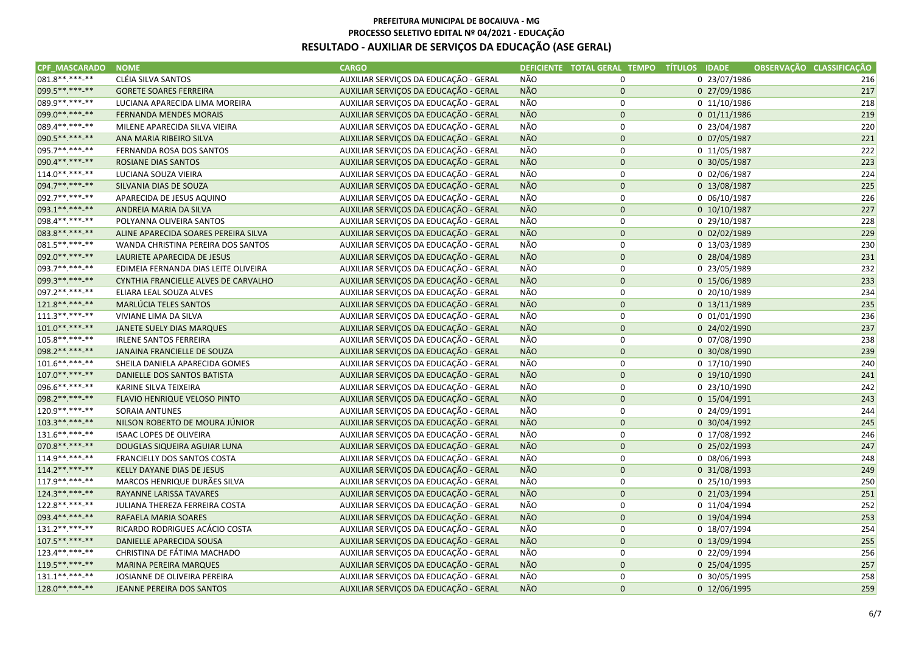**PREFEITURA MUNICIPAL DE BOCAIUVA - MG**
**PROCESSO SELETIVO EDITAL Nº 04/2021 - EDUCAÇÃO**

## RESULTADO - AUXILIAR DE SERVIÇOS DA EDUCAÇÃO (ASE GERAL)

| CPF_MASCARADO | NOME | CARGO | DEFICIENTE | TOTAL GERAL | TEMPO | TÍTULOS | IDADE | OBSERVAÇÃO | CLASSIFICAÇÃO |
|---|---|---|---|---|---|---|---|---|---|
| 081.8**.***-** | CLÉIA SILVA SANTOS | AUXILIAR SERVIÇOS DA EDUCAÇÃO - GERAL | NÃO | 0 | | 0 | 23/07/1986 | | 216 |
| 099.5**.***-** | GORETE SOARES FERREIRA | AUXILIAR SERVIÇOS DA EDUCAÇÃO - GERAL | NÃO | 0 | | 0 | 27/09/1986 | | 217 |
| 089.9**.***-** | LUCIANA APARECIDA LIMA MOREIRA | AUXILIAR SERVIÇOS DA EDUCAÇÃO - GERAL | NÃO | 0 | | 0 | 11/10/1986 | | 218 |
| 099.0**.***-** | FERNANDA MENDES MORAIS | AUXILIAR SERVIÇOS DA EDUCAÇÃO - GERAL | NÃO | 0 | | 0 | 01/11/1986 | | 219 |
| 089.4**.***-** | MILENE APARECIDA SILVA VIEIRA | AUXILIAR SERVIÇOS DA EDUCAÇÃO - GERAL | NÃO | 0 | | 0 | 23/04/1987 | | 220 |
| 090.5**.***-** | ANA MARIA RIBEIRO SILVA | AUXILIAR SERVIÇOS DA EDUCAÇÃO - GERAL | NÃO | 0 | | 0 | 07/05/1987 | | 221 |
| 095.7**.***-** | FERNANDA ROSA DOS SANTOS | AUXILIAR SERVIÇOS DA EDUCAÇÃO - GERAL | NÃO | 0 | | 0 | 11/05/1987 | | 222 |
| 090.4**.***-** | ROSIANE DIAS SANTOS | AUXILIAR SERVIÇOS DA EDUCAÇÃO - GERAL | NÃO | 0 | | 0 | 30/05/1987 | | 223 |
| 114.0**.***-** | LUCIANA SOUZA VIEIRA | AUXILIAR SERVIÇOS DA EDUCAÇÃO - GERAL | NÃO | 0 | | 0 | 02/06/1987 | | 224 |
| 094.7**.***-** | SILVANIA DIAS DE SOUZA | AUXILIAR SERVIÇOS DA EDUCAÇÃO - GERAL | NÃO | 0 | | 0 | 13/08/1987 | | 225 |
| 092.7**.***-** | APARECIDA DE JESUS AQUINO | AUXILIAR SERVIÇOS DA EDUCAÇÃO - GERAL | NÃO | 0 | | 0 | 06/10/1987 | | 226 |
| 093.1**.***-** | ANDREIA MARIA DA SILVA | AUXILIAR SERVIÇOS DA EDUCAÇÃO - GERAL | NÃO | 0 | | 0 | 10/10/1987 | | 227 |
| 098.4**.***-** | POLYANNA OLIVEIRA SANTOS | AUXILIAR SERVIÇOS DA EDUCAÇÃO - GERAL | NÃO | 0 | | 0 | 29/10/1987 | | 228 |
| 083.8**.***-** | ALINE APARECIDA SOARES PEREIRA SILVA | AUXILIAR SERVIÇOS DA EDUCAÇÃO - GERAL | NÃO | 0 | | 0 | 02/02/1989 | | 229 |
| 081.5**.***-** | WANDA CHRISTINA PEREIRA DOS SANTOS | AUXILIAR SERVIÇOS DA EDUCAÇÃO - GERAL | NÃO | 0 | | 0 | 13/03/1989 | | 230 |
| 092.0**.***-** | LAURIETE APARECIDA DE JESUS | AUXILIAR SERVIÇOS DA EDUCAÇÃO - GERAL | NÃO | 0 | | 0 | 28/04/1989 | | 231 |
| 093.7**.***-** | EDIMEIA FERNANDA DIAS LEITE OLIVEIRA | AUXILIAR SERVIÇOS DA EDUCAÇÃO - GERAL | NÃO | 0 | | 0 | 23/05/1989 | | 232 |
| 099.3**.***-** | CYNTHIA FRANCIELLE ALVES DE CARVALHO | AUXILIAR SERVIÇOS DA EDUCAÇÃO - GERAL | NÃO | 0 | | 0 | 15/06/1989 | | 233 |
| 097.2**.***-** | ELIARA LEAL SOUZA ALVES | AUXILIAR SERVIÇOS DA EDUCAÇÃO - GERAL | NÃO | 0 | | 0 | 20/10/1989 | | 234 |
| 121.8**.***-** | MARLÚCIA TELES SANTOS | AUXILIAR SERVIÇOS DA EDUCAÇÃO - GERAL | NÃO | 0 | | 0 | 13/11/1989 | | 235 |
| 111.3**.***-** | VIVIANE LIMA DA SILVA | AUXILIAR SERVIÇOS DA EDUCAÇÃO - GERAL | NÃO | 0 | | 0 | 01/01/1990 | | 236 |
| 101.0**.***-** | JANETE SUELY DIAS MARQUES | AUXILIAR SERVIÇOS DA EDUCAÇÃO - GERAL | NÃO | 0 | | 0 | 24/02/1990 | | 237 |
| 105.8**.***-** | IRLENE SANTOS FERREIRA | AUXILIAR SERVIÇOS DA EDUCAÇÃO - GERAL | NÃO | 0 | | 0 | 07/08/1990 | | 238 |
| 098.2**.***-** | JANAINA FRANCIELLE DE SOUZA | AUXILIAR SERVIÇOS DA EDUCAÇÃO - GERAL | NÃO | 0 | | 0 | 30/08/1990 | | 239 |
| 101.6**.***-** | SHEILA DANIELA APARECIDA GOMES | AUXILIAR SERVIÇOS DA EDUCAÇÃO - GERAL | NÃO | 0 | | 0 | 17/10/1990 | | 240 |
| 107.0**.***-** | DANIELLE DOS SANTOS BATISTA | AUXILIAR SERVIÇOS DA EDUCAÇÃO - GERAL | NÃO | 0 | | 0 | 19/10/1990 | | 241 |
| 096.6**.***-** | KARINE SILVA TEIXEIRA | AUXILIAR SERVIÇOS DA EDUCAÇÃO - GERAL | NÃO | 0 | | 0 | 23/10/1990 | | 242 |
| 098.2**.***-** | FLAVIO HENRIQUE VELOSO PINTO | AUXILIAR SERVIÇOS DA EDUCAÇÃO - GERAL | NÃO | 0 | | 0 | 15/04/1991 | | 243 |
| 120.9**.***-** | SORAIA ANTUNES | AUXILIAR SERVIÇOS DA EDUCAÇÃO - GERAL | NÃO | 0 | | 0 | 24/09/1991 | | 244 |
| 103.3**.***-** | NILSON ROBERTO DE MOURA JÚNIOR | AUXILIAR SERVIÇOS DA EDUCAÇÃO - GERAL | NÃO | 0 | | 0 | 30/04/1992 | | 245 |
| 131.6**.***-** | ISAAC LOPES DE OLIVEIRA | AUXILIAR SERVIÇOS DA EDUCAÇÃO - GERAL | NÃO | 0 | | 0 | 17/08/1992 | | 246 |
| 070.8**.***-** | DOUGLAS SIQUEIRA AGUIAR LUNA | AUXILIAR SERVIÇOS DA EDUCAÇÃO - GERAL | NÃO | 0 | | 0 | 25/02/1993 | | 247 |
| 114.9**.***-** | FRANCIELLY DOS SANTOS COSTA | AUXILIAR SERVIÇOS DA EDUCAÇÃO - GERAL | NÃO | 0 | | 0 | 08/06/1993 | | 248 |
| 114.2**.***-** | KELLY DAYANE DIAS DE JESUS | AUXILIAR SERVIÇOS DA EDUCAÇÃO - GERAL | NÃO | 0 | | 0 | 31/08/1993 | | 249 |
| 117.9**.***-** | MARCOS HENRIQUE DURÃES SILVA | AUXILIAR SERVIÇOS DA EDUCAÇÃO - GERAL | NÃO | 0 | | 0 | 25/10/1993 | | 250 |
| 124.3**.***-** | RAYANNE LARISSA TAVARES | AUXILIAR SERVIÇOS DA EDUCAÇÃO - GERAL | NÃO | 0 | | 0 | 21/03/1994 | | 251 |
| 122.8**.***-** | JULIANA THEREZA FERREIRA COSTA | AUXILIAR SERVIÇOS DA EDUCAÇÃO - GERAL | NÃO | 0 | | 0 | 11/04/1994 | | 252 |
| 093.4**.***-** | RAFAELA MARIA SOARES | AUXILIAR SERVIÇOS DA EDUCAÇÃO - GERAL | NÃO | 0 | | 0 | 19/04/1994 | | 253 |
| 131.2**.***-** | RICARDO RODRIGUES ACÁCIO COSTA | AUXILIAR SERVIÇOS DA EDUCAÇÃO - GERAL | NÃO | 0 | | 0 | 18/07/1994 | | 254 |
| 107.5**.***-** | DANIELLE APARECIDA SOUSA | AUXILIAR SERVIÇOS DA EDUCAÇÃO - GERAL | NÃO | 0 | | 0 | 13/09/1994 | | 255 |
| 123.4**.***-** | CHRISTINA DE FÁTIMA MACHADO | AUXILIAR SERVIÇOS DA EDUCAÇÃO - GERAL | NÃO | 0 | | 0 | 22/09/1994 | | 256 |
| 119.5**.***-** | MARINA PEREIRA MARQUES | AUXILIAR SERVIÇOS DA EDUCAÇÃO - GERAL | NÃO | 0 | | 0 | 25/04/1995 | | 257 |
| 131.1**.***-** | JOSIANNE DE OLIVEIRA PEREIRA | AUXILIAR SERVIÇOS DA EDUCAÇÃO - GERAL | NÃO | 0 | | 0 | 30/05/1995 | | 258 |
| 128.0**.***-** | JEANNE PEREIRA DOS SANTOS | AUXILIAR SERVIÇOS DA EDUCAÇÃO - GERAL | NÃO | 0 | | 0 | 12/06/1995 | | 259 |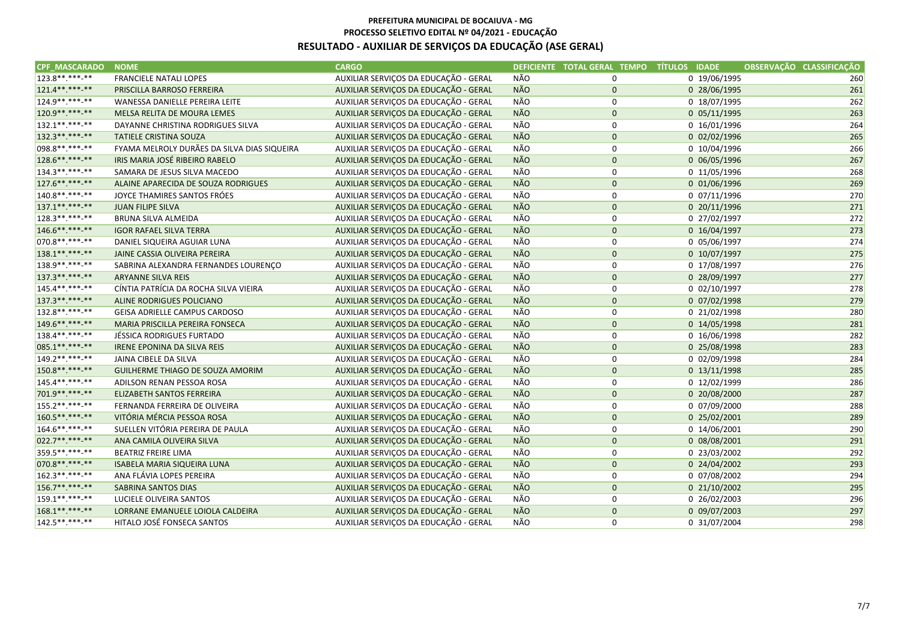**PREFEITURA MUNICIPAL DE BOCAIUVA - MG**

**PROCESSO SELETIVO EDITAL Nº 04/2021 - EDUCAÇÃO**

## RESULTADO - AUXILIAR DE SERVIÇOS DA EDUCAÇÃO (ASE GERAL)

| CPF_MASCARADO | NOME | CARGO | DEFICIENTE | TOTAL GERAL | TEMPO | TÍTULOS | IDADE | OBSERVAÇÃO | CLASSIFICAÇÃO |
|---|---|---|---|---|---|---|---|---|---|
| 123.8**.***-** | FRANCIELE NATALI LOPES | AUXILIAR SERVIÇOS DA EDUCAÇÃO - GERAL | NÃO | 0 | | 0 | 19/06/1995 | | 260 |
| 121.4**.***-** | PRISCILLA BARROSO FERREIRA | AUXILIAR SERVIÇOS DA EDUCAÇÃO - GERAL | NÃO | 0 | | 0 | 28/06/1995 | | 261 |
| 124.9**.***-** | WANESSA DANIELLE PEREIRA LEITE | AUXILIAR SERVIÇOS DA EDUCAÇÃO - GERAL | NÃO | 0 | | 0 | 18/07/1995 | | 262 |
| 120.9**.***-** | MELSA RELITA DE MOURA LEMES | AUXILIAR SERVIÇOS DA EDUCAÇÃO - GERAL | NÃO | 0 | | 0 | 05/11/1995 | | 263 |
| 132.1**.***-** | DAYANNE CHRISTINA RODRIGUES SILVA | AUXILIAR SERVIÇOS DA EDUCAÇÃO - GERAL | NÃO | 0 | | 0 | 16/01/1996 | | 264 |
| 132.3**.***-** | TATIELE CRISTINA SOUZA | AUXILIAR SERVIÇOS DA EDUCAÇÃO - GERAL | NÃO | 0 | | 0 | 02/02/1996 | | 265 |
| 098.8**.***-** | FYAMA MELROLY DURÃES DA SILVA DIAS SIQUEIRA | AUXILIAR SERVIÇOS DA EDUCAÇÃO - GERAL | NÃO | 0 | | 0 | 10/04/1996 | | 266 |
| 128.6**.***-** | IRIS MARIA JOSÉ RIBEIRO RABELO | AUXILIAR SERVIÇOS DA EDUCAÇÃO - GERAL | NÃO | 0 | | 0 | 06/05/1996 | | 267 |
| 134.3**.***-** | SAMARA DE JESUS SILVA MACEDO | AUXILIAR SERVIÇOS DA EDUCAÇÃO - GERAL | NÃO | 0 | | 0 | 11/05/1996 | | 268 |
| 127.6**.***-** | ALAINE APARECIDA DE SOUZA RODRIGUES | AUXILIAR SERVIÇOS DA EDUCAÇÃO - GERAL | NÃO | 0 | | 0 | 01/06/1996 | | 269 |
| 140.8**.***-** | JOYCE THAMIRES SANTOS FRÓES | AUXILIAR SERVIÇOS DA EDUCAÇÃO - GERAL | NÃO | 0 | | 0 | 07/11/1996 | | 270 |
| 137.1**.***-** | JUAN FILIPE SILVA | AUXILIAR SERVIÇOS DA EDUCAÇÃO - GERAL | NÃO | 0 | | 0 | 20/11/1996 | | 271 |
| 128.3**.***-** | BRUNA SILVA ALMEIDA | AUXILIAR SERVIÇOS DA EDUCAÇÃO - GERAL | NÃO | 0 | | 0 | 27/02/1997 | | 272 |
| 146.6**.***-** | IGOR RAFAEL SILVA TERRA | AUXILIAR SERVIÇOS DA EDUCAÇÃO - GERAL | NÃO | 0 | | 0 | 16/04/1997 | | 273 |
| 070.8**.***-** | DANIEL SIQUEIRA AGUIAR LUNA | AUXILIAR SERVIÇOS DA EDUCAÇÃO - GERAL | NÃO | 0 | | 0 | 05/06/1997 | | 274 |
| 138.1**.***-** | JAINE CASSIA OLIVEIRA PEREIRA | AUXILIAR SERVIÇOS DA EDUCAÇÃO - GERAL | NÃO | 0 | | 0 | 10/07/1997 | | 275 |
| 138.9**.***-** | SABRINA ALEXANDRA FERNANDES LOURENÇO | AUXILIAR SERVIÇOS DA EDUCAÇÃO - GERAL | NÃO | 0 | | 0 | 17/08/1997 | | 276 |
| 137.3**.***-** | ARYANNE SILVA REIS | AUXILIAR SERVIÇOS DA EDUCAÇÃO - GERAL | NÃO | 0 | | 0 | 28/09/1997 | | 277 |
| 145.4**.***-** | CÍNTIA PATRÍCIA DA ROCHA SILVA VIEIRA | AUXILIAR SERVIÇOS DA EDUCAÇÃO - GERAL | NÃO | 0 | | 0 | 02/10/1997 | | 278 |
| 137.3**.***-** | ALINE RODRIGUES POLICIANO | AUXILIAR SERVIÇOS DA EDUCAÇÃO - GERAL | NÃO | 0 | | 0 | 07/02/1998 | | 279 |
| 132.8**.***-** | GEISA ADRIELLE CAMPUS CARDOSO | AUXILIAR SERVIÇOS DA EDUCAÇÃO - GERAL | NÃO | 0 | | 0 | 21/02/1998 | | 280 |
| 149.6**.***-** | MARIA PRISCILLA PEREIRA FONSECA | AUXILIAR SERVIÇOS DA EDUCAÇÃO - GERAL | NÃO | 0 | | 0 | 14/05/1998 | | 281 |
| 138.4**.***-** | JÉSSICA RODRIGUES FURTADO | AUXILIAR SERVIÇOS DA EDUCAÇÃO - GERAL | NÃO | 0 | | 0 | 16/06/1998 | | 282 |
| 085.1**.***-** | IRENE EPONINA DA SILVA REIS | AUXILIAR SERVIÇOS DA EDUCAÇÃO - GERAL | NÃO | 0 | | 0 | 25/08/1998 | | 283 |
| 149.2**.***-** | JAINA CIBELE DA SILVA | AUXILIAR SERVIÇOS DA EDUCAÇÃO - GERAL | NÃO | 0 | | 0 | 02/09/1998 | | 284 |
| 150.8**.***-** | GUILHERME THIAGO DE SOUZA AMORIM | AUXILIAR SERVIÇOS DA EDUCAÇÃO - GERAL | NÃO | 0 | | 0 | 13/11/1998 | | 285 |
| 145.4**.***-** | ADILSON RENAN PESSOA ROSA | AUXILIAR SERVIÇOS DA EDUCAÇÃO - GERAL | NÃO | 0 | | 0 | 12/02/1999 | | 286 |
| 701.9**.***-** | ELIZABETH SANTOS FERREIRA | AUXILIAR SERVIÇOS DA EDUCAÇÃO - GERAL | NÃO | 0 | | 0 | 20/08/2000 | | 287 |
| 155.2**.***-** | FERNANDA FERREIRA DE OLIVEIRA | AUXILIAR SERVIÇOS DA EDUCAÇÃO - GERAL | NÃO | 0 | | 0 | 07/09/2000 | | 288 |
| 160.5**.***-** | VITÓRIA MÉRCIA PESSOA ROSA | AUXILIAR SERVIÇOS DA EDUCAÇÃO - GERAL | NÃO | 0 | | 0 | 25/02/2001 | | 289 |
| 164.6**.***-** | SUELLEN VITÓRIA PEREIRA DE PAULA | AUXILIAR SERVIÇOS DA EDUCAÇÃO - GERAL | NÃO | 0 | | 0 | 14/06/2001 | | 290 |
| 022.7**.***-** | ANA CAMILA OLIVEIRA SILVA | AUXILIAR SERVIÇOS DA EDUCAÇÃO - GERAL | NÃO | 0 | | 0 | 08/08/2001 | | 291 |
| 359.5**.***-** | BEATRIZ FREIRE LIMA | AUXILIAR SERVIÇOS DA EDUCAÇÃO - GERAL | NÃO | 0 | | 0 | 23/03/2002 | | 292 |
| 070.8**.***-** | ISABELA MARIA SIQUEIRA LUNA | AUXILIAR SERVIÇOS DA EDUCAÇÃO - GERAL | NÃO | 0 | | 0 | 24/04/2002 | | 293 |
| 162.3**.***-** | ANA FLÁVIA LOPES PEREIRA | AUXILIAR SERVIÇOS DA EDUCAÇÃO - GERAL | NÃO | 0 | | 0 | 07/08/2002 | | 294 |
| 156.7**.***-** | SABRINA SANTOS DIAS | AUXILIAR SERVIÇOS DA EDUCAÇÃO - GERAL | NÃO | 0 | | 0 | 21/10/2002 | | 295 |
| 159.1**.***-** | LUCIELE OLIVEIRA SANTOS | AUXILIAR SERVIÇOS DA EDUCAÇÃO - GERAL | NÃO | 0 | | 0 | 26/02/2003 | | 296 |
| 168.1**.***-** | LORRANE EMANUELE LOIOLA CALDEIRA | AUXILIAR SERVIÇOS DA EDUCAÇÃO - GERAL | NÃO | 0 | | 0 | 09/07/2003 | | 297 |
| 142.5**.***-** | HITALO JOSÉ FONSECA SANTOS | AUXILIAR SERVIÇOS DA EDUCAÇÃO - GERAL | NÃO | 0 | | 0 | 31/07/2004 | | 298 |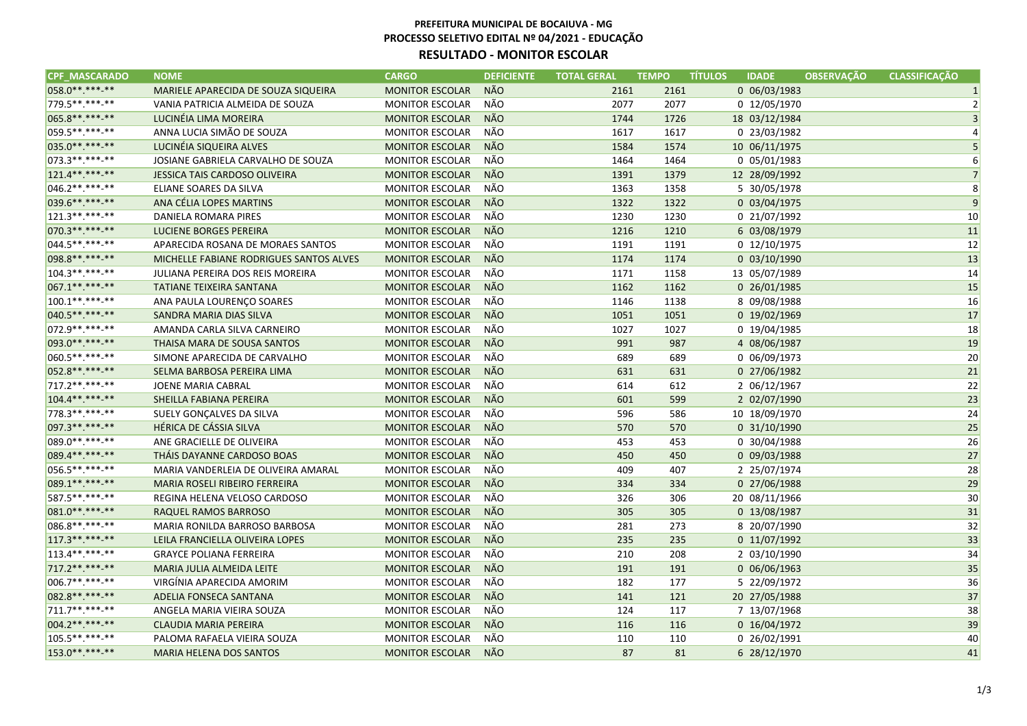**PREFEITURA MUNICIPAL DE BOCAIUVA - MG**

**PROCESSO SELETIVO EDITAL Nº 04/2021 - EDUCAÇÃO**

## RESULTADO - MONITOR ESCOLAR

| CPF_MASCARADO | NOME | CARGO | DEFICIENTE | TOTAL GERAL | TEMPO | TÍTULOS | IDADE | OBSERVAÇÃO | CLASSIFICAÇÃO |
|---|---|---|---|---|---|---|---|---|---|
| 058.0**.***-** | MARIELE APARECIDA DE SOUZA SIQUEIRA | MONITOR ESCOLAR | NÃO | 2161 | 2161 | 0 | 06/03/1983 | | 1 |
| 779.5**.***-** | VANIA PATRICIA ALMEIDA DE SOUZA | MONITOR ESCOLAR | NÃO | 2077 | 2077 | 0 | 12/05/1970 | | 2 |
| 065.8**.***-** | LUCINÉIA LIMA MOREIRA | MONITOR ESCOLAR | NÃO | 1744 | 1726 | 18 | 03/12/1984 | | 3 |
| 059.5**.***-** | ANNA LUCIA SIMÃO DE SOUZA | MONITOR ESCOLAR | NÃO | 1617 | 1617 | 0 | 23/03/1982 | | 4 |
| 035.0**.***-** | LUCINÉIA SIQUEIRA ALVES | MONITOR ESCOLAR | NÃO | 1584 | 1574 | 10 | 06/11/1975 | | 5 |
| 073.3**.***-** | JOSIANE GABRIELA CARVALHO DE SOUZA | MONITOR ESCOLAR | NÃO | 1464 | 1464 | 0 | 05/01/1983 | | 6 |
| 121.4**.***-** | JESSICA TAIS CARDOSO OLIVEIRA | MONITOR ESCOLAR | NÃO | 1391 | 1379 | 12 | 28/09/1992 | | 7 |
| 046.2**.***-** | ELIANE SOARES DA SILVA | MONITOR ESCOLAR | NÃO | 1363 | 1358 | 5 | 30/05/1978 | | 8 |
| 039.6**.***-** | ANA CÉLIA LOPES MARTINS | MONITOR ESCOLAR | NÃO | 1322 | 1322 | 0 | 03/04/1975 | | 9 |
| 121.3**.***-** | DANIELA ROMARA PIRES | MONITOR ESCOLAR | NÃO | 1230 | 1230 | 0 | 21/07/1992 | | 10 |
| 070.3**.***-** | LUCIENE BORGES PEREIRA | MONITOR ESCOLAR | NÃO | 1216 | 1210 | 6 | 03/08/1979 | | 11 |
| 044.5**.***-** | APARECIDA ROSANA DE MORAES SANTOS | MONITOR ESCOLAR | NÃO | 1191 | 1191 | 0 | 12/10/1975 | | 12 |
| 098.8**.***-** | MICHELLE FABIANE RODRIGUES SANTOS ALVES | MONITOR ESCOLAR | NÃO | 1174 | 1174 | 0 | 03/10/1990 | | 13 |
| 104.3**.***-** | JULIANA PEREIRA DOS REIS MOREIRA | MONITOR ESCOLAR | NÃO | 1171 | 1158 | 13 | 05/07/1989 | | 14 |
| 067.1**.***-** | TATIANE TEIXEIRA SANTANA | MONITOR ESCOLAR | NÃO | 1162 | 1162 | 0 | 26/01/1985 | | 15 |
| 100.1**.***-** | ANA PAULA LOURENÇO SOARES | MONITOR ESCOLAR | NÃO | 1146 | 1138 | 8 | 09/08/1988 | | 16 |
| 040.5**.***-** | SANDRA MARIA DIAS SILVA | MONITOR ESCOLAR | NÃO | 1051 | 1051 | 0 | 19/02/1969 | | 17 |
| 072.9**.***-** | AMANDA CARLA SILVA CARNEIRO | MONITOR ESCOLAR | NÃO | 1027 | 1027 | 0 | 19/04/1985 | | 18 |
| 093.0**.***-** | THAISA MARA DE SOUSA SANTOS | MONITOR ESCOLAR | NÃO | 991 | 987 | 4 | 08/06/1987 | | 19 |
| 060.5**.***-** | SIMONE APARECIDA DE CARVALHO | MONITOR ESCOLAR | NÃO | 689 | 689 | 0 | 06/09/1973 | | 20 |
| 052.8**.***-** | SELMA BARBOSA PEREIRA LIMA | MONITOR ESCOLAR | NÃO | 631 | 631 | 0 | 27/06/1982 | | 21 |
| 717.2**.***-** | JOENE MARIA CABRAL | MONITOR ESCOLAR | NÃO | 614 | 612 | 2 | 06/12/1967 | | 22 |
| 104.4**.***-** | SHEILLA FABIANA PEREIRA | MONITOR ESCOLAR | NÃO | 601 | 599 | 2 | 02/07/1990 | | 23 |
| 778.3**.***-** | SUELY GONÇALVES DA SILVA | MONITOR ESCOLAR | NÃO | 596 | 586 | 10 | 18/09/1970 | | 24 |
| 097.3**.***-** | HÉRICA DE CÁSSIA SILVA | MONITOR ESCOLAR | NÃO | 570 | 570 | 0 | 31/10/1990 | | 25 |
| 089.0**.***-** | ANE GRACIELLE DE OLIVEIRA | MONITOR ESCOLAR | NÃO | 453 | 453 | 0 | 30/04/1988 | | 26 |
| 089.4**.***-** | THÁIS DAYANNE CARDOSO BOAS | MONITOR ESCOLAR | NÃO | 450 | 450 | 0 | 09/03/1988 | | 27 |
| 056.5**.***-** | MARIA VANDERLEIA DE OLIVEIRA AMARAL | MONITOR ESCOLAR | NÃO | 409 | 407 | 2 | 25/07/1974 | | 28 |
| 089.1**.***-** | MARIA ROSELI RIBEIRO FERREIRA | MONITOR ESCOLAR | NÃO | 334 | 334 | 0 | 27/06/1988 | | 29 |
| 587.5**.***-** | REGINA HELENA VELOSO CARDOSO | MONITOR ESCOLAR | NÃO | 326 | 306 | 20 | 08/11/1966 | | 30 |
| 081.0**.***-** | RAQUEL RAMOS BARROSO | MONITOR ESCOLAR | NÃO | 305 | 305 | 0 | 13/08/1987 | | 31 |
| 086.8**.***-** | MARIA RONILDA BARROSO BARBOSA | MONITOR ESCOLAR | NÃO | 281 | 273 | 8 | 20/07/1990 | | 32 |
| 117.3**.***-** | LEILA FRANCIELLA OLIVEIRA LOPES | MONITOR ESCOLAR | NÃO | 235 | 235 | 0 | 11/07/1992 | | 33 |
| 113.4**.***-** | GRAYCE POLIANA FERREIRA | MONITOR ESCOLAR | NÃO | 210 | 208 | 2 | 03/10/1990 | | 34 |
| 717.2**.***-** | MARIA JULIA ALMEIDA LEITE | MONITOR ESCOLAR | NÃO | 191 | 191 | 0 | 06/06/1963 | | 35 |
| 006.7**.***-** | VIRGÍNIA APARECIDA AMORIM | MONITOR ESCOLAR | NÃO | 182 | 177 | 5 | 22/09/1972 | | 36 |
| 082.8**.***-** | ADELIA FONSECA SANTANA | MONITOR ESCOLAR | NÃO | 141 | 121 | 20 | 27/05/1988 | | 37 |
| 711.7**.***-** | ANGELA MARIA VIEIRA SOUZA | MONITOR ESCOLAR | NÃO | 124 | 117 | 7 | 13/07/1968 | | 38 |
| 004.2**.***-** | CLAUDIA MARIA PEREIRA | MONITOR ESCOLAR | NÃO | 116 | 116 | 0 | 16/04/1972 | | 39 |
| 105.5**.***-** | PALOMA RAFAELA VIEIRA SOUZA | MONITOR ESCOLAR | NÃO | 110 | 110 | 0 | 26/02/1991 | | 40 |
| 153.0**.***-** | MARIA HELENA DOS SANTOS | MONITOR ESCOLAR | NÃO | 87 | 81 | 6 | 28/12/1970 | | 41 |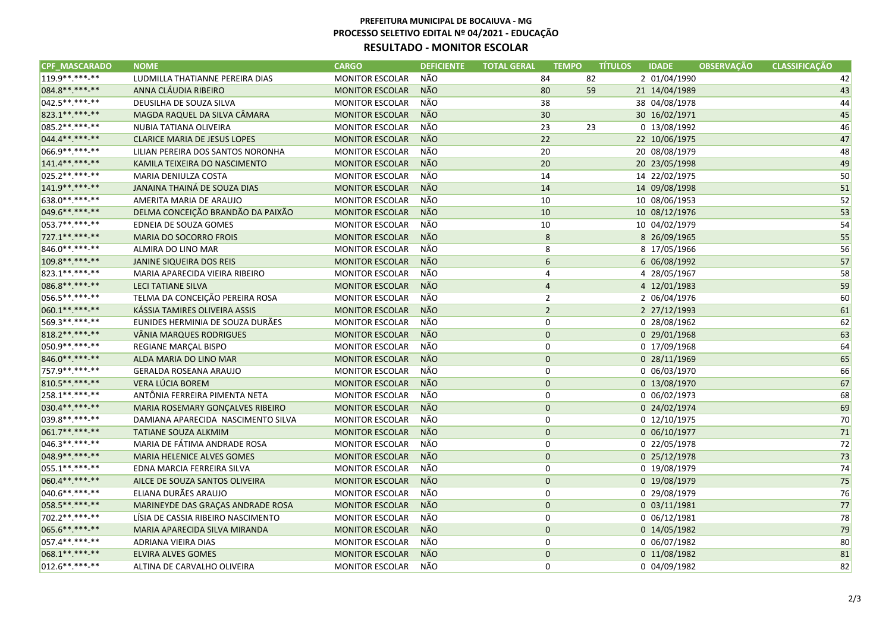**PREFEITURA MUNICIPAL DE BOCAIUVA - MG**
**PROCESSO SELETIVO EDITAL Nº 04/2021 - EDUCAÇÃO**

## RESULTADO - MONITOR ESCOLAR

| CPF_MASCARADO | NOME | CARGO | DEFICIENTE | TOTAL GERAL | TEMPO | TÍTULOS | IDADE | OBSERVAÇÃO | CLASSIFICAÇÃO |
|---|---|---|---|---|---|---|---|---|---|
| 119.9**.***-** | LUDMILLA THATIANNE PEREIRA DIAS | MONITOR ESCOLAR | NÃO | 84 | 82 | 2 | 01/04/1990 | | 42 |
| 084.8**.***-** | ANNA CLÁUDIA RIBEIRO | MONITOR ESCOLAR | NÃO | 80 | 59 | 21 | 14/04/1989 | | 43 |
| 042.5**.***-** | DEUSILHA DE SOUZA SILVA | MONITOR ESCOLAR | NÃO | 38 | | 38 | 04/08/1978 | | 44 |
| 823.1**.***-** | MAGDA RAQUEL DA SILVA CÂMARA | MONITOR ESCOLAR | NÃO | 30 | | 30 | 16/02/1971 | | 45 |
| 085.2**.***-** | NUBIA TATIANA OLIVEIRA | MONITOR ESCOLAR | NÃO | 23 | 23 | 0 | 13/08/1992 | | 46 |
| 044.4**.***-** | CLARICE MARIA DE JESUS LOPES | MONITOR ESCOLAR | NÃO | 22 | | 22 | 10/06/1975 | | 47 |
| 066.9**.***-** | LILIAN PEREIRA DOS SANTOS NORONHA | MONITOR ESCOLAR | NÃO | 20 | | 20 | 08/08/1979 | | 48 |
| 141.4**.***-** | KAMILA TEIXEIRA DO NASCIMENTO | MONITOR ESCOLAR | NÃO | 20 | | 20 | 23/05/1998 | | 49 |
| 025.2**.***-** | MARIA DENIULZA COSTA | MONITOR ESCOLAR | NÃO | 14 | | 14 | 22/02/1975 | | 50 |
| 141.9**.***-** | JANAINA THAINÁ DE SOUZA DIAS | MONITOR ESCOLAR | NÃO | 14 | | 14 | 09/08/1998 | | 51 |
| 638.0**.***-** | AMERITA MARIA DE ARAUJO | MONITOR ESCOLAR | NÃO | 10 | | 10 | 08/06/1953 | | 52 |
| 049.6**.***-** | DELMA CONCEIÇÃO BRANDÃO DA PAIXÃO | MONITOR ESCOLAR | NÃO | 10 | | 10 | 08/12/1976 | | 53 |
| 053.7**.***-** | EDNEIA DE SOUZA GOMES | MONITOR ESCOLAR | NÃO | 10 | | 10 | 04/02/1979 | | 54 |
| 727.1**.***-** | MARIA DO SOCORRO FROIS | MONITOR ESCOLAR | NÃO | 8 | | 8 | 26/09/1965 | | 55 |
| 846.0**.***-** | ALMIRA DO LINO MAR | MONITOR ESCOLAR | NÃO | 8 | | 8 | 17/05/1966 | | 56 |
| 109.8**.***-** | JANINE SIQUEIRA DOS REIS | MONITOR ESCOLAR | NÃO | 6 | | 6 | 06/08/1992 | | 57 |
| 823.1**.***-** | MARIA APARECIDA VIEIRA RIBEIRO | MONITOR ESCOLAR | NÃO | 4 | | 4 | 28/05/1967 | | 58 |
| 086.8**.***-** | LECI TATIANE SILVA | MONITOR ESCOLAR | NÃO | 4 | | 4 | 12/01/1983 | | 59 |
| 056.5**.***-** | TELMA DA CONCEIÇÃO PEREIRA ROSA | MONITOR ESCOLAR | NÃO | 2 | | 2 | 06/04/1976 | | 60 |
| 060.1**.***-** | KÁSSIA TAMIRES OLIVEIRA ASSIS | MONITOR ESCOLAR | NÃO | 2 | | 2 | 27/12/1993 | | 61 |
| 569.3**.***-** | EUNIDES HERMINIA DE SOUZA DURÃES | MONITOR ESCOLAR | NÃO | 0 | | 0 | 28/08/1962 | | 62 |
| 818.2**.***-** | VÂNIA MARQUES RODRIGUES | MONITOR ESCOLAR | NÃO | 0 | | 0 | 29/01/1968 | | 63 |
| 050.9**.***-** | REGIANE MARÇAL BISPO | MONITOR ESCOLAR | NÃO | 0 | | 0 | 17/09/1968 | | 64 |
| 846.0**.***-** | ALDA MARIA DO LINO MAR | MONITOR ESCOLAR | NÃO | 0 | | 0 | 28/11/1969 | | 65 |
| 757.9**.***-** | GERALDA ROSEANA ARAUJO | MONITOR ESCOLAR | NÃO | 0 | | 0 | 06/03/1970 | | 66 |
| 810.5**.***-** | VERA LÚCIA BOREM | MONITOR ESCOLAR | NÃO | 0 | | 0 | 13/08/1970 | | 67 |
| 258.1**.***-** | ANTÔNIA FERREIRA PIMENTA NETA | MONITOR ESCOLAR | NÃO | 0 | | 0 | 06/02/1973 | | 68 |
| 030.4**.***-** | MARIA ROSEMARY GONÇALVES RIBEIRO | MONITOR ESCOLAR | NÃO | 0 | | 0 | 24/02/1974 | | 69 |
| 039.8**.***-** | DAMIANA APARECIDA NASCIMENTO SILVA | MONITOR ESCOLAR | NÃO | 0 | | 0 | 12/10/1975 | | 70 |
| 061.7**.***-** | TATIANE SOUZA ALKMIM | MONITOR ESCOLAR | NÃO | 0 | | 0 | 06/10/1977 | | 71 |
| 046.3**.***-** | MARIA DE FÁTIMA ANDRADE ROSA | MONITOR ESCOLAR | NÃO | 0 | | 0 | 22/05/1978 | | 72 |
| 048.9**.***-** | MARIA HELENICE ALVES GOMES | MONITOR ESCOLAR | NÃO | 0 | | 0 | 25/12/1978 | | 73 |
| 055.1**.***-** | EDNA MARCIA FERREIRA SILVA | MONITOR ESCOLAR | NÃO | 0 | | 0 | 19/08/1979 | | 74 |
| 060.4**.***-** | AILCE DE SOUZA SANTOS OLIVEIRA | MONITOR ESCOLAR | NÃO | 0 | | 0 | 19/08/1979 | | 75 |
| 040.6**.***-** | ELIANA DURÃES ARAUJO | MONITOR ESCOLAR | NÃO | 0 | | 0 | 29/08/1979 | | 76 |
| 058.5**.***-** | MARINEYDE DAS GRAÇAS ANDRADE ROSA | MONITOR ESCOLAR | NÃO | 0 | | 0 | 03/11/1981 | | 77 |
| 702.2**.***-** | LÍSIA DE CASSIA RIBEIRO NASCIMENTO | MONITOR ESCOLAR | NÃO | 0 | | 0 | 06/12/1981 | | 78 |
| 065.6**.***-** | MARIA APARECIDA SILVA MIRANDA | MONITOR ESCOLAR | NÃO | 0 | | 0 | 14/05/1982 | | 79 |
| 057.4**.***-** | ADRIANA VIEIRA DIAS | MONITOR ESCOLAR | NÃO | 0 | | 0 | 06/07/1982 | | 80 |
| 068.1**.***-** | ELVIRA ALVES GOMES | MONITOR ESCOLAR | NÃO | 0 | | 0 | 11/08/1982 | | 81 |
| 012.6**.***-** | ALTINA DE CARVALHO OLIVEIRA | MONITOR ESCOLAR | NÃO | 0 | | 0 | 04/09/1982 | | 82 |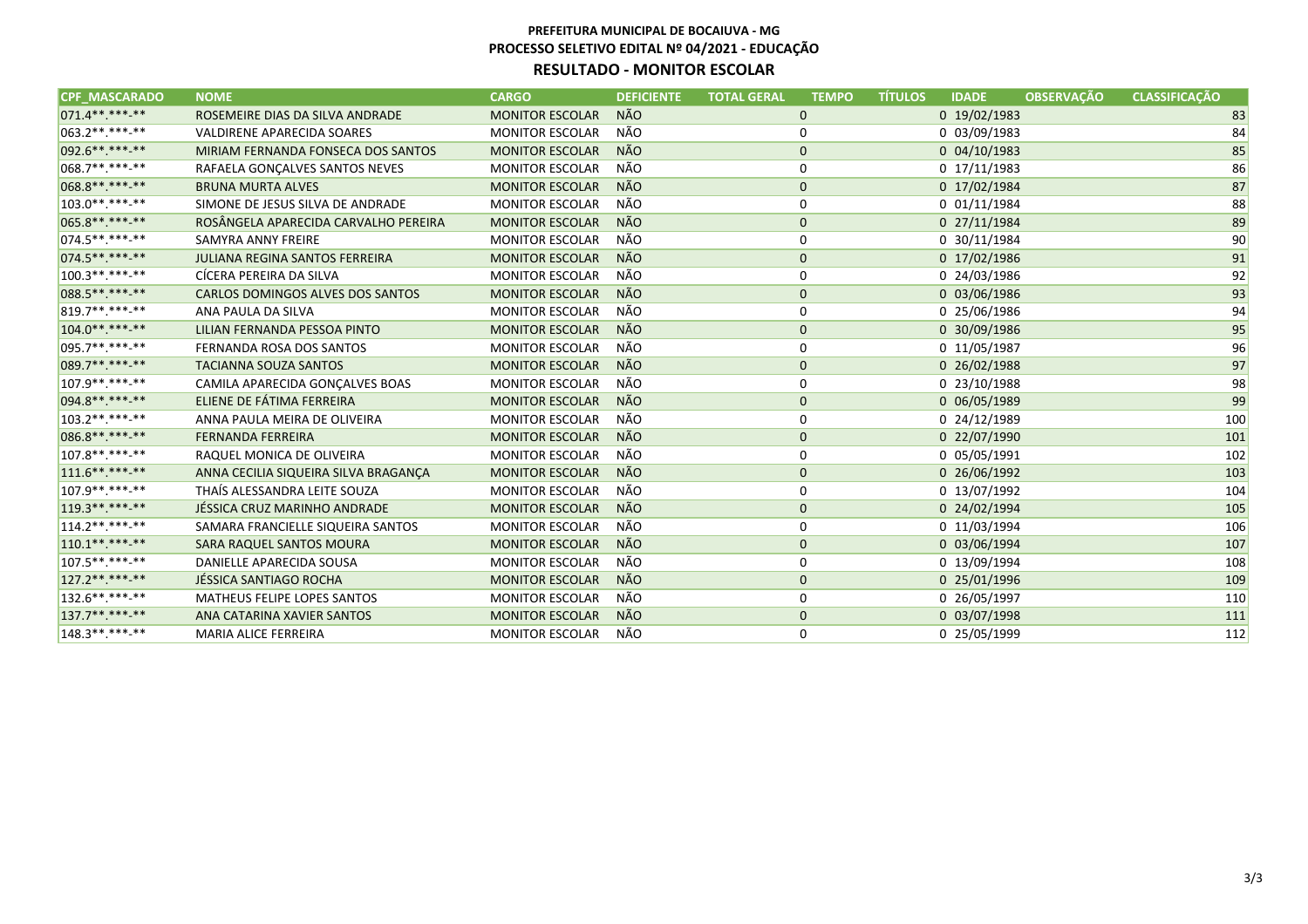**PREFEITURA MUNICIPAL DE BOCAIUVA - MG**
**PROCESSO SELETIVO EDITAL Nº 04/2021 - EDUCAÇÃO**
**RESULTADO - MONITOR ESCOLAR**

| CPF_MASCARADO | NOME | CARGO | DEFICIENTE | TOTAL GERAL | TEMPO | TÍTULOS | IDADE | OBSERVAÇÃO | CLASSIFICAÇÃO |
|---|---|---|---|---|---|---|---|---|---|
| 071.4**.***-** | ROSEMEIRE DIAS DA SILVA ANDRADE | MONITOR ESCOLAR | NÃO | 0 | | 0 | 19/02/1983 | | 83 |
| 063.2**.***-** | VALDIRENE APARECIDA SOARES | MONITOR ESCOLAR | NÃO | 0 | | 0 | 03/09/1983 | | 84 |
| 092.6**.***-** | MIRIAM FERNANDA FONSECA DOS SANTOS | MONITOR ESCOLAR | NÃO | 0 | | 0 | 04/10/1983 | | 85 |
| 068.7**.***-** | RAFAELA GONÇALVES SANTOS NEVES | MONITOR ESCOLAR | NÃO | 0 | | 0 | 17/11/1983 | | 86 |
| 068.8**.***-** | BRUNA MURTA ALVES | MONITOR ESCOLAR | NÃO | 0 | | 0 | 17/02/1984 | | 87 |
| 103.0**.***-** | SIMONE DE JESUS SILVA DE ANDRADE | MONITOR ESCOLAR | NÃO | 0 | | 0 | 01/11/1984 | | 88 |
| 065.8**.***-** | ROSÂNGELA APARECIDA CARVALHO PEREIRA | MONITOR ESCOLAR | NÃO | 0 | | 0 | 27/11/1984 | | 89 |
| 074.5**.***-** | SAMYRA ANNY FREIRE | MONITOR ESCOLAR | NÃO | 0 | | 0 | 30/11/1984 | | 90 |
| 074.5**.***-** | JULIANA REGINA SANTOS FERREIRA | MONITOR ESCOLAR | NÃO | 0 | | 0 | 17/02/1986 | | 91 |
| 100.3**.***-** | CÍCERA PEREIRA DA SILVA | MONITOR ESCOLAR | NÃO | 0 | | 0 | 24/03/1986 | | 92 |
| 088.5**.***-** | CARLOS DOMINGOS ALVES DOS SANTOS | MONITOR ESCOLAR | NÃO | 0 | | 0 | 03/06/1986 | | 93 |
| 819.7**.***-** | ANA PAULA DA SILVA | MONITOR ESCOLAR | NÃO | 0 | | 0 | 25/06/1986 | | 94 |
| 104.0**.***-** | LILIAN FERNANDA PESSOA PINTO | MONITOR ESCOLAR | NÃO | 0 | | 0 | 30/09/1986 | | 95 |
| 095.7**.***-** | FERNANDA ROSA DOS SANTOS | MONITOR ESCOLAR | NÃO | 0 | | 0 | 11/05/1987 | | 96 |
| 089.7**.***-** | TACIANNA SOUZA SANTOS | MONITOR ESCOLAR | NÃO | 0 | | 0 | 26/02/1988 | | 97 |
| 107.9**.***-** | CAMILA APARECIDA GONÇALVES BOAS | MONITOR ESCOLAR | NÃO | 0 | | 0 | 23/10/1988 | | 98 |
| 094.8**.***-** | ELIENE DE FÁTIMA FERREIRA | MONITOR ESCOLAR | NÃO | 0 | | 0 | 06/05/1989 | | 99 |
| 103.2**.***-** | ANNA PAULA MEIRA DE OLIVEIRA | MONITOR ESCOLAR | NÃO | 0 | | 0 | 24/12/1989 | | 100 |
| 086.8**.***-** | FERNANDA FERREIRA | MONITOR ESCOLAR | NÃO | 0 | | 0 | 22/07/1990 | | 101 |
| 107.8**.***-** | RAQUEL MONICA DE OLIVEIRA | MONITOR ESCOLAR | NÃO | 0 | | 0 | 05/05/1991 | | 102 |
| 111.6**.***-** | ANNA CECILIA SIQUEIRA SILVA BRAGANÇA | MONITOR ESCOLAR | NÃO | 0 | | 0 | 26/06/1992 | | 103 |
| 107.9**.***-** | THAÍS ALESSANDRA LEITE SOUZA | MONITOR ESCOLAR | NÃO | 0 | | 0 | 13/07/1992 | | 104 |
| 119.3**.***-** | JÉSSICA CRUZ MARINHO ANDRADE | MONITOR ESCOLAR | NÃO | 0 | | 0 | 24/02/1994 | | 105 |
| 114.2**.***-** | SAMARA FRANCIELLE SIQUEIRA SANTOS | MONITOR ESCOLAR | NÃO | 0 | | 0 | 11/03/1994 | | 106 |
| 110.1**.***-** | SARA RAQUEL SANTOS MOURA | MONITOR ESCOLAR | NÃO | 0 | | 0 | 03/06/1994 | | 107 |
| 107.5**.***-** | DANIELLE APARECIDA SOUSA | MONITOR ESCOLAR | NÃO | 0 | | 0 | 13/09/1994 | | 108 |
| 127.2**.***-** | JÉSSICA SANTIAGO ROCHA | MONITOR ESCOLAR | NÃO | 0 | | 0 | 25/01/1996 | | 109 |
| 132.6**.***-** | MATHEUS FELIPE LOPES SANTOS | MONITOR ESCOLAR | NÃO | 0 | | 0 | 26/05/1997 | | 110 |
| 137.7**.***-** | ANA CATARINA XAVIER SANTOS | MONITOR ESCOLAR | NÃO | 0 | | 0 | 03/07/1998 | | 111 |
| 148.3**.***-** | MARIA ALICE FERREIRA | MONITOR ESCOLAR | NÃO | 0 | | 0 | 25/05/1999 | | 112 |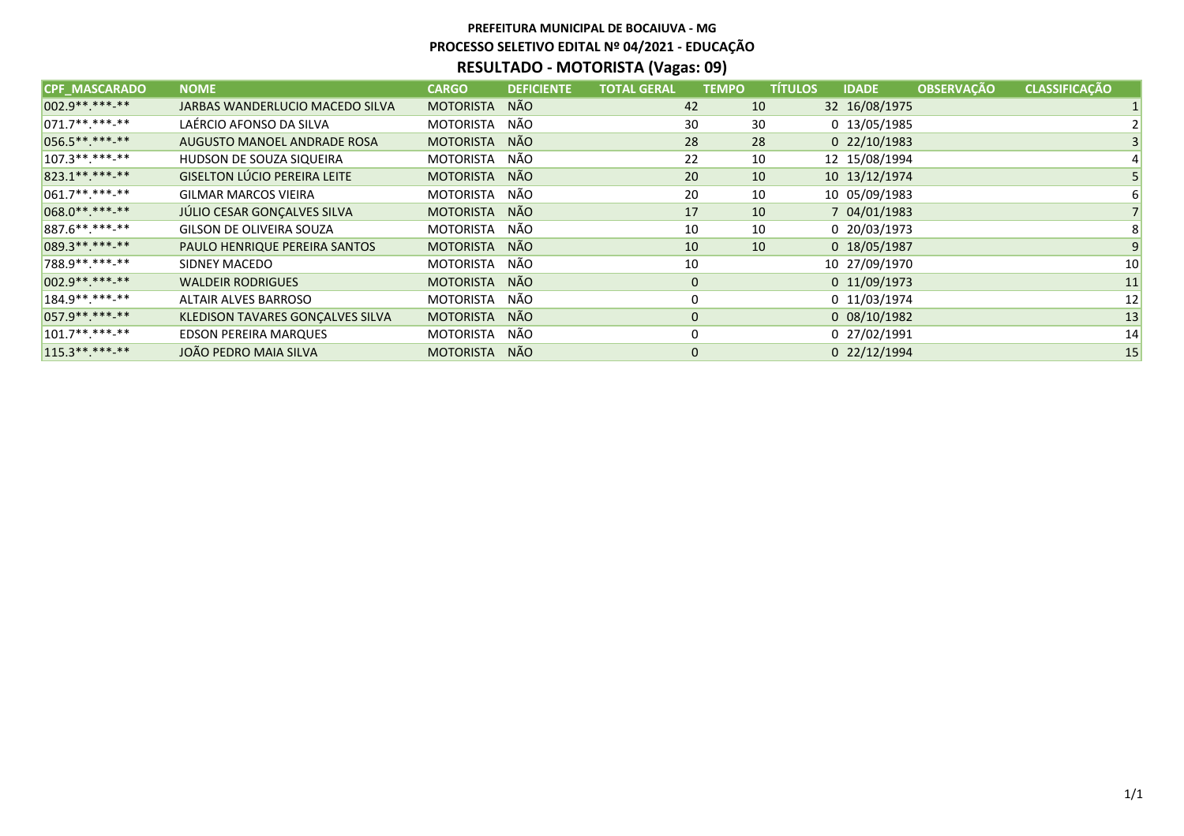**PREFEITURA MUNICIPAL DE BOCAIUVA - MG**

**PROCESSO SELETIVO EDITAL Nº 04/2021 - EDUCAÇÃO**

## RESULTADO - MOTORISTA (Vagas: 09)

| CPF_MASCARADO | NOME | CARGO | DEFICIENTE | TOTAL GERAL | TEMPO | TÍTULOS | IDADE | OBSERVAÇÃO | CLASSIFICAÇÃO |
|---|---|---|---|---|---|---|---|---|---|
| 002.9**.***-** | JARBAS WANDERLUCIO MACEDO SILVA | MOTORISTA | NÃO | 42 | 10 | 32 | 16/08/1975 | | 1 |
| 071.7**.***-** | LAÉRCIO AFONSO DA SILVA | MOTORISTA | NÃO | 30 | 30 | 0 | 13/05/1985 | | 2 |
| 056.5**.***-** | AUGUSTO MANOEL ANDRADE ROSA | MOTORISTA | NÃO | 28 | 28 | 0 | 22/10/1983 | | 3 |
| 107.3**.***-** | HUDSON DE SOUZA SIQUEIRA | MOTORISTA | NÃO | 22 | 10 | 12 | 15/08/1994 | | 4 |
| 823.1**.***-** | GISELTON LÚCIO PEREIRA LEITE | MOTORISTA | NÃO | 20 | 10 | 10 | 13/12/1974 | | 5 |
| 061.7**.***-** | GILMAR MARCOS VIEIRA | MOTORISTA | NÃO | 20 | 10 | 10 | 05/09/1983 | | 6 |
| 068.0**.***-** | JÚLIO CESAR GONÇALVES SILVA | MOTORISTA | NÃO | 17 | 10 | 7 | 04/01/1983 | | 7 |
| 887.6**.***-** | GILSON DE OLIVEIRA SOUZA | MOTORISTA | NÃO | 10 | 10 | 0 | 20/03/1973 | | 8 |
| 089.3**.***-** | PAULO HENRIQUE PEREIRA SANTOS | MOTORISTA | NÃO | 10 | 10 | 0 | 18/05/1987 | | 9 |
| 788.9**.***-** | SIDNEY MACEDO | MOTORISTA | NÃO | 10 | | 10 | 27/09/1970 | | 10 |
| 002.9**.***-** | WALDEIR RODRIGUES | MOTORISTA | NÃO | 0 | | 0 | 11/09/1973 | | 11 |
| 184.9**.***-** | ALTAIR ALVES BARROSO | MOTORISTA | NÃO | 0 | | 0 | 11/03/1974 | | 12 |
| 057.9**.***-** | KLEDISON TAVARES GONÇALVES SILVA | MOTORISTA | NÃO | 0 | | 0 | 08/10/1982 | | 13 |
| 101.7**.***-** | EDSON PEREIRA MARQUES | MOTORISTA | NÃO | 0 | | 0 | 27/02/1991 | | 14 |
| 115.3**.***-** | JOÃO PEDRO MAIA SILVA | MOTORISTA | NÃO | 0 | | 0 | 22/12/1994 | | 15 |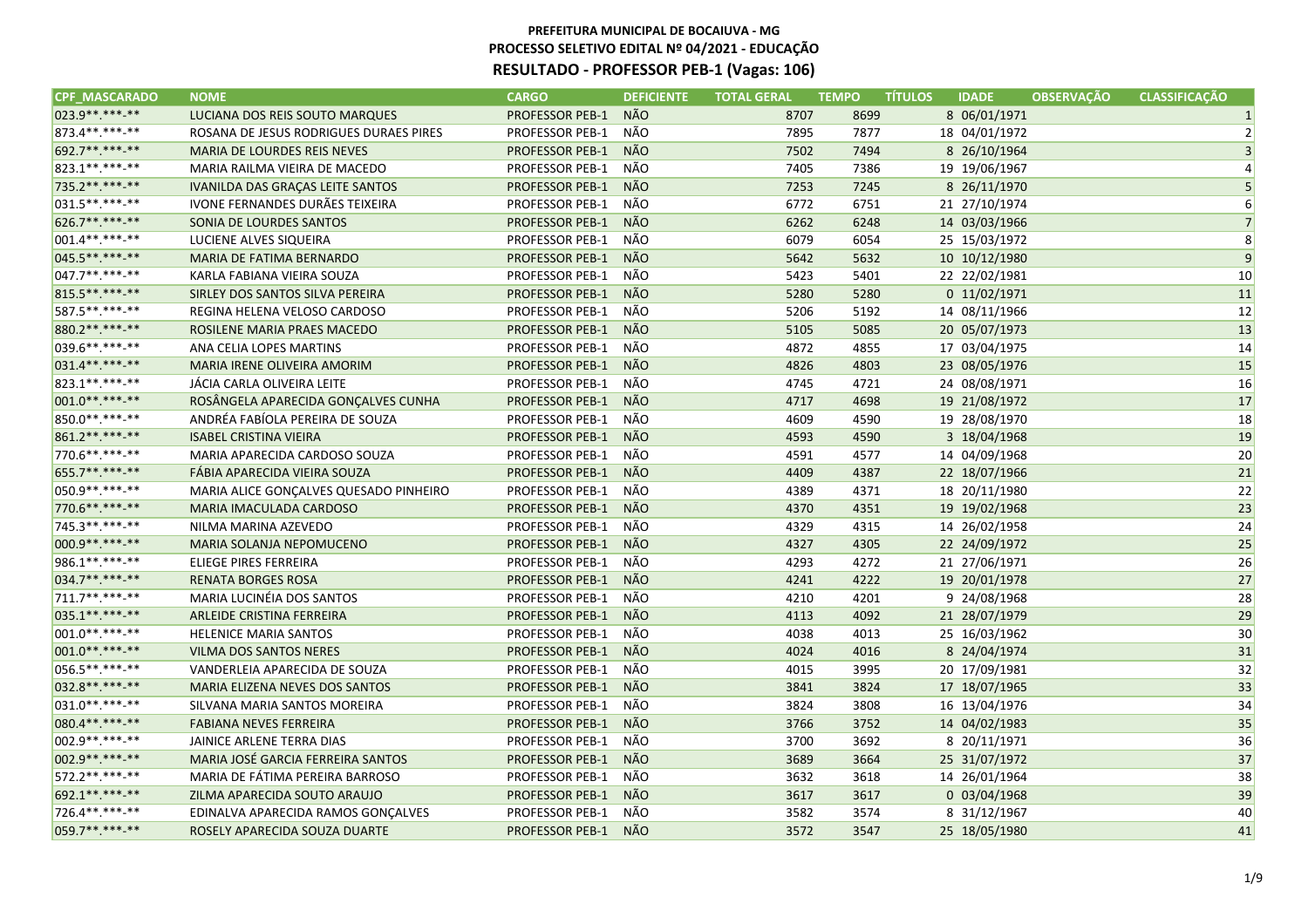**PREFEITURA MUNICIPAL DE BOCAIUVA - MG**
**PROCESSO SELETIVO EDITAL Nº 04/2021 - EDUCAÇÃO**
**RESULTADO - PROFESSOR PEB-1 (Vagas: 106)**

| CPF_MASCARADO | NOME | CARGO | DEFICIENTE | TOTAL GERAL | TEMPO | TÍTULOS | IDADE | OBSERVAÇÃO | CLASSIFICAÇÃO |
|---|---|---|---|---|---|---|---|---|---|
| 023.9**.***-** | LUCIANA DOS REIS SOUTO MARQUES | PROFESSOR PEB-1 | NÃO | 8707 | 8699 | 8 | 06/01/1971 | | 1 |
| 873.4**.***-** | ROSANA DE JESUS RODRIGUES DURAES PIRES | PROFESSOR PEB-1 | NÃO | 7895 | 7877 | 18 | 04/01/1972 | | 2 |
| 692.7**.***-** | MARIA DE LOURDES REIS NEVES | PROFESSOR PEB-1 | NÃO | 7502 | 7494 | 8 | 26/10/1964 | | 3 |
| 823.1**.***-** | MARIA RAILMA VIEIRA DE MACEDO | PROFESSOR PEB-1 | NÃO | 7405 | 7386 | 19 | 19/06/1967 | | 4 |
| 735.2**.***-** | IVANILDA DAS GRAÇAS LEITE SANTOS | PROFESSOR PEB-1 | NÃO | 7253 | 7245 | 8 | 26/11/1970 | | 5 |
| 031.5**.***-** | IVONE FERNANDES DURÃES TEIXEIRA | PROFESSOR PEB-1 | NÃO | 6772 | 6751 | 21 | 27/10/1974 | | 6 |
| 626.7**.***-** | SONIA DE LOURDES SANTOS | PROFESSOR PEB-1 | NÃO | 6262 | 6248 | 14 | 03/03/1966 | | 7 |
| 001.4**.***-** | LUCIENE ALVES SIQUEIRA | PROFESSOR PEB-1 | NÃO | 6079 | 6054 | 25 | 15/03/1972 | | 8 |
| 045.5**.***-** | MARIA DE FATIMA BERNARDO | PROFESSOR PEB-1 | NÃO | 5642 | 5632 | 10 | 10/12/1980 | | 9 |
| 047.7**.***-** | KARLA FABIANA VIEIRA SOUZA | PROFESSOR PEB-1 | NÃO | 5423 | 5401 | 22 | 22/02/1981 | | 10 |
| 815.5**.***-** | SIRLEY DOS SANTOS SILVA PEREIRA | PROFESSOR PEB-1 | NÃO | 5280 | 5280 | 0 | 11/02/1971 | | 11 |
| 587.5**.***-** | REGINA HELENA VELOSO CARDOSO | PROFESSOR PEB-1 | NÃO | 5206 | 5192 | 14 | 08/11/1966 | | 12 |
| 880.2**.***-** | ROSILENE MARIA PRAES MACEDO | PROFESSOR PEB-1 | NÃO | 5105 | 5085 | 20 | 05/07/1973 | | 13 |
| 039.6**.***-** | ANA CELIA LOPES MARTINS | PROFESSOR PEB-1 | NÃO | 4872 | 4855 | 17 | 03/04/1975 | | 14 |
| 031.4**.***-** | MARIA IRENE OLIVEIRA AMORIM | PROFESSOR PEB-1 | NÃO | 4826 | 4803 | 23 | 08/05/1976 | | 15 |
| 823.1**.***-** | JÁCIA CARLA OLIVEIRA LEITE | PROFESSOR PEB-1 | NÃO | 4745 | 4721 | 24 | 08/08/1971 | | 16 |
| 001.0**.***-** | ROSÂNGELA APARECIDA GONÇALVES CUNHA | PROFESSOR PEB-1 | NÃO | 4717 | 4698 | 19 | 21/08/1972 | | 17 |
| 850.0**.***-** | ANDRÉA FABÍOLA PEREIRA DE SOUZA | PROFESSOR PEB-1 | NÃO | 4609 | 4590 | 19 | 28/08/1970 | | 18 |
| 861.2**.***-** | ISABEL CRISTINA VIEIRA | PROFESSOR PEB-1 | NÃO | 4593 | 4590 | 3 | 18/04/1968 | | 19 |
| 770.6**.***-** | MARIA APARECIDA CARDOSO SOUZA | PROFESSOR PEB-1 | NÃO | 4591 | 4577 | 14 | 04/09/1968 | | 20 |
| 655.7**.***-** | FÁBIA APARECIDA VIEIRA SOUZA | PROFESSOR PEB-1 | NÃO | 4409 | 4387 | 22 | 18/07/1966 | | 21 |
| 050.9**.***-** | MARIA ALICE GONÇALVES QUESADO PINHEIRO | PROFESSOR PEB-1 | NÃO | 4389 | 4371 | 18 | 20/11/1980 | | 22 |
| 770.6**.***-** | MARIA IMACULADA CARDOSO | PROFESSOR PEB-1 | NÃO | 4370 | 4351 | 19 | 19/02/1968 | | 23 |
| 745.3**.***-** | NILMA MARINA AZEVEDO | PROFESSOR PEB-1 | NÃO | 4329 | 4315 | 14 | 26/02/1958 | | 24 |
| 000.9**.***-** | MARIA SOLANJA NEPOMUCENO | PROFESSOR PEB-1 | NÃO | 4327 | 4305 | 22 | 24/09/1972 | | 25 |
| 986.1**.***-** | ELIEGE PIRES FERREIRA | PROFESSOR PEB-1 | NÃO | 4293 | 4272 | 21 | 27/06/1971 | | 26 |
| 034.7**.***-** | RENATA BORGES ROSA | PROFESSOR PEB-1 | NÃO | 4241 | 4222 | 19 | 20/01/1978 | | 27 |
| 711.7**.***-** | MARIA LUCINÉIA DOS SANTOS | PROFESSOR PEB-1 | NÃO | 4210 | 4201 | 9 | 24/08/1968 | | 28 |
| 035.1**.***-** | ARLEIDE CRISTINA FERREIRA | PROFESSOR PEB-1 | NÃO | 4113 | 4092 | 21 | 28/07/1979 | | 29 |
| 001.0**.***-** | HELENICE MARIA SANTOS | PROFESSOR PEB-1 | NÃO | 4038 | 4013 | 25 | 16/03/1962 | | 30 |
| 001.0**.***-** | VILMA DOS SANTOS NERES | PROFESSOR PEB-1 | NÃO | 4024 | 4016 | 8 | 24/04/1974 | | 31 |
| 056.5**.***-** | VANDERLEIA APARECIDA DE SOUZA | PROFESSOR PEB-1 | NÃO | 4015 | 3995 | 20 | 17/09/1981 | | 32 |
| 032.8**.***-** | MARIA ELIZENA NEVES DOS SANTOS | PROFESSOR PEB-1 | NÃO | 3841 | 3824 | 17 | 18/07/1965 | | 33 |
| 031.0**.***-** | SILVANA MARIA SANTOS MOREIRA | PROFESSOR PEB-1 | NÃO | 3824 | 3808 | 16 | 13/04/1976 | | 34 |
| 080.4**.***-** | FABIANA NEVES FERREIRA | PROFESSOR PEB-1 | NÃO | 3766 | 3752 | 14 | 04/02/1983 | | 35 |
| 002.9**.***-** | JAINICE ARLENE TERRA DIAS | PROFESSOR PEB-1 | NÃO | 3700 | 3692 | 8 | 20/11/1971 | | 36 |
| 002.9**.***-** | MARIA JOSÉ GARCIA FERREIRA SANTOS | PROFESSOR PEB-1 | NÃO | 3689 | 3664 | 25 | 31/07/1972 | | 37 |
| 572.2**.***-** | MARIA DE FÁTIMA PEREIRA BARROSO | PROFESSOR PEB-1 | NÃO | 3632 | 3618 | 14 | 26/01/1964 | | 38 |
| 692.1**.***-** | ZILMA APARECIDA SOUTO ARAUJO | PROFESSOR PEB-1 | NÃO | 3617 | 3617 | 0 | 03/04/1968 | | 39 |
| 726.4**.***-** | EDINALVA APARECIDA RAMOS GONÇALVES | PROFESSOR PEB-1 | NÃO | 3582 | 3574 | 8 | 31/12/1967 | | 40 |
| 059.7**.***-** | ROSELY APARECIDA SOUZA DUARTE | PROFESSOR PEB-1 | NÃO | 3572 | 3547 | 25 | 18/05/1980 | | 41 |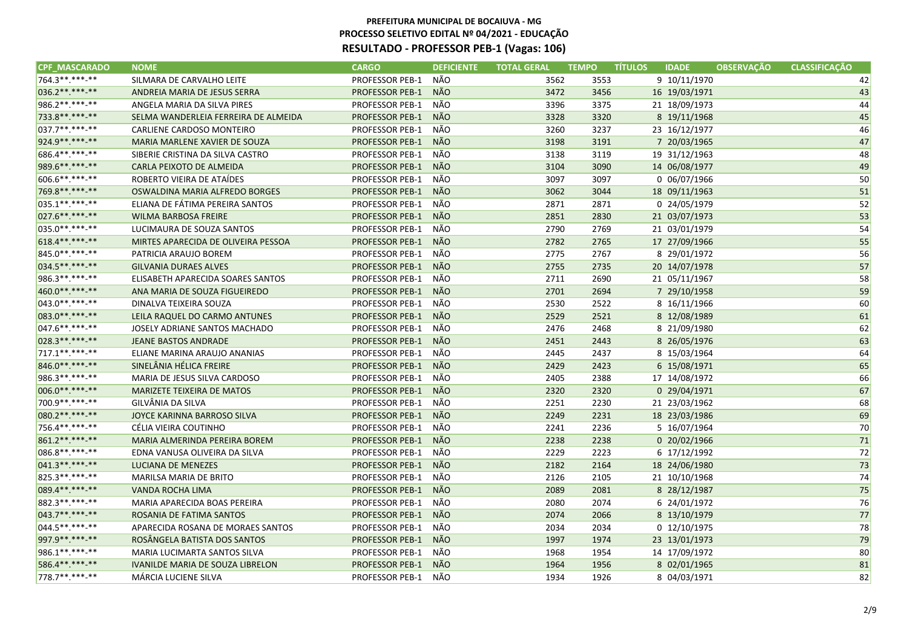**PREFEITURA MUNICIPAL DE BOCAIUVA - MG**
**PROCESSO SELETIVO EDITAL Nº 04/2021 - EDUCAÇÃO**
## RESULTADO - PROFESSOR PEB-1 (Vagas: 106)

| CPF_MASCARADO | NOME | CARGO | DEFICIENTE | TOTAL GERAL | TEMPO | TÍTULOS | IDADE | OBSERVAÇÃO | CLASSIFICAÇÃO |
|---|---|---|---|---|---|---|---|---|---|
| 764.3**.***-** | SILMARA DE CARVALHO LEITE | PROFESSOR PEB-1 | NÃO | 3562 | 3553 | 9 | 10/11/1970 | | 42 |
| 036.2**.***-** | ANDREIA MARIA DE JESUS SERRA | PROFESSOR PEB-1 | NÃO | 3472 | 3456 | 16 | 19/03/1971 | | 43 |
| 986.2**.***-** | ANGELA MARIA DA SILVA PIRES | PROFESSOR PEB-1 | NÃO | 3396 | 3375 | 21 | 18/09/1973 | | 44 |
| 733.8**.***-** | SELMA WANDERLEIA FERREIRA DE ALMEIDA | PROFESSOR PEB-1 | NÃO | 3328 | 3320 | 8 | 19/11/1968 | | 45 |
| 037.7**.***-** | CARLIENE CARDOSO MONTEIRO | PROFESSOR PEB-1 | NÃO | 3260 | 3237 | 23 | 16/12/1977 | | 46 |
| 924.9**.***-** | MARIA MARLENE XAVIER DE SOUZA | PROFESSOR PEB-1 | NÃO | 3198 | 3191 | 7 | 20/03/1965 | | 47 |
| 686.4**.***-** | SIBERIE CRISTINA DA SILVA CASTRO | PROFESSOR PEB-1 | NÃO | 3138 | 3119 | 19 | 31/12/1963 | | 48 |
| 989.6**.***-** | CARLA PEIXOTO DE ALMEIDA | PROFESSOR PEB-1 | NÃO | 3104 | 3090 | 14 | 06/08/1977 | | 49 |
| 606.6**.***-** | ROBERTO VIEIRA DE ATAÍDES | PROFESSOR PEB-1 | NÃO | 3097 | 3097 | 0 | 06/07/1966 | | 50 |
| 769.8**.***-** | OSWALDINA MARIA ALFREDO BORGES | PROFESSOR PEB-1 | NÃO | 3062 | 3044 | 18 | 09/11/1963 | | 51 |
| 035.1**.***-** | ELIANA DE FÁTIMA PEREIRA SANTOS | PROFESSOR PEB-1 | NÃO | 2871 | 2871 | 0 | 24/05/1979 | | 52 |
| 027.6**.***-** | WILMA BARBOSA FREIRE | PROFESSOR PEB-1 | NÃO | 2851 | 2830 | 21 | 03/07/1973 | | 53 |
| 035.0**.***-** | LUCIMAURA DE SOUZA SANTOS | PROFESSOR PEB-1 | NÃO | 2790 | 2769 | 21 | 03/01/1979 | | 54 |
| 618.4**.***-** | MIRTES APARECIDA DE OLIVEIRA PESSOA | PROFESSOR PEB-1 | NÃO | 2782 | 2765 | 17 | 27/09/1966 | | 55 |
| 845.0**.***-** | PATRICIA ARAUJO BOREM | PROFESSOR PEB-1 | NÃO | 2775 | 2767 | 8 | 29/01/1972 | | 56 |
| 034.5**.***-** | GILVANIA DURAES ALVES | PROFESSOR PEB-1 | NÃO | 2755 | 2735 | 20 | 14/07/1978 | | 57 |
| 986.3**.***-** | ELISABETH APARECIDA SOARES SANTOS | PROFESSOR PEB-1 | NÃO | 2711 | 2690 | 21 | 05/11/1967 | | 58 |
| 460.0**.***-** | ANA MARIA DE SOUZA FIGUEIREDO | PROFESSOR PEB-1 | NÃO | 2701 | 2694 | 7 | 29/10/1958 | | 59 |
| 043.0**.***-** | DINALVA TEIXEIRA SOUZA | PROFESSOR PEB-1 | NÃO | 2530 | 2522 | 8 | 16/11/1966 | | 60 |
| 083.0**.***-** | LEILA RAQUEL DO CARMO ANTUNES | PROFESSOR PEB-1 | NÃO | 2529 | 2521 | 8 | 12/08/1989 | | 61 |
| 047.6**.***-** | JOSELY ADRIANE SANTOS MACHADO | PROFESSOR PEB-1 | NÃO | 2476 | 2468 | 8 | 21/09/1980 | | 62 |
| 028.3**.***-** | JEANE BASTOS ANDRADE | PROFESSOR PEB-1 | NÃO | 2451 | 2443 | 8 | 26/05/1976 | | 63 |
| 717.1**.***-** | ELIANE MARINA ARAUJO ANANIAS | PROFESSOR PEB-1 | NÃO | 2445 | 2437 | 8 | 15/03/1964 | | 64 |
| 846.0**.***-** | SINELÂNIA HÉLICA FREIRE | PROFESSOR PEB-1 | NÃO | 2429 | 2423 | 6 | 15/08/1971 | | 65 |
| 986.3**.***-** | MARIA DE JESUS SILVA CARDOSO | PROFESSOR PEB-1 | NÃO | 2405 | 2388 | 17 | 14/08/1972 | | 66 |
| 006.0**.***-** | MARIZETE TEIXEIRA DE MATOS | PROFESSOR PEB-1 | NÃO | 2320 | 2320 | 0 | 29/04/1971 | | 67 |
| 700.9**.***-** | GILVÂNIA DA SILVA | PROFESSOR PEB-1 | NÃO | 2251 | 2230 | 21 | 23/03/1962 | | 68 |
| 080.2**.***-** | JOYCE KARINNA BARROSO SILVA | PROFESSOR PEB-1 | NÃO | 2249 | 2231 | 18 | 23/03/1986 | | 69 |
| 756.4**.***-** | CÉLIA VIEIRA COUTINHO | PROFESSOR PEB-1 | NÃO | 2241 | 2236 | 5 | 16/07/1964 | | 70 |
| 861.2**.***-** | MARIA ALMERINDA PEREIRA BOREM | PROFESSOR PEB-1 | NÃO | 2238 | 2238 | 0 | 20/02/1966 | | 71 |
| 086.8**.***-** | EDNA VANUSA OLIVEIRA DA SILVA | PROFESSOR PEB-1 | NÃO | 2229 | 2223 | 6 | 17/12/1992 | | 72 |
| 041.3**.***-** | LUCIANA DE MENEZES | PROFESSOR PEB-1 | NÃO | 2182 | 2164 | 18 | 24/06/1980 | | 73 |
| 825.3**.***-** | MARILSA MARIA DE BRITO | PROFESSOR PEB-1 | NÃO | 2126 | 2105 | 21 | 10/10/1968 | | 74 |
| 089.4**.***-** | VANDA ROCHA LIMA | PROFESSOR PEB-1 | NÃO | 2089 | 2081 | 8 | 28/12/1987 | | 75 |
| 882.3**.***-** | MARIA APARECIDA BOAS PEREIRA | PROFESSOR PEB-1 | NÃO | 2080 | 2074 | 6 | 24/01/1972 | | 76 |
| 043.7**.***-** | ROSANIA DE FATIMA SANTOS | PROFESSOR PEB-1 | NÃO | 2074 | 2066 | 8 | 13/10/1979 | | 77 |
| 044.5**.***-** | APARECIDA ROSANA DE MORAES SANTOS | PROFESSOR PEB-1 | NÃO | 2034 | 2034 | 0 | 12/10/1975 | | 78 |
| 997.9**.***-** | ROSÂNGELA BATISTA DOS SANTOS | PROFESSOR PEB-1 | NÃO | 1997 | 1974 | 23 | 13/01/1973 | | 79 |
| 986.1**.***-** | MARIA LUCIMARTA SANTOS SILVA | PROFESSOR PEB-1 | NÃO | 1968 | 1954 | 14 | 17/09/1972 | | 80 |
| 586.4**.***-** | IVANILDE MARIA DE SOUZA LIBRELON | PROFESSOR PEB-1 | NÃO | 1964 | 1956 | 8 | 02/01/1965 | | 81 |
| 778.7**.***-** | MÁRCIA LUCIENE SILVA | PROFESSOR PEB-1 | NÃO | 1934 | 1926 | 8 | 04/03/1971 | | 82 |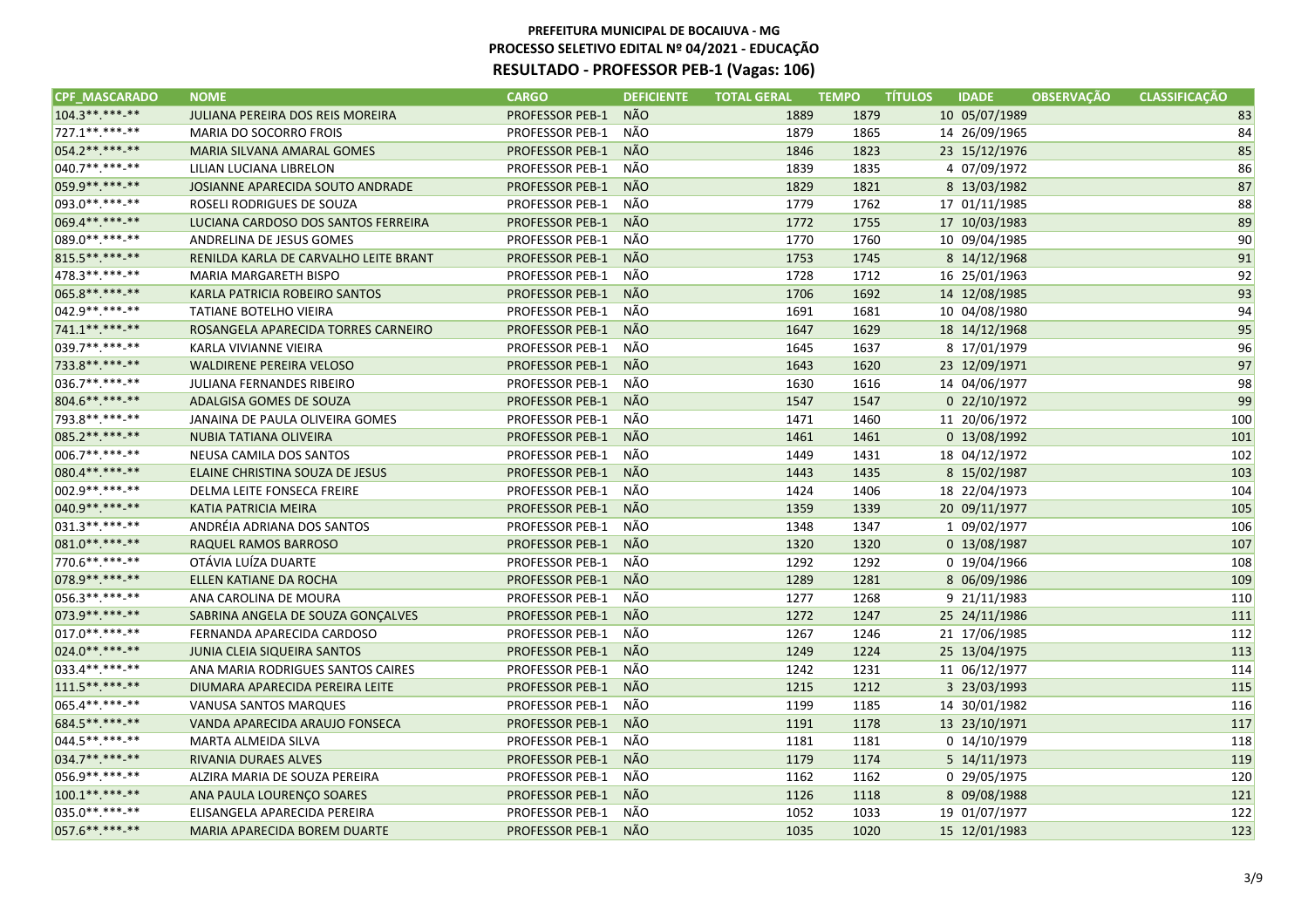**PREFEITURA MUNICIPAL DE BOCAIUVA - MG**
**PROCESSO SELETIVO EDITAL Nº 04/2021 - EDUCAÇÃO**
## RESULTADO - PROFESSOR PEB-1 (Vagas: 106)

| CPF_MASCARADO | NOME | CARGO | DEFICIENTE | TOTAL GERAL | TEMPO | TÍTULOS | IDADE | OBSERVAÇÃO | CLASSIFICAÇÃO |
|---|---|---|---|---|---|---|---|---|---|
| 104.3**.***-** | JULIANA PEREIRA DOS REIS MOREIRA | PROFESSOR PEB-1 | NÃO | 1889 | 1879 | 10 | 05/07/1989 | | 83 |
| 727.1**.***-** | MARIA DO SOCORRO FROIS | PROFESSOR PEB-1 | NÃO | 1879 | 1865 | 14 | 26/09/1965 | | 84 |
| 054.2**.***-** | MARIA SILVANA AMARAL GOMES | PROFESSOR PEB-1 | NÃO | 1846 | 1823 | 23 | 15/12/1976 | | 85 |
| 040.7**.***-** | LILIAN LUCIANA LIBRELON | PROFESSOR PEB-1 | NÃO | 1839 | 1835 | 4 | 07/09/1972 | | 86 |
| 059.9**.***-** | JOSIANNE APARECIDA SOUTO ANDRADE | PROFESSOR PEB-1 | NÃO | 1829 | 1821 | 8 | 13/03/1982 | | 87 |
| 093.0**.***-** | ROSELI RODRIGUES DE SOUZA | PROFESSOR PEB-1 | NÃO | 1779 | 1762 | 17 | 01/11/1985 | | 88 |
| 069.4**.***-** | LUCIANA CARDOSO DOS SANTOS FERREIRA | PROFESSOR PEB-1 | NÃO | 1772 | 1755 | 17 | 10/03/1983 | | 89 |
| 089.0**.***-** | ANDRELINA DE JESUS GOMES | PROFESSOR PEB-1 | NÃO | 1770 | 1760 | 10 | 09/04/1985 | | 90 |
| 815.5**.***-** | RENILDA KARLA DE CARVALHO LEITE BRANT | PROFESSOR PEB-1 | NÃO | 1753 | 1745 | 8 | 14/12/1968 | | 91 |
| 478.3**.***-** | MARIA MARGARETH BISPO | PROFESSOR PEB-1 | NÃO | 1728 | 1712 | 16 | 25/01/1963 | | 92 |
| 065.8**.***-** | KARLA PATRICIA ROBEIRO SANTOS | PROFESSOR PEB-1 | NÃO | 1706 | 1692 | 14 | 12/08/1985 | | 93 |
| 042.9**.***-** | TATIANE BOTELHO VIEIRA | PROFESSOR PEB-1 | NÃO | 1691 | 1681 | 10 | 04/08/1980 | | 94 |
| 741.1**.***-** | ROSANGELA APARECIDA TORRES CARNEIRO | PROFESSOR PEB-1 | NÃO | 1647 | 1629 | 18 | 14/12/1968 | | 95 |
| 039.7**.***-** | KARLA VIVIANNE VIEIRA | PROFESSOR PEB-1 | NÃO | 1645 | 1637 | 8 | 17/01/1979 | | 96 |
| 733.8**.***-** | WALDIRENE PEREIRA VELOSO | PROFESSOR PEB-1 | NÃO | 1643 | 1620 | 23 | 12/09/1971 | | 97 |
| 036.7**.***-** | JULIANA FERNANDES RIBEIRO | PROFESSOR PEB-1 | NÃO | 1630 | 1616 | 14 | 04/06/1977 | | 98 |
| 804.6**.***-** | ADALGISA GOMES DE SOUZA | PROFESSOR PEB-1 | NÃO | 1547 | 1547 | 0 | 22/10/1972 | | 99 |
| 793.8**.***-** | JANAINA DE PAULA OLIVEIRA GOMES | PROFESSOR PEB-1 | NÃO | 1471 | 1460 | 11 | 20/06/1972 | | 100 |
| 085.2**.***-** | NUBIA TATIANA OLIVEIRA | PROFESSOR PEB-1 | NÃO | 1461 | 1461 | 0 | 13/08/1992 | | 101 |
| 006.7**.***-** | NEUSA CAMILA DOS SANTOS | PROFESSOR PEB-1 | NÃO | 1449 | 1431 | 18 | 04/12/1972 | | 102 |
| 080.4**.***-** | ELAINE CHRISTINA SOUZA DE JESUS | PROFESSOR PEB-1 | NÃO | 1443 | 1435 | 8 | 15/02/1987 | | 103 |
| 002.9**.***-** | DELMA LEITE FONSECA FREIRE | PROFESSOR PEB-1 | NÃO | 1424 | 1406 | 18 | 22/04/1973 | | 104 |
| 040.9**.***-** | KATIA PATRICIA MEIRA | PROFESSOR PEB-1 | NÃO | 1359 | 1339 | 20 | 09/11/1977 | | 105 |
| 031.3**.***-** | ANDRÉIA ADRIANA DOS SANTOS | PROFESSOR PEB-1 | NÃO | 1348 | 1347 | 1 | 09/02/1977 | | 106 |
| 081.0**.***-** | RAQUEL RAMOS BARROSO | PROFESSOR PEB-1 | NÃO | 1320 | 1320 | 0 | 13/08/1987 | | 107 |
| 770.6**.***-** | OTÁVIA LUÍZA DUARTE | PROFESSOR PEB-1 | NÃO | 1292 | 1292 | 0 | 19/04/1966 | | 108 |
| 078.9**.***-** | ELLEN KATIANE DA ROCHA | PROFESSOR PEB-1 | NÃO | 1289 | 1281 | 8 | 06/09/1986 | | 109 |
| 056.3**.***-** | ANA CAROLINA DE MOURA | PROFESSOR PEB-1 | NÃO | 1277 | 1268 | 9 | 21/11/1983 | | 110 |
| 073.9**.***-** | SABRINA ANGELA DE SOUZA GONÇALVES | PROFESSOR PEB-1 | NÃO | 1272 | 1247 | 25 | 24/11/1986 | | 111 |
| 017.0**.***-** | FERNANDA APARECIDA CARDOSO | PROFESSOR PEB-1 | NÃO | 1267 | 1246 | 21 | 17/06/1985 | | 112 |
| 024.0**.***-** | JUNIA CLEIA SIQUEIRA SANTOS | PROFESSOR PEB-1 | NÃO | 1249 | 1224 | 25 | 13/04/1975 | | 113 |
| 033.4**.***-** | ANA MARIA RODRIGUES SANTOS CAIRES | PROFESSOR PEB-1 | NÃO | 1242 | 1231 | 11 | 06/12/1977 | | 114 |
| 111.5**.***-** | DIUMARA APARECIDA PEREIRA LEITE | PROFESSOR PEB-1 | NÃO | 1215 | 1212 | 3 | 23/03/1993 | | 115 |
| 065.4**.***-** | VANUSA SANTOS MARQUES | PROFESSOR PEB-1 | NÃO | 1199 | 1185 | 14 | 30/01/1982 | | 116 |
| 684.5**.***-** | VANDA APARECIDA ARAUJO FONSECA | PROFESSOR PEB-1 | NÃO | 1191 | 1178 | 13 | 23/10/1971 | | 117 |
| 044.5**.***-** | MARTA ALMEIDA SILVA | PROFESSOR PEB-1 | NÃO | 1181 | 1181 | 0 | 14/10/1979 | | 118 |
| 034.7**.***-** | RIVANIA DURAES ALVES | PROFESSOR PEB-1 | NÃO | 1179 | 1174 | 5 | 14/11/1973 | | 119 |
| 056.9**.***-** | ALZIRA MARIA DE SOUZA PEREIRA | PROFESSOR PEB-1 | NÃO | 1162 | 1162 | 0 | 29/05/1975 | | 120 |
| 100.1**.***-** | ANA PAULA LOURENÇO SOARES | PROFESSOR PEB-1 | NÃO | 1126 | 1118 | 8 | 09/08/1988 | | 121 |
| 035.0**.***-** | ELISANGELA APARECIDA PEREIRA | PROFESSOR PEB-1 | NÃO | 1052 | 1033 | 19 | 01/07/1977 | | 122 |
| 057.6**.***-** | MARIA APARECIDA BOREM DUARTE | PROFESSOR PEB-1 | NÃO | 1035 | 1020 | 15 | 12/01/1983 | | 123 |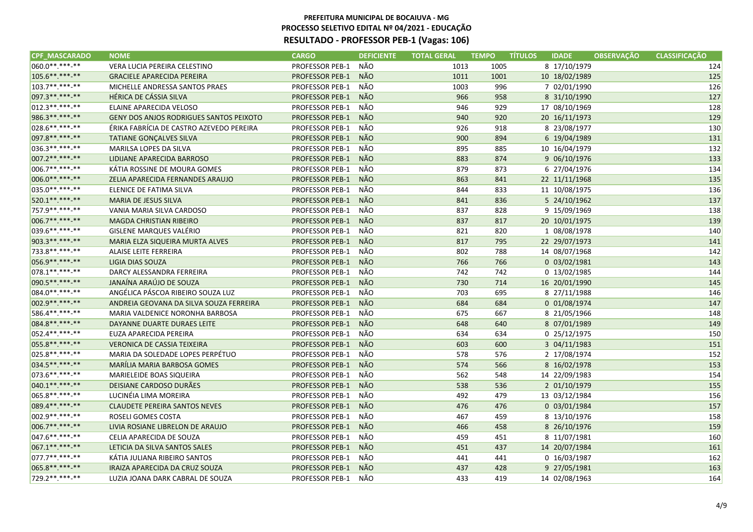# PREFEITURA MUNICIPAL DE BOCAIUVA - MG
## PROCESSO SELETIVO EDITAL Nº 04/2021 - EDUCAÇÃO
## RESULTADO - PROFESSOR PEB-1 (Vagas: 106)

| CPF_MASCARADO | NOME | CARGO | DEFICIENTE | TOTAL GERAL | TEMPO | TÍTULOS | IDADE | OBSERVAÇÃO | CLASSIFICAÇÃO |
|---|---|---|---|---|---|---|---|---|---|
| 060.0**.***-** | VERA LUCIA PEREIRA CELESTINO | PROFESSOR PEB-1 | NÃO | 1013 | 1005 | 8 | 17/10/1979 | | 124 |
| 105.6**.***-** | GRACIELE APARECIDA PEREIRA | PROFESSOR PEB-1 | NÃO | 1011 | 1001 | 10 | 18/02/1989 | | 125 |
| 103.7**.***-** | MICHELLE ANDRESSA SANTOS PRAES | PROFESSOR PEB-1 | NÃO | 1003 | 996 | 7 | 02/01/1990 | | 126 |
| 097.3**.***-** | HÉRICA DE CÁSSIA SILVA | PROFESSOR PEB-1 | NÃO | 966 | 958 | 8 | 31/10/1990 | | 127 |
| 012.3**.***-** | ELAINE APARECIDA VELOSO | PROFESSOR PEB-1 | NÃO | 946 | 929 | 17 | 08/10/1969 | | 128 |
| 986.3**.***-** | GENY DOS ANJOS RODRIGUES SANTOS PEIXOTO | PROFESSOR PEB-1 | NÃO | 940 | 920 | 20 | 16/11/1973 | | 129 |
| 028.6**.***-** | ÉRIKA FABRÍCIA DE CASTRO AZEVEDO PEREIRA | PROFESSOR PEB-1 | NÃO | 926 | 918 | 8 | 23/08/1977 | | 130 |
| 097.8**.***-** | TATIANE GONÇALVES SILVA | PROFESSOR PEB-1 | NÃO | 900 | 894 | 6 | 19/04/1989 | | 131 |
| 036.3**.***-** | MARILSA LOPES DA SILVA | PROFESSOR PEB-1 | NÃO | 895 | 885 | 10 | 16/04/1979 | | 132 |
| 007.2**.***-** | LIDIJANE APARECIDA BARROSO | PROFESSOR PEB-1 | NÃO | 883 | 874 | 9 | 06/10/1976 | | 133 |
| 006.7**.***-** | KÁTIA ROSSINE DE MOURA GOMES | PROFESSOR PEB-1 | NÃO | 879 | 873 | 6 | 27/04/1976 | | 134 |
| 006.0**.***-** | ZELIA APARECIDA FERNANDES ARAUJO | PROFESSOR PEB-1 | NÃO | 863 | 841 | 22 | 11/11/1968 | | 135 |
| 035.0**.***-** | ELENICE DE FATIMA SILVA | PROFESSOR PEB-1 | NÃO | 844 | 833 | 11 | 10/08/1975 | | 136 |
| 520.1**.***-** | MARIA DE JESUS SILVA | PROFESSOR PEB-1 | NÃO | 841 | 836 | 5 | 24/10/1962 | | 137 |
| 757.9**.***-** | VANIA MARIA SILVA CARDOSO | PROFESSOR PEB-1 | NÃO | 837 | 828 | 9 | 15/09/1969 | | 138 |
| 006.7**.***-** | MAGDA CHRISTIAN RIBEIRO | PROFESSOR PEB-1 | NÃO | 837 | 817 | 20 | 10/01/1975 | | 139 |
| 039.6**.***-** | GISLENE MARQUES VALÉRIO | PROFESSOR PEB-1 | NÃO | 821 | 820 | 1 | 08/08/1978 | | 140 |
| 903.3**.***-** | MARIA ELZA SIQUEIRA MURTA ALVES | PROFESSOR PEB-1 | NÃO | 817 | 795 | 22 | 29/07/1973 | | 141 |
| 733.8**.***-** | ALAISE LEITE FERREIRA | PROFESSOR PEB-1 | NÃO | 802 | 788 | 14 | 08/07/1968 | | 142 |
| 056.9**.***-** | LIGIA DIAS SOUZA | PROFESSOR PEB-1 | NÃO | 766 | 766 | 0 | 03/02/1981 | | 143 |
| 078.1**.***-** | DARCY ALESSANDRA FERREIRA | PROFESSOR PEB-1 | NÃO | 742 | 742 | 0 | 13/02/1985 | | 144 |
| 090.5**.***-** | JANAÍNA ARAÚJO DE SOUZA | PROFESSOR PEB-1 | NÃO | 730 | 714 | 16 | 20/01/1990 | | 145 |
| 084.0**.***-** | ANGÉLICA PÁSCOA RIBEIRO SOUZA LUZ | PROFESSOR PEB-1 | NÃO | 703 | 695 | 8 | 27/11/1988 | | 146 |
| 002.9**.***-** | ANDREIA GEOVANA DA SILVA SOUZA FERREIRA | PROFESSOR PEB-1 | NÃO | 684 | 684 | 0 | 01/08/1974 | | 147 |
| 586.4**.***-** | MARIA VALDENICE NORONHA BARBOSA | PROFESSOR PEB-1 | NÃO | 675 | 667 | 8 | 21/05/1966 | | 148 |
| 084.8**.***-** | DAYANNE DUARTE DURAES LEITE | PROFESSOR PEB-1 | NÃO | 648 | 640 | 8 | 07/01/1989 | | 149 |
| 052.4**.***-** | EUZA APARECIDA PEREIRA | PROFESSOR PEB-1 | NÃO | 634 | 634 | 0 | 25/12/1975 | | 150 |
| 055.8**.***-** | VERONICA DE CASSIA TEIXEIRA | PROFESSOR PEB-1 | NÃO | 603 | 600 | 3 | 04/11/1983 | | 151 |
| 025.8**.***-** | MARIA DA SOLEDADE LOPES PERPÉTUO | PROFESSOR PEB-1 | NÃO | 578 | 576 | 2 | 17/08/1974 | | 152 |
| 034.5**.***-** | MARÍLIA MARIA BARBOSA GOMES | PROFESSOR PEB-1 | NÃO | 574 | 566 | 8 | 16/02/1978 | | 153 |
| 073.6**.***-** | MARIELEIDE BOAS SIQUEIRA | PROFESSOR PEB-1 | NÃO | 562 | 548 | 14 | 22/09/1983 | | 154 |
| 040.1**.***-** | DEISIANE CARDOSO DURÃES | PROFESSOR PEB-1 | NÃO | 538 | 536 | 2 | 01/10/1979 | | 155 |
| 065.8**.***-** | LUCINÉIA LIMA MOREIRA | PROFESSOR PEB-1 | NÃO | 492 | 479 | 13 | 03/12/1984 | | 156 |
| 089.4**.***-** | CLAUDETE PEREIRA SANTOS NEVES | PROFESSOR PEB-1 | NÃO | 476 | 476 | 0 | 03/01/1984 | | 157 |
| 002.9**.***-** | ROSELI GOMES COSTA | PROFESSOR PEB-1 | NÃO | 467 | 459 | 8 | 13/10/1976 | | 158 |
| 006.7**.***-** | LIVIA ROSIANE LIBRELON DE ARAUJO | PROFESSOR PEB-1 | NÃO | 466 | 458 | 8 | 26/10/1976 | | 159 |
| 047.6**.***-** | CELIA APARECIDA DE SOUZA | PROFESSOR PEB-1 | NÃO | 459 | 451 | 8 | 11/07/1981 | | 160 |
| 067.1**.***-** | LETICIA DA SILVA SANTOS SALES | PROFESSOR PEB-1 | NÃO | 451 | 437 | 14 | 20/07/1984 | | 161 |
| 077.7**.***-** | KÁTIA JULIANA RIBEIRO SANTOS | PROFESSOR PEB-1 | NÃO | 441 | 441 | 0 | 16/03/1987 | | 162 |
| 065.8**.***-** | IRAIZA APARECIDA DA CRUZ SOUZA | PROFESSOR PEB-1 | NÃO | 437 | 428 | 9 | 27/05/1981 | | 163 |
| 729.2**.***-** | LUZIA JOANA DARK CABRAL DE SOUZA | PROFESSOR PEB-1 | NÃO | 433 | 419 | 14 | 02/08/1963 | | 164 |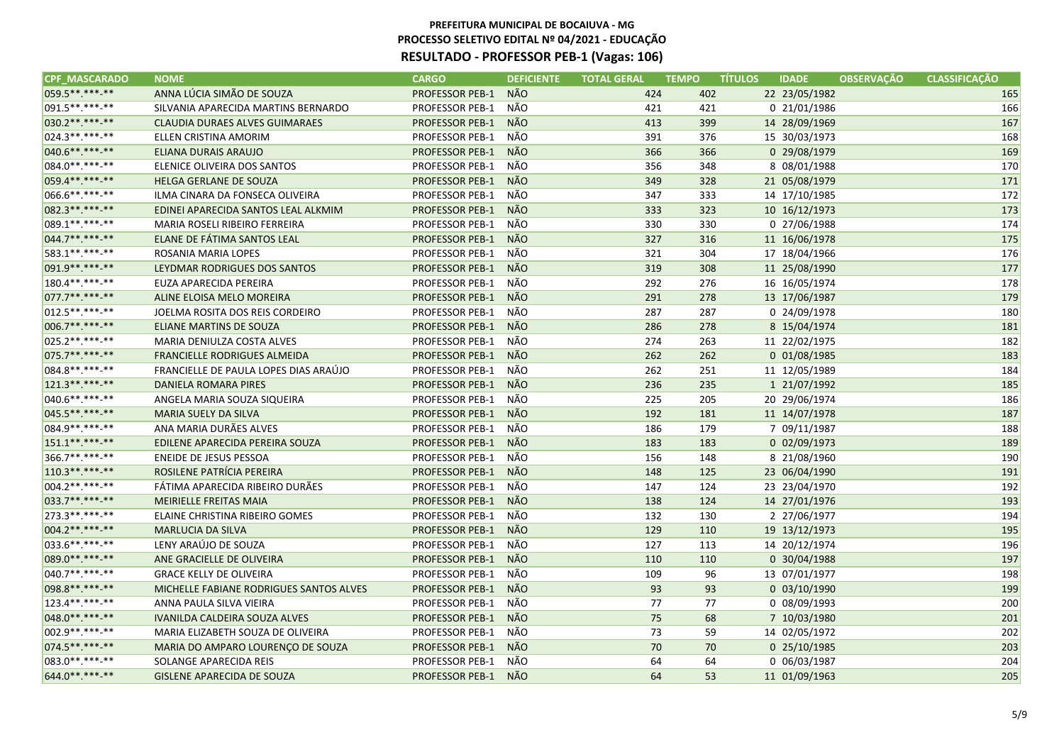**PREFEITURA MUNICIPAL DE BOCAIUVA - MG**
**PROCESSO SELETIVO EDITAL Nº 04/2021 - EDUCAÇÃO**
**RESULTADO - PROFESSOR PEB-1 (Vagas: 106)**

| CPF_MASCARADO | NOME | CARGO | DEFICIENTE | TOTAL GERAL | TEMPO | TÍTULOS | IDADE | OBSERVAÇÃO | CLASSIFICAÇÃO |
|---|---|---|---|---|---|---|---|---|---|
| 059.5**.***-** | ANNA LÚCIA SIMÃO DE SOUZA | PROFESSOR PEB-1 | NÃO | 424 | 402 | 22 | 23/05/1982 | | 165 |
| 091.5**.***-** | SILVANIA APARECIDA MARTINS BERNARDO | PROFESSOR PEB-1 | NÃO | 421 | 421 | 0 | 21/01/1986 | | 166 |
| 030.2**.***-** | CLAUDIA DURAES ALVES GUIMARAES | PROFESSOR PEB-1 | NÃO | 413 | 399 | 14 | 28/09/1969 | | 167 |
| 024.3**.***-** | ELLEN CRISTINA AMORIM | PROFESSOR PEB-1 | NÃO | 391 | 376 | 15 | 30/03/1973 | | 168 |
| 040.6**.***-** | ELIANA DURAIS ARAUJO | PROFESSOR PEB-1 | NÃO | 366 | 366 | 0 | 29/08/1979 | | 169 |
| 084.0**.***-** | ELENICE OLIVEIRA DOS SANTOS | PROFESSOR PEB-1 | NÃO | 356 | 348 | 8 | 08/01/1988 | | 170 |
| 059.4**.***-** | HELGA GERLANE DE SOUZA | PROFESSOR PEB-1 | NÃO | 349 | 328 | 21 | 05/08/1979 | | 171 |
| 066.6**.***-** | ILMA CINARA DA FONSECA OLIVEIRA | PROFESSOR PEB-1 | NÃO | 347 | 333 | 14 | 17/10/1985 | | 172 |
| 082.3**.***-** | EDINEI APARECIDA SANTOS LEAL ALKMIM | PROFESSOR PEB-1 | NÃO | 333 | 323 | 10 | 16/12/1973 | | 173 |
| 089.1**.***-** | MARIA ROSELI RIBEIRO FERREIRA | PROFESSOR PEB-1 | NÃO | 330 | 330 | 0 | 27/06/1988 | | 174 |
| 044.7**.***-** | ELANE DE FÁTIMA SANTOS LEAL | PROFESSOR PEB-1 | NÃO | 327 | 316 | 11 | 16/06/1978 | | 175 |
| 583.1**.***-** | ROSANIA MARIA LOPES | PROFESSOR PEB-1 | NÃO | 321 | 304 | 17 | 18/04/1966 | | 176 |
| 091.9**.***-** | LEYDMAR RODRIGUES DOS SANTOS | PROFESSOR PEB-1 | NÃO | 319 | 308 | 11 | 25/08/1990 | | 177 |
| 180.4**.***-** | EUZA APARECIDA PEREIRA | PROFESSOR PEB-1 | NÃO | 292 | 276 | 16 | 16/05/1974 | | 178 |
| 077.7**.***-** | ALINE ELOISA MELO MOREIRA | PROFESSOR PEB-1 | NÃO | 291 | 278 | 13 | 17/06/1987 | | 179 |
| 012.5**.***-** | JOELMA ROSITA DOS REIS CORDEIRO | PROFESSOR PEB-1 | NÃO | 287 | 287 | 0 | 24/09/1978 | | 180 |
| 006.7**.***-** | ELIANE MARTINS DE SOUZA | PROFESSOR PEB-1 | NÃO | 286 | 278 | 8 | 15/04/1974 | | 181 |
| 025.2**.***-** | MARIA DENIULZA COSTA ALVES | PROFESSOR PEB-1 | NÃO | 274 | 263 | 11 | 22/02/1975 | | 182 |
| 075.7**.***-** | FRANCIELLE RODRIGUES ALMEIDA | PROFESSOR PEB-1 | NÃO | 262 | 262 | 0 | 01/08/1985 | | 183 |
| 084.8**.***-** | FRANCIELLE DE PAULA LOPES DIAS ARAÚJO | PROFESSOR PEB-1 | NÃO | 262 | 251 | 11 | 12/05/1989 | | 184 |
| 121.3**.***-** | DANIELA ROMARA PIRES | PROFESSOR PEB-1 | NÃO | 236 | 235 | 1 | 21/07/1992 | | 185 |
| 040.6**.***-** | ANGELA MARIA SOUZA SIQUEIRA | PROFESSOR PEB-1 | NÃO | 225 | 205 | 20 | 29/06/1974 | | 186 |
| 045.5**.***-** | MARIA SUELY DA SILVA | PROFESSOR PEB-1 | NÃO | 192 | 181 | 11 | 14/07/1978 | | 187 |
| 084.9**.***-** | ANA MARIA DURÃES ALVES | PROFESSOR PEB-1 | NÃO | 186 | 179 | 7 | 09/11/1987 | | 188 |
| 151.1**.***-** | EDILENE APARECIDA PEREIRA SOUZA | PROFESSOR PEB-1 | NÃO | 183 | 183 | 0 | 02/09/1973 | | 189 |
| 366.7**.***-** | ENEIDE DE JESUS PESSOA | PROFESSOR PEB-1 | NÃO | 156 | 148 | 8 | 21/08/1960 | | 190 |
| 110.3**.***-** | ROSILENE PATRÍCIA PEREIRA | PROFESSOR PEB-1 | NÃO | 148 | 125 | 23 | 06/04/1990 | | 191 |
| 004.2**.***-** | FÁTIMA APARECIDA RIBEIRO DURÃES | PROFESSOR PEB-1 | NÃO | 147 | 124 | 23 | 23/04/1970 | | 192 |
| 033.7**.***-** | MEIRIELLE FREITAS MAIA | PROFESSOR PEB-1 | NÃO | 138 | 124 | 14 | 27/01/1976 | | 193 |
| 273.3**.***-** | ELAINE CHRISTINA RIBEIRO GOMES | PROFESSOR PEB-1 | NÃO | 132 | 130 | 2 | 27/06/1977 | | 194 |
| 004.2**.***-** | MARLUCIA DA SILVA | PROFESSOR PEB-1 | NÃO | 129 | 110 | 19 | 13/12/1973 | | 195 |
| 033.6**.***-** | LENY ARAÚJO DE SOUZA | PROFESSOR PEB-1 | NÃO | 127 | 113 | 14 | 20/12/1974 | | 196 |
| 089.0**.***-** | ANE GRACIELLE DE OLIVEIRA | PROFESSOR PEB-1 | NÃO | 110 | 110 | 0 | 30/04/1988 | | 197 |
| 040.7**.***-** | GRACE KELLY DE OLIVEIRA | PROFESSOR PEB-1 | NÃO | 109 | 96 | 13 | 07/01/1977 | | 198 |
| 098.8**.***-** | MICHELLE FABIANE RODRIGUES SANTOS ALVES | PROFESSOR PEB-1 | NÃO | 93 | 93 | 0 | 03/10/1990 | | 199 |
| 123.4**.***-** | ANNA PAULA SILVA VIEIRA | PROFESSOR PEB-1 | NÃO | 77 | 77 | 0 | 08/09/1993 | | 200 |
| 048.0**.***-** | IVANILDA CALDEIRA SOUZA ALVES | PROFESSOR PEB-1 | NÃO | 75 | 68 | 7 | 10/03/1980 | | 201 |
| 002.9**.***-** | MARIA ELIZABETH SOUZA DE OLIVEIRA | PROFESSOR PEB-1 | NÃO | 73 | 59 | 14 | 02/05/1972 | | 202 |
| 074.5**.***-** | MARIA DO AMPARO LOURENÇO DE SOUZA | PROFESSOR PEB-1 | NÃO | 70 | 70 | 0 | 25/10/1985 | | 203 |
| 083.0**.***-** | SOLANGE APARECIDA REIS | PROFESSOR PEB-1 | NÃO | 64 | 64 | 0 | 06/03/1987 | | 204 |
| 644.0**.***-** | GISLENE APARECIDA DE SOUZA | PROFESSOR PEB-1 | NÃO | 64 | 53 | 11 | 01/09/1963 | | 205 |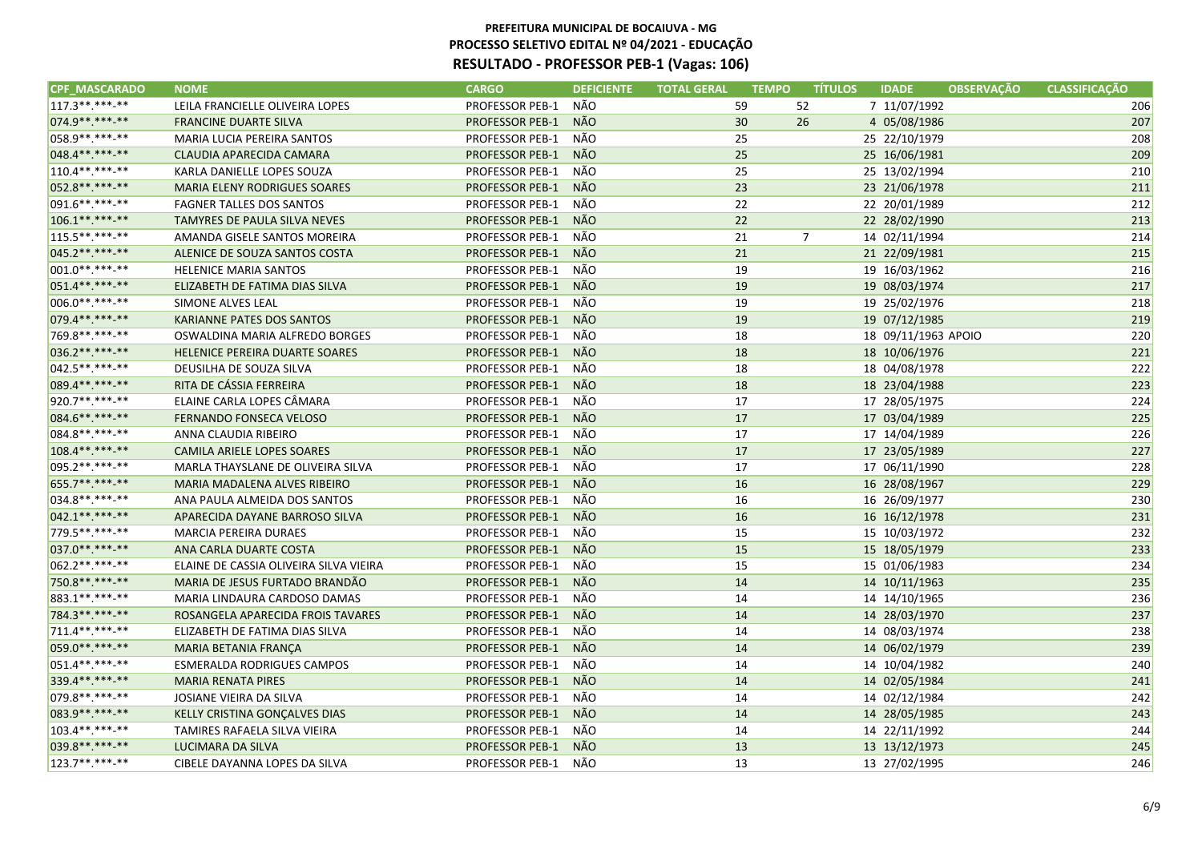**PREFEITURA MUNICIPAL DE BOCAIUVA - MG**
**PROCESSO SELETIVO EDITAL Nº 04/2021 - EDUCAÇÃO**

# RESULTADO - PROFESSOR PEB-1 (Vagas: 106)

| CPF_MASCARADO | NOME | CARGO | DEFICIENTE | TOTAL GERAL | TEMPO | TÍTULOS | IDADE | OBSERVAÇÃO | CLASSIFICAÇÃO |
|---|---|---|---|---|---|---|---|---|---|
| 117.3**.***-** | LEILA FRANCIELLE OLIVEIRA LOPES | PROFESSOR PEB-1 | NÃO | 59 | 52 | 7 | 11/07/1992 | | 206 |
| 074.9**.***-** | FRANCINE DUARTE SILVA | PROFESSOR PEB-1 | NÃO | 30 | 26 | 4 | 05/08/1986 | | 207 |
| 058.9**.***-** | MARIA LUCIA PEREIRA SANTOS | PROFESSOR PEB-1 | NÃO | 25 | | 25 | 22/10/1979 | | 208 |
| 048.4**.***-** | CLAUDIA APARECIDA CAMARA | PROFESSOR PEB-1 | NÃO | 25 | | 25 | 16/06/1981 | | 209 |
| 110.4**.***-** | KARLA DANIELLE LOPES SOUZA | PROFESSOR PEB-1 | NÃO | 25 | | 25 | 13/02/1994 | | 210 |
| 052.8**.***-** | MARIA ELENY RODRIGUES SOARES | PROFESSOR PEB-1 | NÃO | 23 | | 23 | 21/06/1978 | | 211 |
| 091.6**.***-** | FAGNER TALLES DOS SANTOS | PROFESSOR PEB-1 | NÃO | 22 | | 22 | 20/01/1989 | | 212 |
| 106.1**.***-** | TAMYRES DE PAULA SILVA NEVES | PROFESSOR PEB-1 | NÃO | 22 | | 22 | 28/02/1990 | | 213 |
| 115.5**.***-** | AMANDA GISELE SANTOS MOREIRA | PROFESSOR PEB-1 | NÃO | 21 | 7 | 14 | 02/11/1994 | | 214 |
| 045.2**.***-** | ALENICE DE SOUZA SANTOS COSTA | PROFESSOR PEB-1 | NÃO | 21 | | 21 | 22/09/1981 | | 215 |
| 001.0**.***-** | HELENICE MARIA SANTOS | PROFESSOR PEB-1 | NÃO | 19 | | 19 | 16/03/1962 | | 216 |
| 051.4**.***-** | ELIZABETH DE FATIMA DIAS SILVA | PROFESSOR PEB-1 | NÃO | 19 | | 19 | 08/03/1974 | | 217 |
| 006.0**.***-** | SIMONE ALVES LEAL | PROFESSOR PEB-1 | NÃO | 19 | | 19 | 25/02/1976 | | 218 |
| 079.4**.***-** | KARIANNE PATES DOS SANTOS | PROFESSOR PEB-1 | NÃO | 19 | | 19 | 07/12/1985 | | 219 |
| 769.8**.***-** | OSWALDINA MARIA ALFREDO BORGES | PROFESSOR PEB-1 | NÃO | 18 | | 18 | 09/11/1963 | APOIO | 220 |
| 036.2**.***-** | HELENICE PEREIRA DUARTE SOARES | PROFESSOR PEB-1 | NÃO | 18 | | 18 | 10/06/1976 | | 221 |
| 042.5**.***-** | DEUSILHA DE SOUZA SILVA | PROFESSOR PEB-1 | NÃO | 18 | | 18 | 04/08/1978 | | 222 |
| 089.4**.***-** | RITA DE CÁSSIA FERREIRA | PROFESSOR PEB-1 | NÃO | 18 | | 18 | 23/04/1988 | | 223 |
| 920.7**.***-** | ELAINE CARLA LOPES CÂMARA | PROFESSOR PEB-1 | NÃO | 17 | | 17 | 28/05/1975 | | 224 |
| 084.6**.***-** | FERNANDO FONSECA VELOSO | PROFESSOR PEB-1 | NÃO | 17 | | 17 | 03/04/1989 | | 225 |
| 084.8**.***-** | ANNA CLAUDIA RIBEIRO | PROFESSOR PEB-1 | NÃO | 17 | | 17 | 14/04/1989 | | 226 |
| 108.4**.***-** | CAMILA ARIELE LOPES SOARES | PROFESSOR PEB-1 | NÃO | 17 | | 17 | 23/05/1989 | | 227 |
| 095.2**.***-** | MARLA THAYSLANE DE OLIVEIRA SILVA | PROFESSOR PEB-1 | NÃO | 17 | | 17 | 06/11/1990 | | 228 |
| 655.7**.***-** | MARIA MADALENA ALVES RIBEIRO | PROFESSOR PEB-1 | NÃO | 16 | | 16 | 28/08/1967 | | 229 |
| 034.8**.***-** | ANA PAULA ALMEIDA DOS SANTOS | PROFESSOR PEB-1 | NÃO | 16 | | 16 | 26/09/1977 | | 230 |
| 042.1**.***-** | APARECIDA DAYANE BARROSO SILVA | PROFESSOR PEB-1 | NÃO | 16 | | 16 | 16/12/1978 | | 231 |
| 779.5**.***-** | MARCIA PEREIRA DURAES | PROFESSOR PEB-1 | NÃO | 15 | | 15 | 10/03/1972 | | 232 |
| 037.0**.***-** | ANA CARLA DUARTE COSTA | PROFESSOR PEB-1 | NÃO | 15 | | 15 | 18/05/1979 | | 233 |
| 062.2**.***-** | ELAINE DE CASSIA OLIVEIRA SILVA VIEIRA | PROFESSOR PEB-1 | NÃO | 15 | | 15 | 01/06/1983 | | 234 |
| 750.8**.***-** | MARIA DE JESUS FURTADO BRANDÃO | PROFESSOR PEB-1 | NÃO | 14 | | 14 | 10/11/1963 | | 235 |
| 883.1**.***-** | MARIA LINDAURA CARDOSO DAMAS | PROFESSOR PEB-1 | NÃO | 14 | | 14 | 14/10/1965 | | 236 |
| 784.3**.***-** | ROSANGELA APARECIDA FROIS TAVARES | PROFESSOR PEB-1 | NÃO | 14 | | 14 | 28/03/1970 | | 237 |
| 711.4**.***-** | ELIZABETH DE FATIMA DIAS SILVA | PROFESSOR PEB-1 | NÃO | 14 | | 14 | 08/03/1974 | | 238 |
| 059.0**.***-** | MARIA BETANIA FRANÇA | PROFESSOR PEB-1 | NÃO | 14 | | 14 | 06/02/1979 | | 239 |
| 051.4**.***-** | ESMERALDA RODRIGUES CAMPOS | PROFESSOR PEB-1 | NÃO | 14 | | 14 | 10/04/1982 | | 240 |
| 339.4**.***-** | MARIA RENATA PIRES | PROFESSOR PEB-1 | NÃO | 14 | | 14 | 02/05/1984 | | 241 |
| 079.8**.***-** | JOSIANE VIEIRA DA SILVA | PROFESSOR PEB-1 | NÃO | 14 | | 14 | 02/12/1984 | | 242 |
| 083.9**.***-** | KELLY CRISTINA GONÇALVES DIAS | PROFESSOR PEB-1 | NÃO | 14 | | 14 | 28/05/1985 | | 243 |
| 103.4**.***-** | TAMIRES RAFAELA SILVA VIEIRA | PROFESSOR PEB-1 | NÃO | 14 | | 14 | 22/11/1992 | | 244 |
| 039.8**.***-** | LUCIMARA DA SILVA | PROFESSOR PEB-1 | NÃO | 13 | | 13 | 13/12/1973 | | 245 |
| 123.7**.***-** | CIBELE DAYANNA LOPES DA SILVA | PROFESSOR PEB-1 | NÃO | 13 | | 13 | 27/02/1995 | | 246 |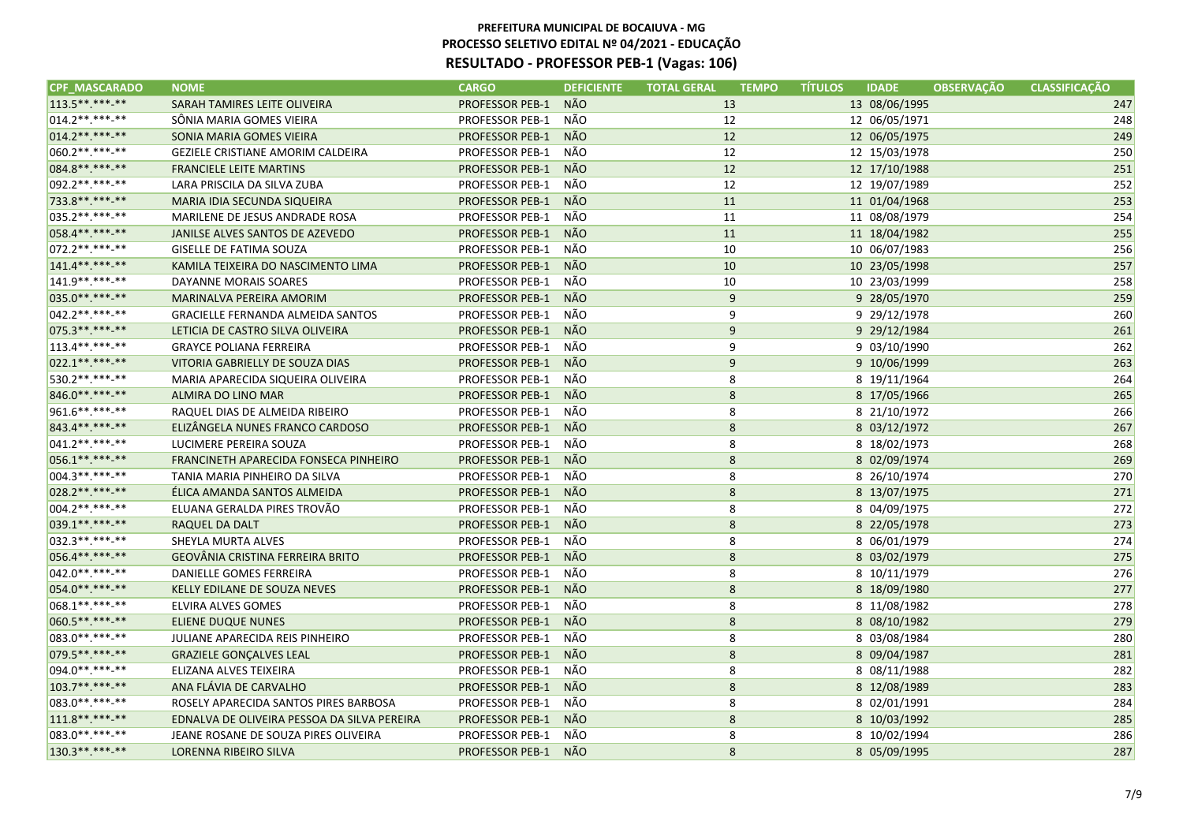**PREFEITURA MUNICIPAL DE BOCAIUVA - MG**
**PROCESSO SELETIVO EDITAL Nº 04/2021 - EDUCAÇÃO**

## RESULTADO - PROFESSOR PEB-1 (Vagas: 106)

| CPF_MASCARADO | NOME | CARGO | DEFICIENTE | TOTAL GERAL | TEMPO | TÍTULOS | IDADE | OBSERVAÇÃO | CLASSIFICAÇÃO |
|---|---|---|---|---|---|---|---|---|---|
| 113.5**.***-** | SARAH TAMIRES LEITE OLIVEIRA | PROFESSOR PEB-1 | NÃO | 13 | | 13 | 08/06/1995 | | 247 |
| 014.2**.***-** | SÔNIA MARIA GOMES VIEIRA | PROFESSOR PEB-1 | NÃO | 12 | | 12 | 06/05/1971 | | 248 |
| 014.2**.***-** | SONIA MARIA GOMES VIEIRA | PROFESSOR PEB-1 | NÃO | 12 | | 12 | 06/05/1975 | | 249 |
| 060.2**.***-** | GEZIELE CRISTIANE AMORIM CALDEIRA | PROFESSOR PEB-1 | NÃO | 12 | | 12 | 15/03/1978 | | 250 |
| 084.8**.***-** | FRANCIELE LEITE MARTINS | PROFESSOR PEB-1 | NÃO | 12 | | 12 | 17/10/1988 | | 251 |
| 092.2**.***-** | LARA PRISCILA DA SILVA ZUBA | PROFESSOR PEB-1 | NÃO | 12 | | 12 | 19/07/1989 | | 252 |
| 733.8**.***-** | MARIA IDIA SECUNDA SIQUEIRA | PROFESSOR PEB-1 | NÃO | 11 | | 11 | 01/04/1968 | | 253 |
| 035.2**.***-** | MARILENE DE JESUS ANDRADE ROSA | PROFESSOR PEB-1 | NÃO | 11 | | 11 | 08/08/1979 | | 254 |
| 058.4**.***-** | JANILSE ALVES SANTOS DE AZEVEDO | PROFESSOR PEB-1 | NÃO | 11 | | 11 | 18/04/1982 | | 255 |
| 072.2**.***-** | GISELLE DE FATIMA SOUZA | PROFESSOR PEB-1 | NÃO | 10 | | 10 | 06/07/1983 | | 256 |
| 141.4**.***-** | KAMILA TEIXEIRA DO NASCIMENTO LIMA | PROFESSOR PEB-1 | NÃO | 10 | | 10 | 23/05/1998 | | 257 |
| 141.9**.***-** | DAYANNE MORAIS SOARES | PROFESSOR PEB-1 | NÃO | 10 | | 10 | 23/03/1999 | | 258 |
| 035.0**.***-** | MARINALVA PEREIRA AMORIM | PROFESSOR PEB-1 | NÃO | 9 | | 9 | 28/05/1970 | | 259 |
| 042.2**.***-** | GRACIELLE FERNANDA ALMEIDA SANTOS | PROFESSOR PEB-1 | NÃO | 9 | | 9 | 29/12/1978 | | 260 |
| 075.3**.***-** | LETICIA DE CASTRO SILVA OLIVEIRA | PROFESSOR PEB-1 | NÃO | 9 | | 9 | 29/12/1984 | | 261 |
| 113.4**.***-** | GRAYCE POLIANA FERREIRA | PROFESSOR PEB-1 | NÃO | 9 | | 9 | 03/10/1990 | | 262 |
| 022.1**.***-** | VITORIA GABRIELLY DE SOUZA DIAS | PROFESSOR PEB-1 | NÃO | 9 | | 9 | 10/06/1999 | | 263 |
| 530.2**.***-** | MARIA APARECIDA SIQUEIRA OLIVEIRA | PROFESSOR PEB-1 | NÃO | 8 | | 8 | 19/11/1964 | | 264 |
| 846.0**.***-** | ALMIRA DO LINO MAR | PROFESSOR PEB-1 | NÃO | 8 | | 8 | 17/05/1966 | | 265 |
| 961.6**.***-** | RAQUEL DIAS DE ALMEIDA RIBEIRO | PROFESSOR PEB-1 | NÃO | 8 | | 8 | 21/10/1972 | | 266 |
| 843.4**.***-** | ELIZÂNGELA NUNES FRANCO CARDOSO | PROFESSOR PEB-1 | NÃO | 8 | | 8 | 03/12/1972 | | 267 |
| 041.2**.***-** | LUCIMERE PEREIRA SOUZA | PROFESSOR PEB-1 | NÃO | 8 | | 8 | 18/02/1973 | | 268 |
| 056.1**.***-** | FRANCINETH APARECIDA FONSECA PINHEIRO | PROFESSOR PEB-1 | NÃO | 8 | | 8 | 02/09/1974 | | 269 |
| 004.3**.***-** | TANIA MARIA PINHEIRO DA SILVA | PROFESSOR PEB-1 | NÃO | 8 | | 8 | 26/10/1974 | | 270 |
| 028.2**.***-** | ÉLICA AMANDA SANTOS ALMEIDA | PROFESSOR PEB-1 | NÃO | 8 | | 8 | 13/07/1975 | | 271 |
| 004.2**.***-** | ELUANA GERALDA PIRES TROVÃO | PROFESSOR PEB-1 | NÃO | 8 | | 8 | 04/09/1975 | | 272 |
| 039.1**.***-** | RAQUEL DA DALT | PROFESSOR PEB-1 | NÃO | 8 | | 8 | 22/05/1978 | | 273 |
| 032.3**.***-** | SHEYLA MURTA ALVES | PROFESSOR PEB-1 | NÃO | 8 | | 8 | 06/01/1979 | | 274 |
| 056.4**.***-** | GEOVÂNIA CRISTINA FERREIRA BRITO | PROFESSOR PEB-1 | NÃO | 8 | | 8 | 03/02/1979 | | 275 |
| 042.0**.***-** | DANIELLE GOMES FERREIRA | PROFESSOR PEB-1 | NÃO | 8 | | 8 | 10/11/1979 | | 276 |
| 054.0**.***-** | KELLY EDILANE DE SOUZA NEVES | PROFESSOR PEB-1 | NÃO | 8 | | 8 | 18/09/1980 | | 277 |
| 068.1**.***-** | ELVIRA ALVES GOMES | PROFESSOR PEB-1 | NÃO | 8 | | 8 | 11/08/1982 | | 278 |
| 060.5**.***-** | ELIENE DUQUE NUNES | PROFESSOR PEB-1 | NÃO | 8 | | 8 | 08/10/1982 | | 279 |
| 083.0**.***-** | JULIANE APARECIDA REIS PINHEIRO | PROFESSOR PEB-1 | NÃO | 8 | | 8 | 03/08/1984 | | 280 |
| 079.5**.***-** | GRAZIELE GONÇALVES LEAL | PROFESSOR PEB-1 | NÃO | 8 | | 8 | 09/04/1987 | | 281 |
| 094.0**.***-** | ELIZANA ALVES TEIXEIRA | PROFESSOR PEB-1 | NÃO | 8 | | 8 | 08/11/1988 | | 282 |
| 103.7**.***-** | ANA FLÁVIA DE CARVALHO | PROFESSOR PEB-1 | NÃO | 8 | | 8 | 12/08/1989 | | 283 |
| 083.0**.***-** | ROSELY APARECIDA SANTOS PIRES BARBOSA | PROFESSOR PEB-1 | NÃO | 8 | | 8 | 02/01/1991 | | 284 |
| 111.8**.***-** | EDNALVA DE OLIVEIRA PESSOA DA SILVA PEREIRA | PROFESSOR PEB-1 | NÃO | 8 | | 8 | 10/03/1992 | | 285 |
| 083.0**.***-** | JEANE ROSANE DE SOUZA PIRES OLIVEIRA | PROFESSOR PEB-1 | NÃO | 8 | | 8 | 10/02/1994 | | 286 |
| 130.3**.***-** | LORENNA RIBEIRO SILVA | PROFESSOR PEB-1 | NÃO | 8 | | 8 | 05/09/1995 | | 287 |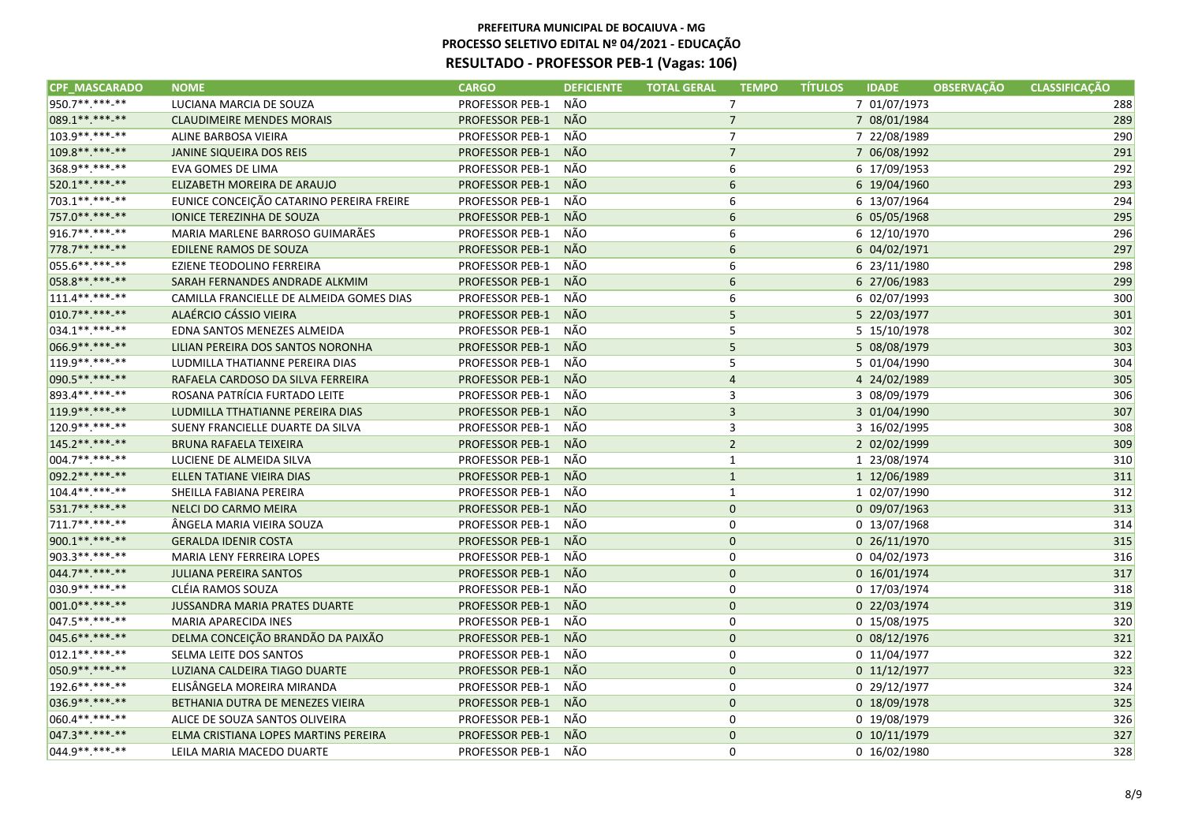# PREFEITURA MUNICIPAL DE BOCAIUVA - MG

## PROCESSO SELETIVO EDITAL Nº 04/2021 - EDUCAÇÃO

## RESULTADO - PROFESSOR PEB-1 (Vagas: 106)

| CPF_MASCARADO | NOME | CARGO | DEFICIENTE | TOTAL GERAL | TEMPO | TÍTULOS | IDADE | OBSERVAÇÃO | CLASSIFICAÇÃO |
|---|---|---|---|---|---|---|---|---|---|
| 950.7**.***-** | LUCIANA MARCIA DE SOUZA | PROFESSOR PEB-1 | NÃO | 7 | | 7 | 01/07/1973 | | 288 |
| 089.1**.***-** | CLAUDIMEIRE MENDES MORAIS | PROFESSOR PEB-1 | NÃO | 7 | | 7 | 08/01/1984 | | 289 |
| 103.9**.***-** | ALINE BARBOSA VIEIRA | PROFESSOR PEB-1 | NÃO | 7 | | 7 | 22/08/1989 | | 290 |
| 109.8**.***-** | JANINE SIQUEIRA DOS REIS | PROFESSOR PEB-1 | NÃO | 7 | | 7 | 06/08/1992 | | 291 |
| 368.9**.***-** | EVA GOMES DE LIMA | PROFESSOR PEB-1 | NÃO | 6 | | 6 | 17/09/1953 | | 292 |
| 520.1**.***-** | ELIZABETH MOREIRA DE ARAUJO | PROFESSOR PEB-1 | NÃO | 6 | | 6 | 19/04/1960 | | 293 |
| 703.1**.***-** | EUNICE CONCEIÇÃO CATARINO PEREIRA FREIRE | PROFESSOR PEB-1 | NÃO | 6 | | 6 | 13/07/1964 | | 294 |
| 757.0**.***-** | IONICE TEREZINHA DE SOUZA | PROFESSOR PEB-1 | NÃO | 6 | | 6 | 05/05/1968 | | 295 |
| 916.7**.***-** | MARIA MARLENE BARROSO GUIMARÃES | PROFESSOR PEB-1 | NÃO | 6 | | 6 | 12/10/1970 | | 296 |
| 778.7**.***-** | EDILENE RAMOS DE SOUZA | PROFESSOR PEB-1 | NÃO | 6 | | 6 | 04/02/1971 | | 297 |
| 055.6**.***-** | EZIENE TEODOLINO FERREIRA | PROFESSOR PEB-1 | NÃO | 6 | | 6 | 23/11/1980 | | 298 |
| 058.8**.***-** | SARAH FERNANDES ANDRADE ALKMIM | PROFESSOR PEB-1 | NÃO | 6 | | 6 | 27/06/1983 | | 299 |
| 111.4**.***-** | CAMILLA FRANCIELLE DE ALMEIDA GOMES DIAS | PROFESSOR PEB-1 | NÃO | 6 | | 6 | 02/07/1993 | | 300 |
| 010.7**.***-** | ALAÉRCIO CÁSSIO VIEIRA | PROFESSOR PEB-1 | NÃO | 5 | | 5 | 22/03/1977 | | 301 |
| 034.1**.***-** | EDNA SANTOS MENEZES ALMEIDA | PROFESSOR PEB-1 | NÃO | 5 | | 5 | 15/10/1978 | | 302 |
| 066.9**.***-** | LILIAN PEREIRA DOS SANTOS NORONHA | PROFESSOR PEB-1 | NÃO | 5 | | 5 | 08/08/1979 | | 303 |
| 119.9**.***-** | LUDMILLA THATIANNE PEREIRA DIAS | PROFESSOR PEB-1 | NÃO | 5 | | 5 | 01/04/1990 | | 304 |
| 090.5**.***-** | RAFAELA CARDOSO DA SILVA FERREIRA | PROFESSOR PEB-1 | NÃO | 4 | | 4 | 24/02/1989 | | 305 |
| 893.4**.***-** | ROSANA PATRÍCIA FURTADO LEITE | PROFESSOR PEB-1 | NÃO | 3 | | 3 | 08/09/1979 | | 306 |
| 119.9**.***-** | LUDMILLA TTHATIANNE PEREIRA DIAS | PROFESSOR PEB-1 | NÃO | 3 | | 3 | 01/04/1990 | | 307 |
| 120.9**.***-** | SUENY FRANCIELLE DUARTE DA SILVA | PROFESSOR PEB-1 | NÃO | 3 | | 3 | 16/02/1995 | | 308 |
| 145.2**.***-** | BRUNA RAFAELA TEIXEIRA | PROFESSOR PEB-1 | NÃO | 2 | | 2 | 02/02/1999 | | 309 |
| 004.7**.***-** | LUCIENE DE ALMEIDA SILVA | PROFESSOR PEB-1 | NÃO | 1 | | 1 | 23/08/1974 | | 310 |
| 092.2**.***-** | ELLEN TATIANE VIEIRA DIAS | PROFESSOR PEB-1 | NÃO | 1 | | 1 | 12/06/1989 | | 311 |
| 104.4**.***-** | SHEILLA FABIANA PEREIRA | PROFESSOR PEB-1 | NÃO | 1 | | 1 | 02/07/1990 | | 312 |
| 531.7**.***-** | NELCI DO CARMO MEIRA | PROFESSOR PEB-1 | NÃO | 0 | | 0 | 09/07/1963 | | 313 |
| 711.7**.***-** | ÂNGELA MARIA VIEIRA SOUZA | PROFESSOR PEB-1 | NÃO | 0 | | 0 | 13/07/1968 | | 314 |
| 900.1**.***-** | GERALDA IDENIR COSTA | PROFESSOR PEB-1 | NÃO | 0 | | 0 | 26/11/1970 | | 315 |
| 903.3**.***-** | MARIA LENY FERREIRA LOPES | PROFESSOR PEB-1 | NÃO | 0 | | 0 | 04/02/1973 | | 316 |
| 044.7**.***-** | JULIANA PEREIRA SANTOS | PROFESSOR PEB-1 | NÃO | 0 | | 0 | 16/01/1974 | | 317 |
| 030.9**.***-** | CLÉIA RAMOS SOUZA | PROFESSOR PEB-1 | NÃO | 0 | | 0 | 17/03/1974 | | 318 |
| 001.0**.***-** | JUSSANDRA MARIA PRATES DUARTE | PROFESSOR PEB-1 | NÃO | 0 | | 0 | 22/03/1974 | | 319 |
| 047.5**.***-** | MARIA APARECIDA INES | PROFESSOR PEB-1 | NÃO | 0 | | 0 | 15/08/1975 | | 320 |
| 045.6**.***-** | DELMA CONCEIÇÃO BRANDÃO DA PAIXÃO | PROFESSOR PEB-1 | NÃO | 0 | | 0 | 08/12/1976 | | 321 |
| 012.1**.***-** | SELMA LEITE DOS SANTOS | PROFESSOR PEB-1 | NÃO | 0 | | 0 | 11/04/1977 | | 322 |
| 050.9**.***-** | LUZIANA CALDEIRA TIAGO DUARTE | PROFESSOR PEB-1 | NÃO | 0 | | 0 | 11/12/1977 | | 323 |
| 192.6**.***-** | ELISÂNGELA MOREIRA MIRANDA | PROFESSOR PEB-1 | NÃO | 0 | | 0 | 29/12/1977 | | 324 |
| 036.9**.***-** | BETHANIA DUTRA DE MENEZES VIEIRA | PROFESSOR PEB-1 | NÃO | 0 | | 0 | 18/09/1978 | | 325 |
| 060.4**.***-** | ALICE DE SOUZA SANTOS OLIVEIRA | PROFESSOR PEB-1 | NÃO | 0 | | 0 | 19/08/1979 | | 326 |
| 047.3**.***-** | ELMA CRISTIANA LOPES MARTINS PEREIRA | PROFESSOR PEB-1 | NÃO | 0 | | 0 | 10/11/1979 | | 327 |
| 044.9**.***-** | LEILA MARIA MACEDO DUARTE | PROFESSOR PEB-1 | NÃO | 0 | | 0 | 16/02/1980 | | 328 |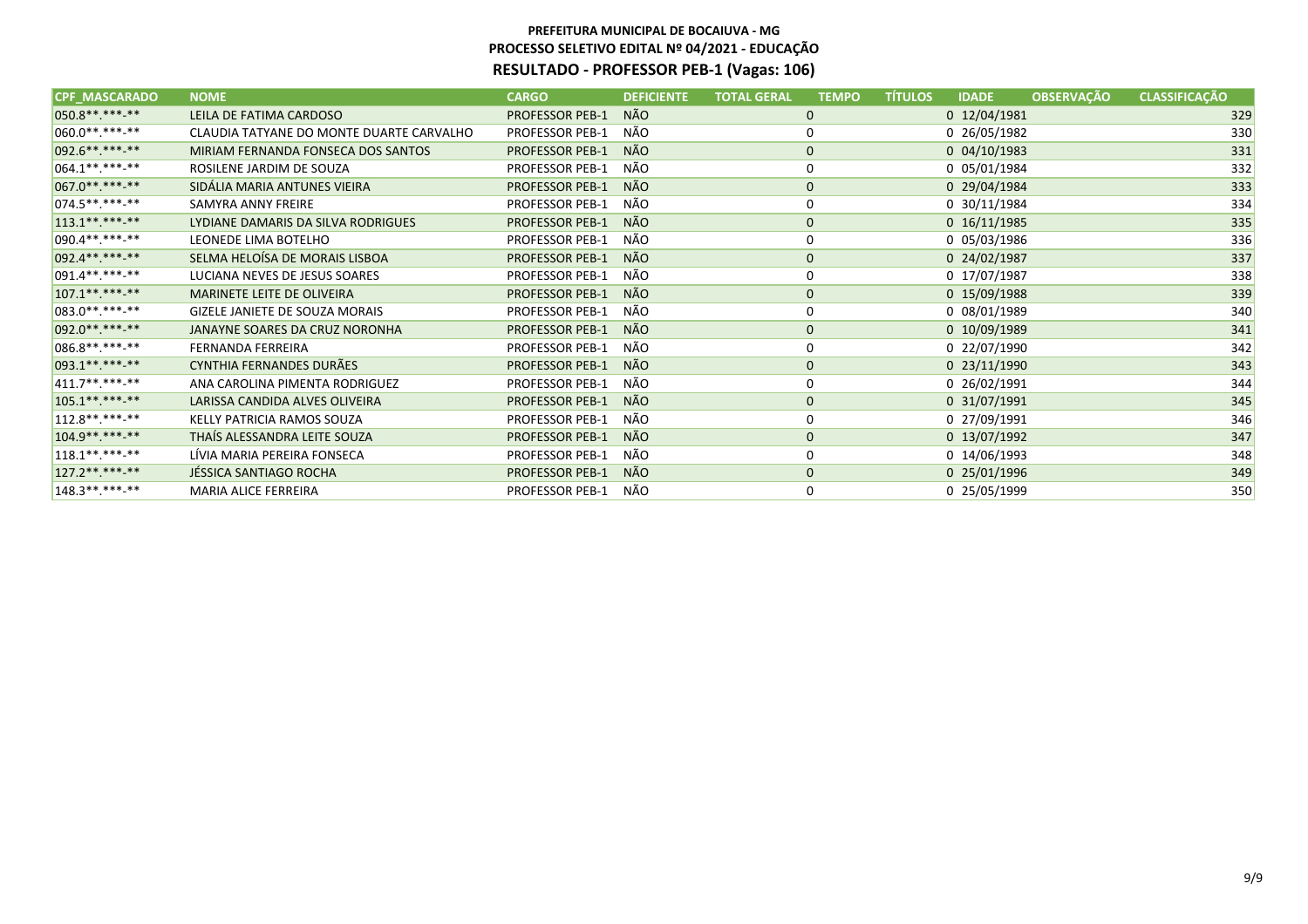**PREFEITURA MUNICIPAL DE BOCAIUVA - MG**
**PROCESSO SELETIVO EDITAL Nº 04/2021 - EDUCAÇÃO**
## RESULTADO - PROFESSOR PEB-1 (Vagas: 106)

| CPF_MASCARADO | NOME | CARGO | DEFICIENTE | TOTAL GERAL | TEMPO | TÍTULOS | IDADE | OBSERVAÇÃO | CLASSIFICAÇÃO |
|---|---|---|---|---|---|---|---|---|---|
| 050.8**.***-** | LEILA DE FATIMA CARDOSO | PROFESSOR PEB-1 | NÃO | 0 | | 0 | 12/04/1981 | | 329 |
| 060.0**.***-** | CLAUDIA TATYANE DO MONTE DUARTE CARVALHO | PROFESSOR PEB-1 | NÃO | 0 | | 0 | 26/05/1982 | | 330 |
| 092.6**.***-** | MIRIAM FERNANDA FONSECA DOS SANTOS | PROFESSOR PEB-1 | NÃO | 0 | | 0 | 04/10/1983 | | 331 |
| 064.1**.***-** | ROSILENE JARDIM DE SOUZA | PROFESSOR PEB-1 | NÃO | 0 | | 0 | 05/01/1984 | | 332 |
| 067.0**.***-** | SIDÁLIA MARIA ANTUNES VIEIRA | PROFESSOR PEB-1 | NÃO | 0 | | 0 | 29/04/1984 | | 333 |
| 074.5**.***-** | SAMYRA ANNY FREIRE | PROFESSOR PEB-1 | NÃO | 0 | | 0 | 30/11/1984 | | 334 |
| 113.1**.***-** | LYDIANE DAMARIS DA SILVA RODRIGUES | PROFESSOR PEB-1 | NÃO | 0 | | 0 | 16/11/1985 | | 335 |
| 090.4**.***-** | LEONEDE LIMA BOTELHO | PROFESSOR PEB-1 | NÃO | 0 | | 0 | 05/03/1986 | | 336 |
| 092.4**.***-** | SELMA HELOÍSA DE MORAIS LISBOA | PROFESSOR PEB-1 | NÃO | 0 | | 0 | 24/02/1987 | | 337 |
| 091.4**.***-** | LUCIANA NEVES DE JESUS SOARES | PROFESSOR PEB-1 | NÃO | 0 | | 0 | 17/07/1987 | | 338 |
| 107.1**.***-** | MARINETE LEITE DE OLIVEIRA | PROFESSOR PEB-1 | NÃO | 0 | | 0 | 15/09/1988 | | 339 |
| 083.0**.***-** | GIZELE JANIETE DE SOUZA MORAIS | PROFESSOR PEB-1 | NÃO | 0 | | 0 | 08/01/1989 | | 340 |
| 092.0**.***-** | JANAYNE SOARES DA CRUZ NORONHA | PROFESSOR PEB-1 | NÃO | 0 | | 0 | 10/09/1989 | | 341 |
| 086.8**.***-** | FERNANDA FERREIRA | PROFESSOR PEB-1 | NÃO | 0 | | 0 | 22/07/1990 | | 342 |
| 093.1**.***-** | CYNTHIA FERNANDES DURÃES | PROFESSOR PEB-1 | NÃO | 0 | | 0 | 23/11/1990 | | 343 |
| 411.7**.***-** | ANA CAROLINA PIMENTA RODRIGUEZ | PROFESSOR PEB-1 | NÃO | 0 | | 0 | 26/02/1991 | | 344 |
| 105.1**.***-** | LARISSA CANDIDA ALVES OLIVEIRA | PROFESSOR PEB-1 | NÃO | 0 | | 0 | 31/07/1991 | | 345 |
| 112.8**.***-** | KELLY PATRICIA RAMOS SOUZA | PROFESSOR PEB-1 | NÃO | 0 | | 0 | 27/09/1991 | | 346 |
| 104.9**.***-** | THAÍS ALESSANDRA LEITE SOUZA | PROFESSOR PEB-1 | NÃO | 0 | | 0 | 13/07/1992 | | 347 |
| 118.1**.***-** | LÍVIA MARIA PEREIRA FONSECA | PROFESSOR PEB-1 | NÃO | 0 | | 0 | 14/06/1993 | | 348 |
| 127.2**.***-** | JÉSSICA SANTIAGO ROCHA | PROFESSOR PEB-1 | NÃO | 0 | | 0 | 25/01/1996 | | 349 |
| 148.3**.***-** | MARIA ALICE FERREIRA | PROFESSOR PEB-1 | NÃO | 0 | | 0 | 25/05/1999 | | 350 |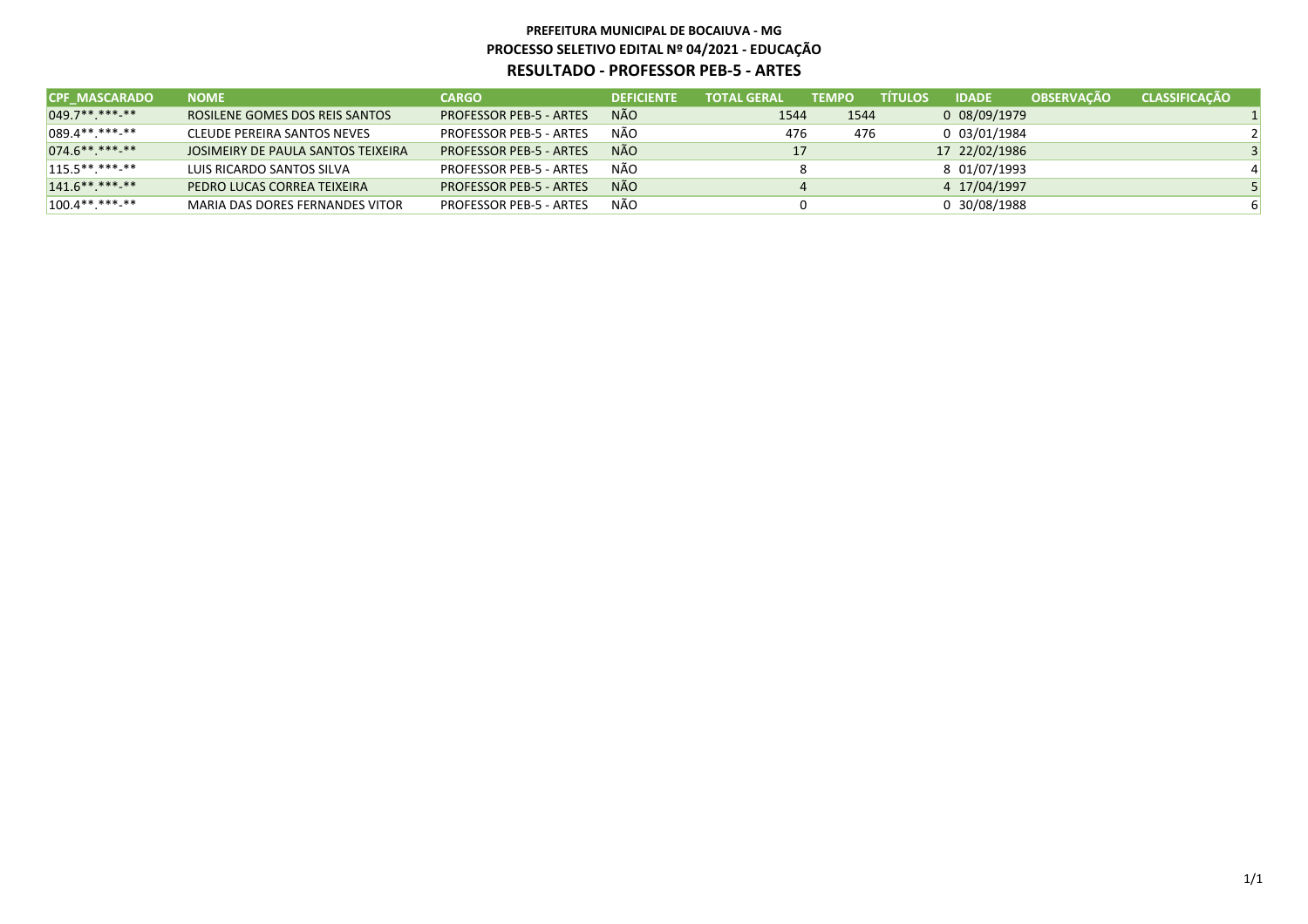**PREFEITURA MUNICIPAL DE BOCAIUVA - MG**

**PROCESSO SELETIVO EDITAL Nº 04/2021 - EDUCAÇÃO**

**RESULTADO - PROFESSOR PEB-5 - ARTES**

| CPF_MASCARADO | NOME | CARGO | DEFICIENTE | TOTAL GERAL | TEMPO | TÍTULOS | IDADE | OBSERVAÇÃO | CLASSIFICAÇÃO |
|---|---|---|---|---|---|---|---|---|---|
| 049.7**.***-** | ROSILENE GOMES DOS REIS SANTOS | PROFESSOR PEB-5 - ARTES | NÃO | 1544 | 1544 | 0 | 08/09/1979 | | 1 |
| 089.4**.***-** | CLEUDE PEREIRA SANTOS NEVES | PROFESSOR PEB-5 - ARTES | NÃO | 476 | 476 | 0 | 03/01/1984 | | 2 |
| 074.6**.***-** | JOSIMEIRY DE PAULA SANTOS TEIXEIRA | PROFESSOR PEB-5 - ARTES | NÃO | 17 | | 17 | 22/02/1986 | | 3 |
| 115.5**.***-** | LUIS RICARDO SANTOS SILVA | PROFESSOR PEB-5 - ARTES | NÃO | 8 | | 8 | 01/07/1993 | | 4 |
| 141.6**.***-** | PEDRO LUCAS CORREA TEIXEIRA | PROFESSOR PEB-5 - ARTES | NÃO | 4 | | 4 | 17/04/1997 | | 5 |
| 100.4**.***-** | MARIA DAS DORES FERNANDES VITOR | PROFESSOR PEB-5 - ARTES | NÃO | 0 | | 0 | 30/08/1988 | | 6 |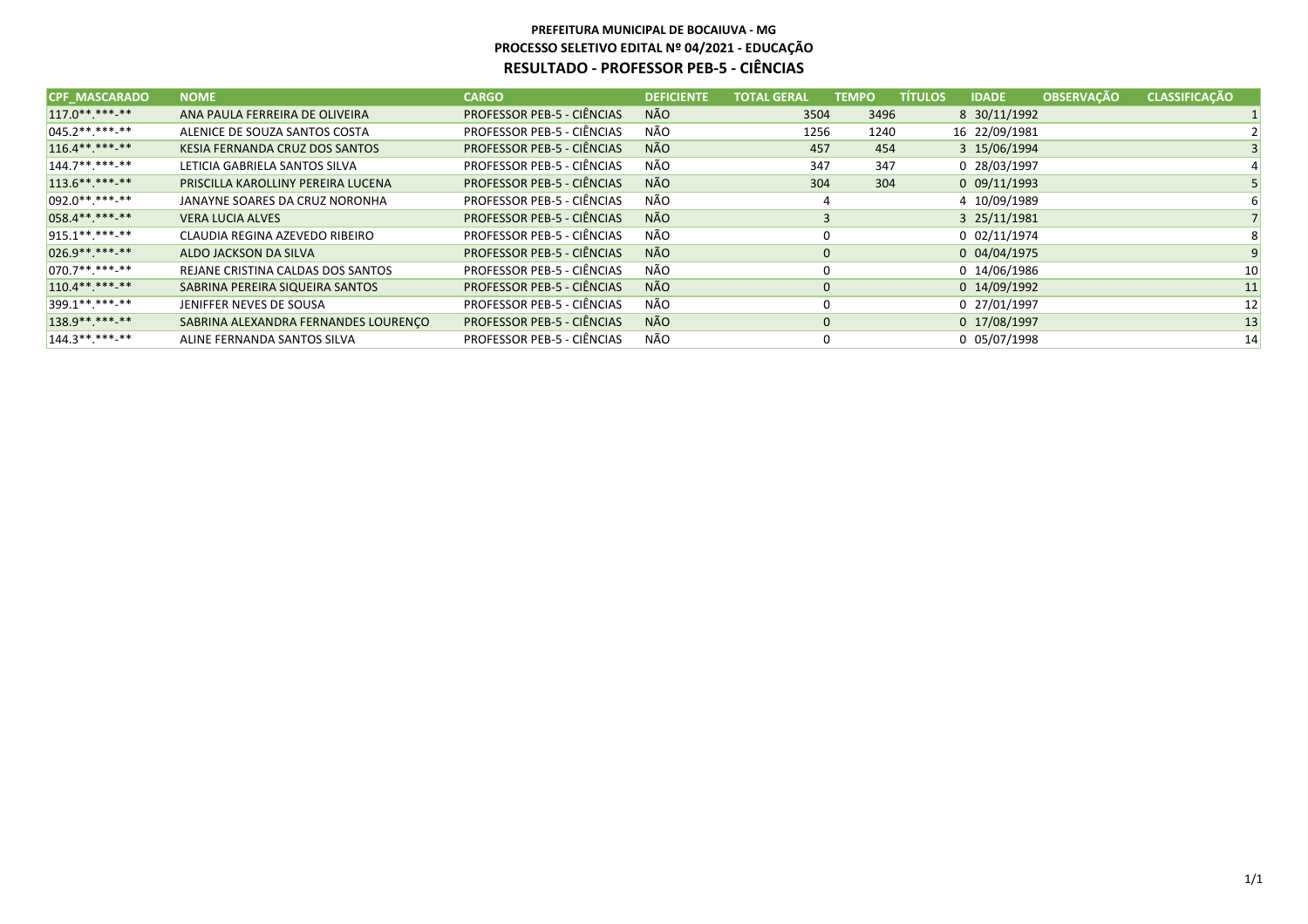**PREFEITURA MUNICIPAL DE BOCAIUVA - MG**
**PROCESSO SELETIVO EDITAL Nº 04/2021 - EDUCAÇÃO**
**RESULTADO - PROFESSOR PEB-5 - CIÊNCIAS**

| CPF_MASCARADO | NOME | CARGO | DEFICIENTE | TOTAL GERAL | TEMPO | TÍTULOS | IDADE | OBSERVAÇÃO | CLASSIFICAÇÃO |
|---|---|---|---|---|---|---|---|---|---|
| 117.0**.***-** | ANA PAULA FERREIRA DE OLIVEIRA | PROFESSOR PEB-5 - CIÊNCIAS | NÃO | 3504 | 3496 | 8 | 30/11/1992 | | 1 |
| 045.2**.***-** | ALENICE DE SOUZA SANTOS COSTA | PROFESSOR PEB-5 - CIÊNCIAS | NÃO | 1256 | 1240 | 16 | 22/09/1981 | | 2 |
| 116.4**.***-** | KESIA FERNANDA CRUZ DOS SANTOS | PROFESSOR PEB-5 - CIÊNCIAS | NÃO | 457 | 454 | 3 | 15/06/1994 | | 3 |
| 144.7**.***-** | LETICIA GABRIELA SANTOS SILVA | PROFESSOR PEB-5 - CIÊNCIAS | NÃO | 347 | 347 | 0 | 28/03/1997 | | 4 |
| 113.6**.***-** | PRISCILLA KAROLLINY PEREIRA LUCENA | PROFESSOR PEB-5 - CIÊNCIAS | NÃO | 304 | 304 | 0 | 09/11/1993 | | 5 |
| 092.0**.***-** | JANAYNE SOARES DA CRUZ NORONHA | PROFESSOR PEB-5 - CIÊNCIAS | NÃO | 4 | | 4 | 10/09/1989 | | 6 |
| 058.4**.***-** | VERA LUCIA ALVES | PROFESSOR PEB-5 - CIÊNCIAS | NÃO | 3 | | 3 | 25/11/1981 | | 7 |
| 915.1**.***-** | CLAUDIA REGINA AZEVEDO RIBEIRO | PROFESSOR PEB-5 - CIÊNCIAS | NÃO | 0 | | 0 | 02/11/1974 | | 8 |
| 026.9**.***-** | ALDO JACKSON DA SILVA | PROFESSOR PEB-5 - CIÊNCIAS | NÃO | 0 | | 0 | 04/04/1975 | | 9 |
| 070.7**.***-** | REJANE CRISTINA CALDAS DOS SANTOS | PROFESSOR PEB-5 - CIÊNCIAS | NÃO | 0 | | 0 | 14/06/1986 | | 10 |
| 110.4**.***-** | SABRINA PEREIRA SIQUEIRA SANTOS | PROFESSOR PEB-5 - CIÊNCIAS | NÃO | 0 | | 0 | 14/09/1992 | | 11 |
| 399.1**.***-** | JENIFFER NEVES DE SOUSA | PROFESSOR PEB-5 - CIÊNCIAS | NÃO | 0 | | 0 | 27/01/1997 | | 12 |
| 138.9**.***-** | SABRINA ALEXANDRA FERNANDES LOURENÇO | PROFESSOR PEB-5 - CIÊNCIAS | NÃO | 0 | | 0 | 17/08/1997 | | 13 |
| 144.3**.***-** | ALINE FERNANDA SANTOS SILVA | PROFESSOR PEB-5 - CIÊNCIAS | NÃO | 0 | | 0 | 05/07/1998 | | 14 |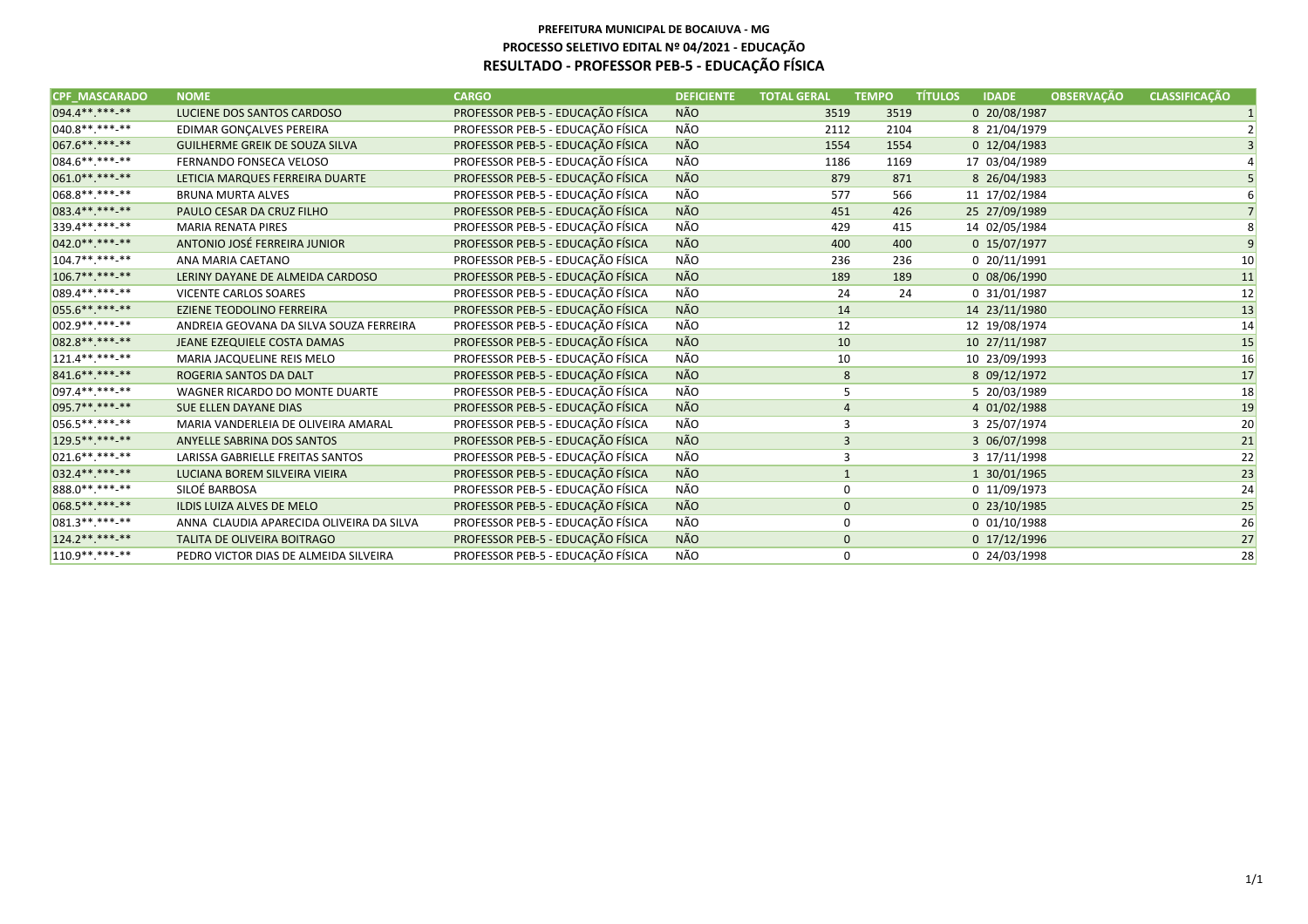**PREFEITURA MUNICIPAL DE BOCAIUVA - MG**

**PROCESSO SELETIVO EDITAL Nº 04/2021 - EDUCAÇÃO**

**RESULTADO - PROFESSOR PEB-5 - EDUCAÇÃO FÍSICA**

| CPF_MASCARADO | NOME | CARGO | DEFICIENTE | TOTAL GERAL | TEMPO | TÍTULOS | IDADE | OBSERVAÇÃO | CLASSIFICAÇÃO |
|---|---|---|---|---|---|---|---|---|---|
| 094.4**.***-** | LUCIENE DOS SANTOS CARDOSO | PROFESSOR PEB-5 - EDUCAÇÃO FÍSICA | NÃO | 3519 | 3519 | 0 | 20/08/1987 | | 1 |
| 040.8**.***-** | EDIMAR GONÇALVES PEREIRA | PROFESSOR PEB-5 - EDUCAÇÃO FÍSICA | NÃO | 2112 | 2104 | 8 | 21/04/1979 | | 2 |
| 067.6**.***-** | GUILHERME GREIK DE SOUZA SILVA | PROFESSOR PEB-5 - EDUCAÇÃO FÍSICA | NÃO | 1554 | 1554 | 0 | 12/04/1983 | | 3 |
| 084.6**.***-** | FERNANDO FONSECA VELOSO | PROFESSOR PEB-5 - EDUCAÇÃO FÍSICA | NÃO | 1186 | 1169 | 17 | 03/04/1989 | | 4 |
| 061.0**.***-** | LETICIA MARQUES FERREIRA DUARTE | PROFESSOR PEB-5 - EDUCAÇÃO FÍSICA | NÃO | 879 | 871 | 8 | 26/04/1983 | | 5 |
| 068.8**.***-** | BRUNA MURTA ALVES | PROFESSOR PEB-5 - EDUCAÇÃO FÍSICA | NÃO | 577 | 566 | 11 | 17/02/1984 | | 6 |
| 083.4**.***-** | PAULO CESAR DA CRUZ FILHO | PROFESSOR PEB-5 - EDUCAÇÃO FÍSICA | NÃO | 451 | 426 | 25 | 27/09/1989 | | 7 |
| 339.4**.***-** | MARIA RENATA PIRES | PROFESSOR PEB-5 - EDUCAÇÃO FÍSICA | NÃO | 429 | 415 | 14 | 02/05/1984 | | 8 |
| 042.0**.***-** | ANTONIO JOSÉ FERREIRA JUNIOR | PROFESSOR PEB-5 - EDUCAÇÃO FÍSICA | NÃO | 400 | 400 | 0 | 15/07/1977 | | 9 |
| 104.7**.***-** | ANA MARIA CAETANO | PROFESSOR PEB-5 - EDUCAÇÃO FÍSICA | NÃO | 236 | 236 | 0 | 20/11/1991 | | 10 |
| 106.7**.***-** | LERINY DAYANE DE ALMEIDA CARDOSO | PROFESSOR PEB-5 - EDUCAÇÃO FÍSICA | NÃO | 189 | 189 | 0 | 08/06/1990 | | 11 |
| 089.4**.***-** | VICENTE CARLOS SOARES | PROFESSOR PEB-5 - EDUCAÇÃO FÍSICA | NÃO | 24 | 24 | 0 | 31/01/1987 | | 12 |
| 055.6**.***-** | EZIENE TEODOLINO FERREIRA | PROFESSOR PEB-5 - EDUCAÇÃO FÍSICA | NÃO | 14 | | 14 | 23/11/1980 | | 13 |
| 002.9**.***-** | ANDREIA GEOVANA DA SILVA SOUZA FERREIRA | PROFESSOR PEB-5 - EDUCAÇÃO FÍSICA | NÃO | 12 | | 12 | 19/08/1974 | | 14 |
| 082.8**.***-** | JEANE EZEQUIELE COSTA DAMAS | PROFESSOR PEB-5 - EDUCAÇÃO FÍSICA | NÃO | 10 | | 10 | 27/11/1987 | | 15 |
| 121.4**.***-** | MARIA JACQUELINE REIS MELO | PROFESSOR PEB-5 - EDUCAÇÃO FÍSICA | NÃO | 10 | | 10 | 23/09/1993 | | 16 |
| 841.6**.***-** | ROGERIA SANTOS DA DALT | PROFESSOR PEB-5 - EDUCAÇÃO FÍSICA | NÃO | 8 | | 8 | 09/12/1972 | | 17 |
| 097.4**.***-** | WAGNER RICARDO DO MONTE DUARTE | PROFESSOR PEB-5 - EDUCAÇÃO FÍSICA | NÃO | 5 | | 5 | 20/03/1989 | | 18 |
| 095.7**.***-** | SUE ELLEN DAYANE DIAS | PROFESSOR PEB-5 - EDUCAÇÃO FÍSICA | NÃO | 4 | | 4 | 01/02/1988 | | 19 |
| 056.5**.***-** | MARIA VANDERLEIA DE OLIVEIRA AMARAL | PROFESSOR PEB-5 - EDUCAÇÃO FÍSICA | NÃO | 3 | | 3 | 25/07/1974 | | 20 |
| 129.5**.***-** | ANYELLE SABRINA DOS SANTOS | PROFESSOR PEB-5 - EDUCAÇÃO FÍSICA | NÃO | 3 | | 3 | 06/07/1998 | | 21 |
| 021.6**.***-** | LARISSA GABRIELLE FREITAS SANTOS | PROFESSOR PEB-5 - EDUCAÇÃO FÍSICA | NÃO | 3 | | 3 | 17/11/1998 | | 22 |
| 032.4**.***-** | LUCIANA BOREM SILVEIRA VIEIRA | PROFESSOR PEB-5 - EDUCAÇÃO FÍSICA | NÃO | 1 | | 1 | 30/01/1965 | | 23 |
| 888.0**.***-** | SILOÉ BARBOSA | PROFESSOR PEB-5 - EDUCAÇÃO FÍSICA | NÃO | 0 | | 0 | 11/09/1973 | | 24 |
| 068.5**.***-** | ILDIS LUIZA ALVES DE MELO | PROFESSOR PEB-5 - EDUCAÇÃO FÍSICA | NÃO | 0 | | 0 | 23/10/1985 | | 25 |
| 081.3**.***-** | ANNA CLAUDIA APARECIDA OLIVEIRA DA SILVA | PROFESSOR PEB-5 - EDUCAÇÃO FÍSICA | NÃO | 0 | | 0 | 01/10/1988 | | 26 |
| 124.2**.***-** | TALITA DE OLIVEIRA BOITRAGO | PROFESSOR PEB-5 - EDUCAÇÃO FÍSICA | NÃO | 0 | | 0 | 17/12/1996 | | 27 |
| 110.9**.***-** | PEDRO VICTOR DIAS DE ALMEIDA SILVEIRA | PROFESSOR PEB-5 - EDUCAÇÃO FÍSICA | NÃO | 0 | | 0 | 24/03/1998 | | 28 |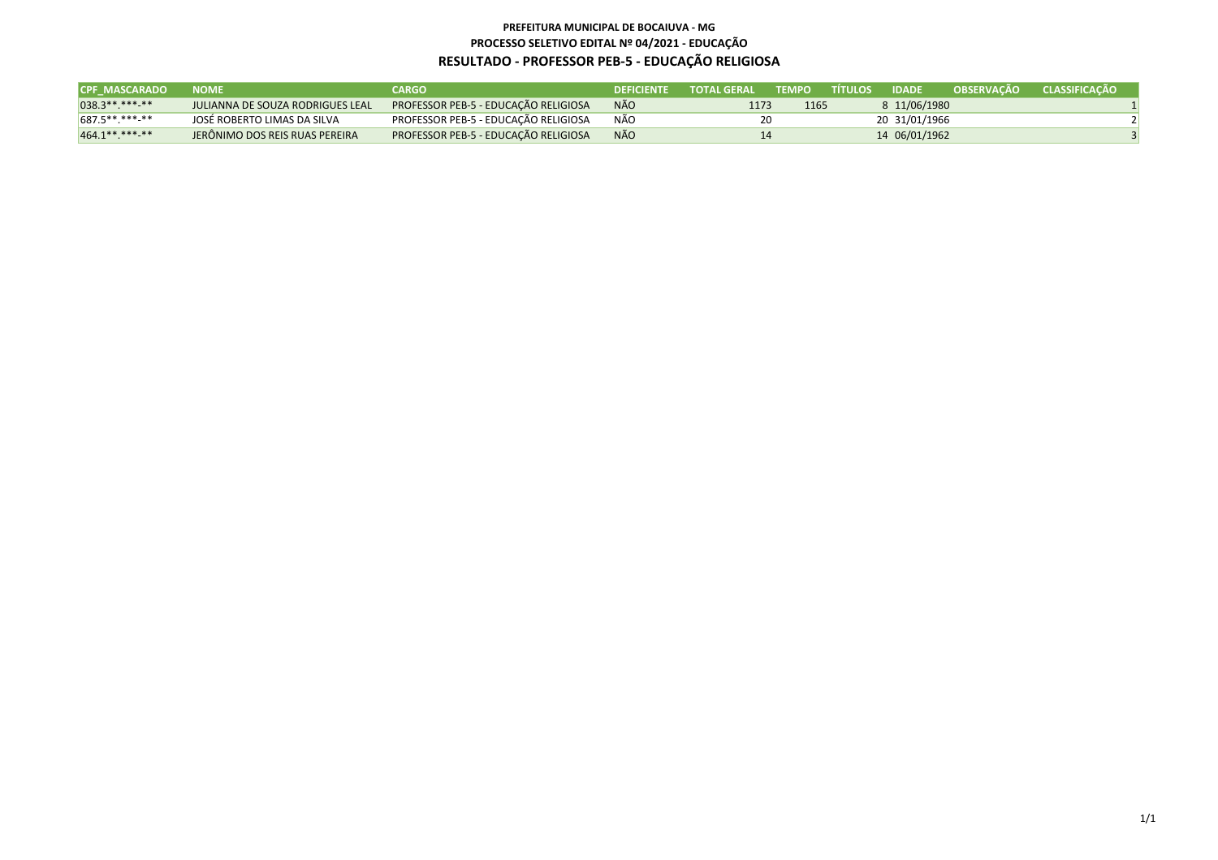**PREFEITURA MUNICIPAL DE BOCAIUVA - MG**

**PROCESSO SELETIVO EDITAL Nº 04/2021 - EDUCAÇÃO**

**RESULTADO - PROFESSOR PEB-5 - EDUCAÇÃO RELIGIOSA**

| CPF_MASCARADO | NOME | CARGO | DEFICIENTE | TOTAL GERAL | TEMPO | TÍTULOS | IDADE | OBSERVAÇÃO | CLASSIFICAÇÃO |
|---|---|---|---|---|---|---|---|---|---|
| 038.3**.***-** | JULIANNA DE SOUZA RODRIGUES LEAL | PROFESSOR PEB-5 - EDUCAÇÃO RELIGIOSA | NÃO | 1173 | 1165 | 8 | 11/06/1980 | | 1 |
| 687.5**.***-** | JOSÉ ROBERTO LIMAS DA SILVA | PROFESSOR PEB-5 - EDUCAÇÃO RELIGIOSA | NÃO | 20 | | 20 | 31/01/1966 | | 2 |
| 464.1**.***-** | JERÔNIMO DOS REIS RUAS PEREIRA | PROFESSOR PEB-5 - EDUCAÇÃO RELIGIOSA | NÃO | 14 | | 14 | 06/01/1962 | | 3 |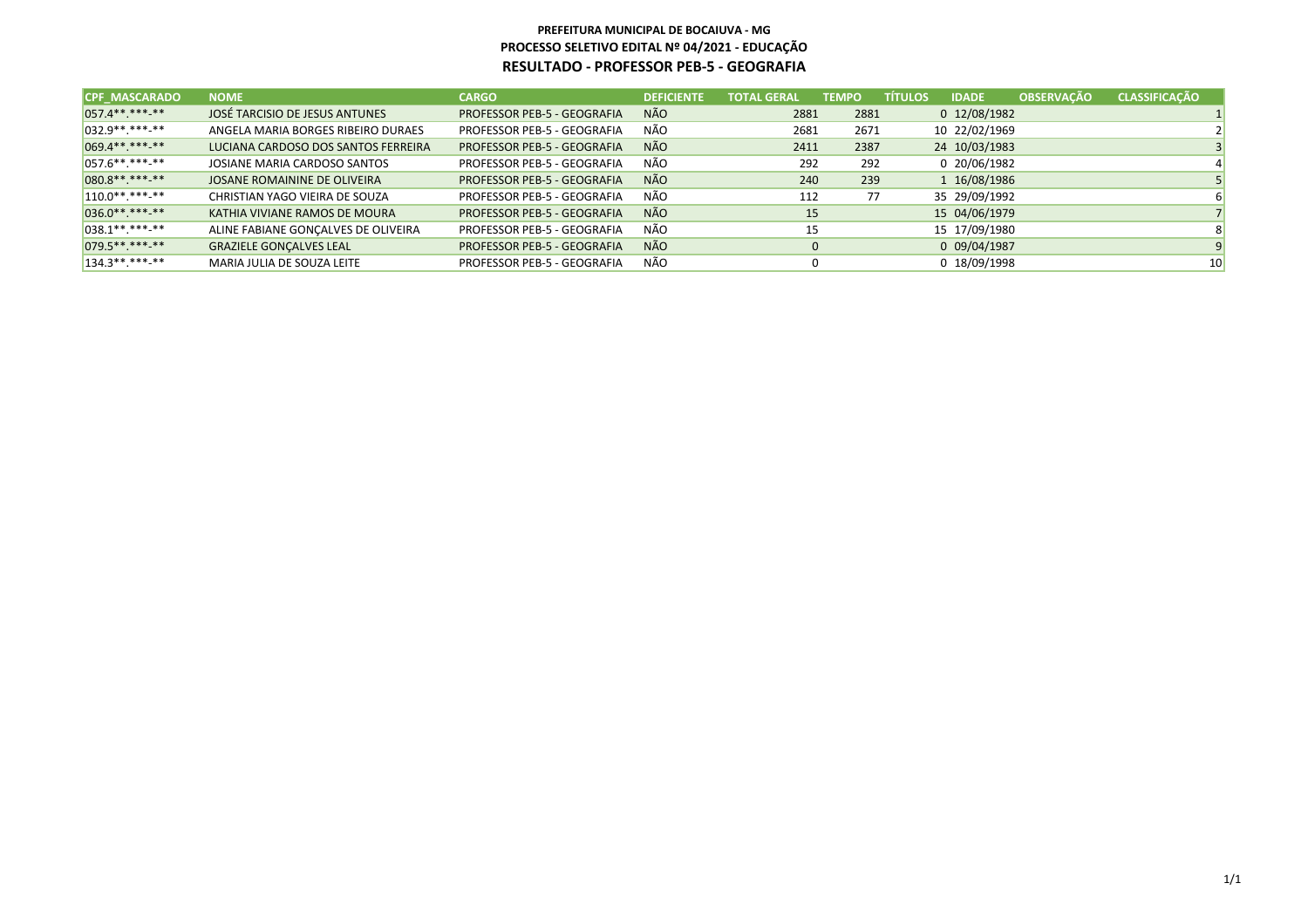**PREFEITURA MUNICIPAL DE BOCAIUVA - MG**
**PROCESSO SELETIVO EDITAL Nº 04/2021 - EDUCAÇÃO**
**RESULTADO - PROFESSOR PEB-5 - GEOGRAFIA**

| CPF_MASCARADO | NOME | CARGO | DEFICIENTE | TOTAL GERAL | TEMPO | TÍTULOS | IDADE | OBSERVAÇÃO | CLASSIFICAÇÃO |
|---|---|---|---|---|---|---|---|---|---|
| 057.4**.***-** | JOSÉ TARCISIO DE JESUS ANTUNES | PROFESSOR PEB-5 - GEOGRAFIA | NÃO | 2881 | 2881 | 0 | 12/08/1982 | | 1 |
| 032.9**.***-** | ANGELA MARIA BORGES RIBEIRO DURAES | PROFESSOR PEB-5 - GEOGRAFIA | NÃO | 2681 | 2671 | 10 | 22/02/1969 | | 2 |
| 069.4**.***-** | LUCIANA CARDOSO DOS SANTOS FERREIRA | PROFESSOR PEB-5 - GEOGRAFIA | NÃO | 2411 | 2387 | 24 | 10/03/1983 | | 3 |
| 057.6**.***-** | JOSIANE MARIA CARDOSO SANTOS | PROFESSOR PEB-5 - GEOGRAFIA | NÃO | 292 | 292 | 0 | 20/06/1982 | | 4 |
| 080.8**.***-** | JOSANE ROMAININE DE OLIVEIRA | PROFESSOR PEB-5 - GEOGRAFIA | NÃO | 240 | 239 | 1 | 16/08/1986 | | 5 |
| 110.0**.***-** | CHRISTIAN YAGO VIEIRA DE SOUZA | PROFESSOR PEB-5 - GEOGRAFIA | NÃO | 112 | 77 | 35 | 29/09/1992 | | 6 |
| 036.0**.***-** | KATHIA VIVIANE RAMOS DE MOURA | PROFESSOR PEB-5 - GEOGRAFIA | NÃO | 15 | | 15 | 04/06/1979 | | 7 |
| 038.1**.***-** | ALINE FABIANE GONÇALVES DE OLIVEIRA | PROFESSOR PEB-5 - GEOGRAFIA | NÃO | 15 | | 15 | 17/09/1980 | | 8 |
| 079.5**.***-** | GRAZIELE GONÇALVES LEAL | PROFESSOR PEB-5 - GEOGRAFIA | NÃO | 0 | | 0 | 09/04/1987 | | 9 |
| 134.3**.***-** | MARIA JULIA DE SOUZA LEITE | PROFESSOR PEB-5 - GEOGRAFIA | NÃO | 0 | | 0 | 18/09/1998 | | 10 |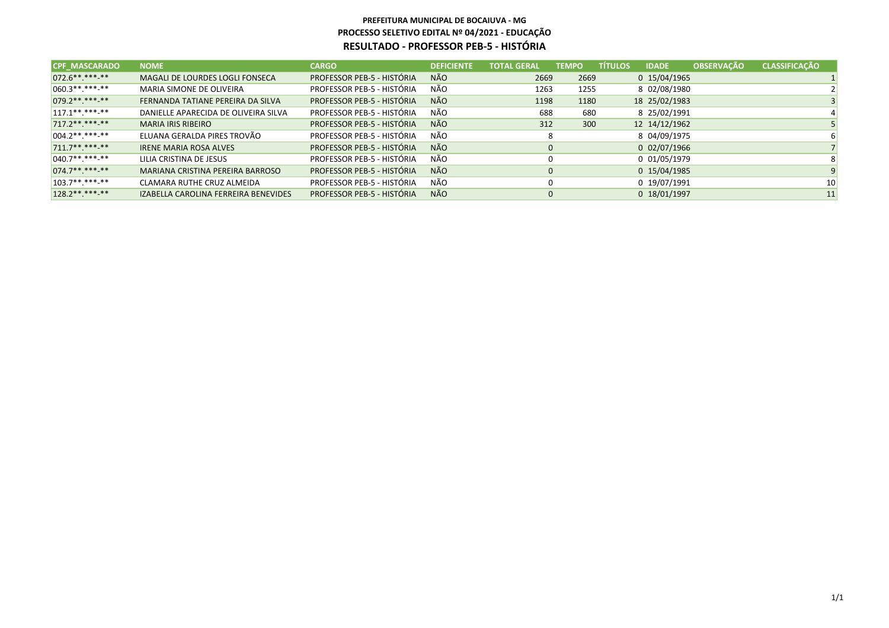**PREFEITURA MUNICIPAL DE BOCAIUVA - MG**
**PROCESSO SELETIVO EDITAL Nº 04/2021 - EDUCAÇÃO**
**RESULTADO - PROFESSOR PEB-5 - HISTÓRIA**

| CPF_MASCARADO | NOME | CARGO | DEFICIENTE | TOTAL GERAL | TEMPO | TÍTULOS | IDADE | OBSERVAÇÃO | CLASSIFICAÇÃO |
|---|---|---|---|---|---|---|---|---|---|
| 072.6**.***-** | MAGALI DE LOURDES LOGLI FONSECA | PROFESSOR PEB-5 - HISTÓRIA | NÃO | 2669 | 2669 | 0 | 15/04/1965 | | 1 |
| 060.3**.***-** | MARIA SIMONE DE OLIVEIRA | PROFESSOR PEB-5 - HISTÓRIA | NÃO | 1263 | 1255 | 8 | 02/08/1980 | | 2 |
| 079.2**.***-** | FERNANDA TATIANE PEREIRA DA SILVA | PROFESSOR PEB-5 - HISTÓRIA | NÃO | 1198 | 1180 | 18 | 25/02/1983 | | 3 |
| 117.1**.***-** | DANIELLE APARECIDA DE OLIVEIRA SILVA | PROFESSOR PEB-5 - HISTÓRIA | NÃO | 688 | 680 | 8 | 25/02/1991 | | 4 |
| 717.2**.***-** | MARIA IRIS RIBEIRO | PROFESSOR PEB-5 - HISTÓRIA | NÃO | 312 | 300 | 12 | 14/12/1962 | | 5 |
| 004.2**.***-** | ELUANA GERALDA PIRES TROVÃO | PROFESSOR PEB-5 - HISTÓRIA | NÃO | 8 | | 8 | 04/09/1975 | | 6 |
| 711.7**.***-** | IRENE MARIA ROSA ALVES | PROFESSOR PEB-5 - HISTÓRIA | NÃO | 0 | | 0 | 02/07/1966 | | 7 |
| 040.7**.***-** | LILIA CRISTINA DE JESUS | PROFESSOR PEB-5 - HISTÓRIA | NÃO | 0 | | 0 | 01/05/1979 | | 8 |
| 074.7**.***-** | MARIANA CRISTINA PEREIRA BARROSO | PROFESSOR PEB-5 - HISTÓRIA | NÃO | 0 | | 0 | 15/04/1985 | | 9 |
| 103.7**.***-** | CLAMARA RUTHE CRUZ ALMEIDA | PROFESSOR PEB-5 - HISTÓRIA | NÃO | 0 | | 0 | 19/07/1991 | | 10 |
| 128.2**.***-** | IZABELLA CAROLINA FERREIRA BENEVIDES | PROFESSOR PEB-5 - HISTÓRIA | NÃO | 0 | | 0 | 18/01/1997 | | 11 |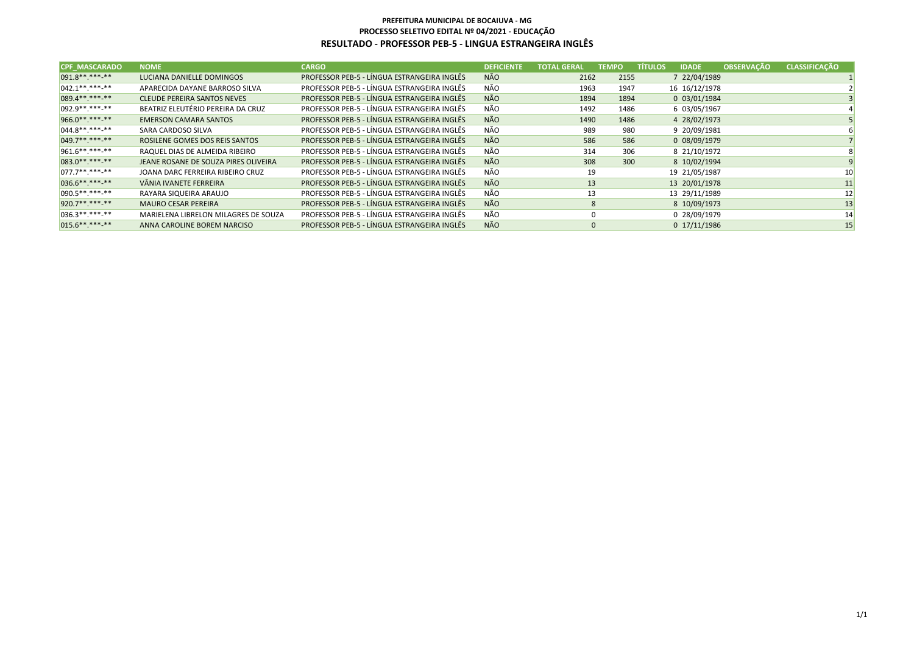**PREFEITURA MUNICIPAL DE BOCAIUVA - MG**
**PROCESSO SELETIVO EDITAL Nº 04/2021 - EDUCAÇÃO**
**RESULTADO - PROFESSOR PEB-5 - LINGUA ESTRANGEIRA INGLÊS**

| CPF_MASCARADO | NOME | CARGO | DEFICIENTE | TOTAL GERAL | TEMPO | TÍTULOS | IDADE | OBSERVAÇÃO | CLASSIFICAÇÃO |
|---|---|---|---|---|---|---|---|---|---|
| 091.8**.***-** | LUCIANA DANIELLE DOMINGOS | PROFESSOR PEB-5 - LÍNGUA ESTRANGEIRA INGLÊS | NÃO | 2162 | 2155 | 7 | 22/04/1989 | | 1 |
| 042.1**.***-** | APARECIDA DAYANE BARROSO SILVA | PROFESSOR PEB-5 - LÍNGUA ESTRANGEIRA INGLÊS | NÃO | 1963 | 1947 | 16 | 16/12/1978 | | 2 |
| 089.4**.***-** | CLEUDE PEREIRA SANTOS NEVES | PROFESSOR PEB-5 - LÍNGUA ESTRANGEIRA INGLÊS | NÃO | 1894 | 1894 | 0 | 03/01/1984 | | 3 |
| 092.9**.***-** | BEATRIZ ELEUTÉRIO PEREIRA DA CRUZ | PROFESSOR PEB-5 - LÍNGUA ESTRANGEIRA INGLÊS | NÃO | 1492 | 1486 | 6 | 03/05/1967 | | 4 |
| 966.0**.***-** | EMERSON CAMARA SANTOS | PROFESSOR PEB-5 - LÍNGUA ESTRANGEIRA INGLÊS | NÃO | 1490 | 1486 | 4 | 28/02/1973 | | 5 |
| 044.8**.***-** | SARA CARDOSO SILVA | PROFESSOR PEB-5 - LÍNGUA ESTRANGEIRA INGLÊS | NÃO | 989 | 980 | 9 | 20/09/1981 | | 6 |
| 049.7**.***-** | ROSILENE GOMES DOS REIS SANTOS | PROFESSOR PEB-5 - LÍNGUA ESTRANGEIRA INGLÊS | NÃO | 586 | 586 | 0 | 08/09/1979 | | 7 |
| 961.6**.***-** | RAQUEL DIAS DE ALMEIDA RIBEIRO | PROFESSOR PEB-5 - LÍNGUA ESTRANGEIRA INGLÊS | NÃO | 314 | 306 | 8 | 21/10/1972 | | 8 |
| 083.0**.***-** | JEANE ROSANE DE SOUZA PIRES OLIVEIRA | PROFESSOR PEB-5 - LÍNGUA ESTRANGEIRA INGLÊS | NÃO | 308 | 300 | 8 | 10/02/1994 | | 9 |
| 077.7**.***-** | JOANA DARC FERREIRA RIBEIRO CRUZ | PROFESSOR PEB-5 - LÍNGUA ESTRANGEIRA INGLÊS | NÃO | 19 | | 19 | 21/05/1987 | | 10 |
| 036.6**.***-** | VÂNIA IVANETE FERREIRA | PROFESSOR PEB-5 - LÍNGUA ESTRANGEIRA INGLÊS | NÃO | 13 | | 13 | 20/01/1978 | | 11 |
| 090.5**.***-** | RAYARA SIQUEIRA ARAUJO | PROFESSOR PEB-5 - LÍNGUA ESTRANGEIRA INGLÊS | NÃO | 13 | | 13 | 29/11/1989 | | 12 |
| 920.7**.***-** | MAURO CESAR PEREIRA | PROFESSOR PEB-5 - LÍNGUA ESTRANGEIRA INGLÊS | NÃO | 8 | | 8 | 10/09/1973 | | 13 |
| 036.3**.***-** | MARIELENA LIBRELON MILAGRES DE SOUZA | PROFESSOR PEB-5 - LÍNGUA ESTRANGEIRA INGLÊS | NÃO | 0 | | 0 | 28/09/1979 | | 14 |
| 015.6**.***-** | ANNA CAROLINE BOREM NARCISO | PROFESSOR PEB-5 - LÍNGUA ESTRANGEIRA INGLÊS | NÃO | 0 | | 0 | 17/11/1986 | | 15 |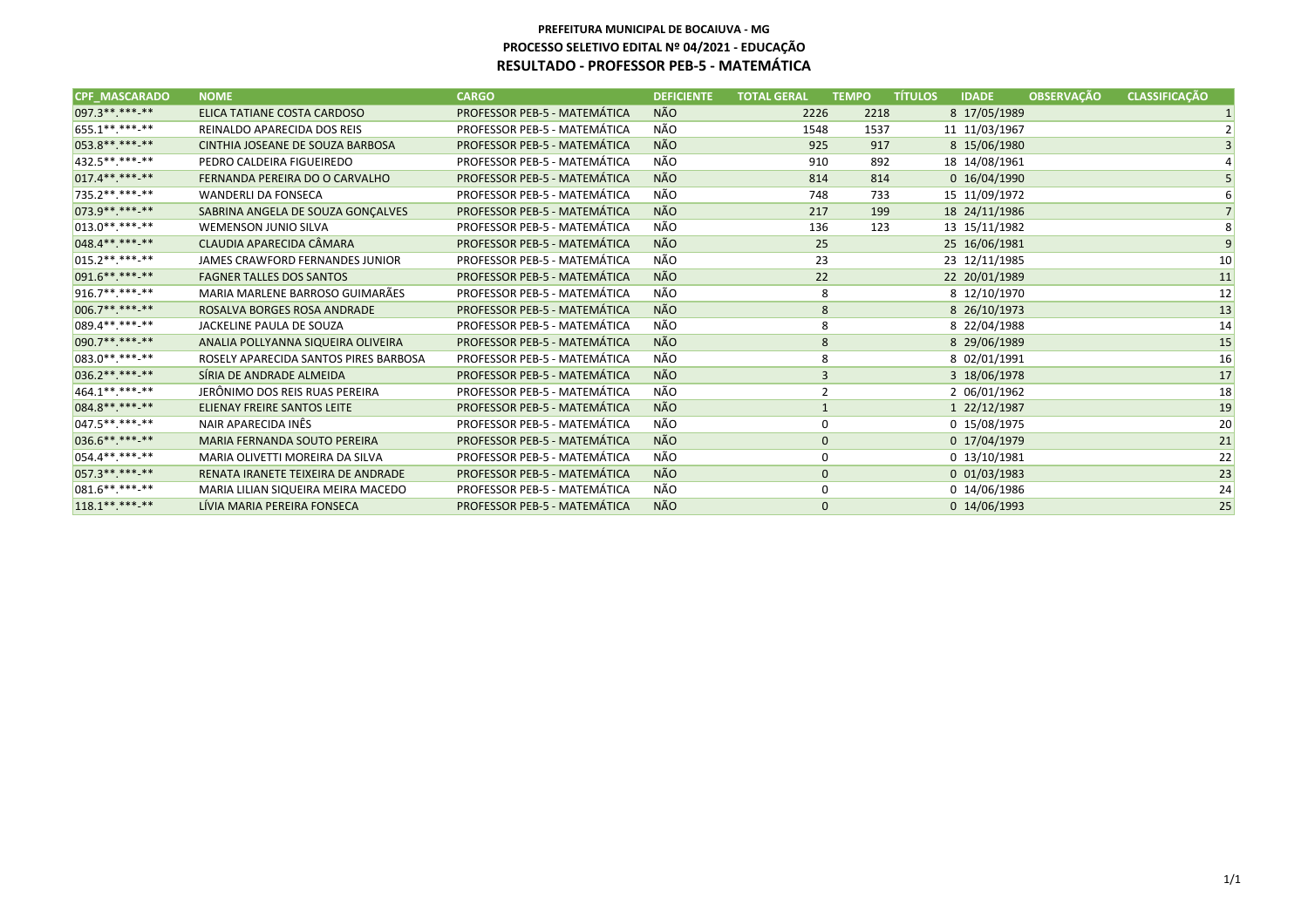**PREFEITURA MUNICIPAL DE BOCAIUVA - MG**
**PROCESSO SELETIVO EDITAL Nº 04/2021 - EDUCAÇÃO**
**RESULTADO - PROFESSOR PEB-5 - MATEMÁTICA**

| CPF_MASCARADO | NOME | CARGO | DEFICIENTE | TOTAL GERAL | TEMPO | TÍTULOS | IDADE | OBSERVAÇÃO | CLASSIFICAÇÃO |
|---|---|---|---|---|---|---|---|---|---|
| 097.3**.***-** | ELICA TATIANE COSTA CARDOSO | PROFESSOR PEB-5 - MATEMÁTICA | NÃO | 2226 | 2218 | 8 | 17/05/1989 | | 1 |
| 655.1**.***-** | REINALDO APARECIDA DOS REIS | PROFESSOR PEB-5 - MATEMÁTICA | NÃO | 1548 | 1537 | 11 | 11/03/1967 | | 2 |
| 053.8**.***-** | CINTHIA JOSEANE DE SOUZA BARBOSA | PROFESSOR PEB-5 - MATEMÁTICA | NÃO | 925 | 917 | 8 | 15/06/1980 | | 3 |
| 432.5**.***-** | PEDRO CALDEIRA FIGUEIREDO | PROFESSOR PEB-5 - MATEMÁTICA | NÃO | 910 | 892 | 18 | 14/08/1961 | | 4 |
| 017.4**.***-** | FERNANDA PEREIRA DO O CARVALHO | PROFESSOR PEB-5 - MATEMÁTICA | NÃO | 814 | 814 | 0 | 16/04/1990 | | 5 |
| 735.2**.***-** | WANDERLI DA FONSECA | PROFESSOR PEB-5 - MATEMÁTICA | NÃO | 748 | 733 | 15 | 11/09/1972 | | 6 |
| 073.9**.***-** | SABRINA ANGELA DE SOUZA GONÇALVES | PROFESSOR PEB-5 - MATEMÁTICA | NÃO | 217 | 199 | 18 | 24/11/1986 | | 7 |
| 013.0**.***-** | WEMENSON JUNIO SILVA | PROFESSOR PEB-5 - MATEMÁTICA | NÃO | 136 | 123 | 13 | 15/11/1982 | | 8 |
| 048.4**.***-** | CLAUDIA APARECIDA CÂMARA | PROFESSOR PEB-5 - MATEMÁTICA | NÃO | 25 | | 25 | 16/06/1981 | | 9 |
| 015.2**.***-** | JAMES CRAWFORD FERNANDES JUNIOR | PROFESSOR PEB-5 - MATEMÁTICA | NÃO | 23 | | 23 | 12/11/1985 | | 10 |
| 091.6**.***-** | FAGNER TALLES DOS SANTOS | PROFESSOR PEB-5 - MATEMÁTICA | NÃO | 22 | | 22 | 20/01/1989 | | 11 |
| 916.7**.***-** | MARIA MARLENE BARROSO GUIMARÃES | PROFESSOR PEB-5 - MATEMÁTICA | NÃO | 8 | | 8 | 12/10/1970 | | 12 |
| 006.7**.***-** | ROSALVA BORGES ROSA ANDRADE | PROFESSOR PEB-5 - MATEMÁTICA | NÃO | 8 | | 8 | 26/10/1973 | | 13 |
| 089.4**.***-** | JACKELINE PAULA DE SOUZA | PROFESSOR PEB-5 - MATEMÁTICA | NÃO | 8 | | 8 | 22/04/1988 | | 14 |
| 090.7**.***-** | ANALIA POLLYANNA SIQUEIRA OLIVEIRA | PROFESSOR PEB-5 - MATEMÁTICA | NÃO | 8 | | 8 | 29/06/1989 | | 15 |
| 083.0**.***-** | ROSELY APARECIDA SANTOS PIRES BARBOSA | PROFESSOR PEB-5 - MATEMÁTICA | NÃO | 8 | | 8 | 02/01/1991 | | 16 |
| 036.2**.***-** | SÍRIA DE ANDRADE ALMEIDA | PROFESSOR PEB-5 - MATEMÁTICA | NÃO | 3 | | 3 | 18/06/1978 | | 17 |
| 464.1**.***-** | JERÔNIMO DOS REIS RUAS PEREIRA | PROFESSOR PEB-5 - MATEMÁTICA | NÃO | 2 | | 2 | 06/01/1962 | | 18 |
| 084.8**.***-** | ELIENAY FREIRE SANTOS LEITE | PROFESSOR PEB-5 - MATEMÁTICA | NÃO | 1 | | 1 | 22/12/1987 | | 19 |
| 047.5**.***-** | NAIR APARECIDA INÊS | PROFESSOR PEB-5 - MATEMÁTICA | NÃO | 0 | | 0 | 15/08/1975 | | 20 |
| 036.6**.***-** | MARIA FERNANDA SOUTO PEREIRA | PROFESSOR PEB-5 - MATEMÁTICA | NÃO | 0 | | 0 | 17/04/1979 | | 21 |
| 054.4**.***-** | MARIA OLIVETTI MOREIRA DA SILVA | PROFESSOR PEB-5 - MATEMÁTICA | NÃO | 0 | | 0 | 13/10/1981 | | 22 |
| 057.3**.***-** | RENATA IRANETE TEIXEIRA DE ANDRADE | PROFESSOR PEB-5 - MATEMÁTICA | NÃO | 0 | | 0 | 01/03/1983 | | 23 |
| 081.6**.***-** | MARIA LILIAN SIQUEIRA MEIRA MACEDO | PROFESSOR PEB-5 - MATEMÁTICA | NÃO | 0 | | 0 | 14/06/1986 | | 24 |
| 118.1**.***-** | LÍVIA MARIA PEREIRA FONSECA | PROFESSOR PEB-5 - MATEMÁTICA | NÃO | 0 | | 0 | 14/06/1993 | | 25 |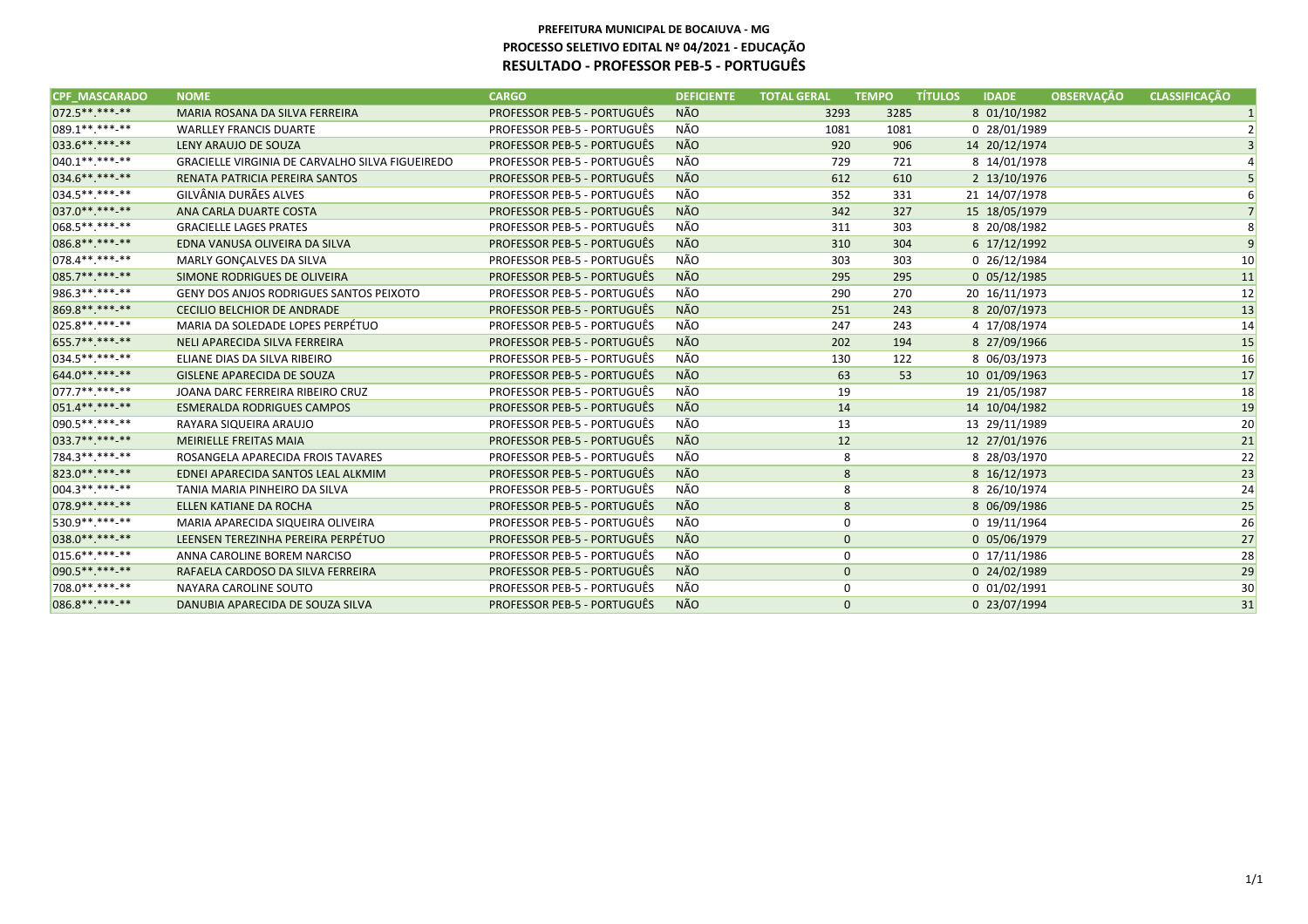**PREFEITURA MUNICIPAL DE BOCAIUVA - MG**
**PROCESSO SELETIVO EDITAL Nº 04/2021 - EDUCAÇÃO**
**RESULTADO - PROFESSOR PEB-5 - PORTUGUÊS**

| CPF_MASCARADO | NOME | CARGO | DEFICIENTE | TOTAL GERAL | TEMPO | TÍTULOS | IDADE | OBSERVAÇÃO | CLASSIFICAÇÃO |
|---|---|---|---|---|---|---|---|---|---|
| 072.5**.***-** | MARIA ROSANA DA SILVA FERREIRA | PROFESSOR PEB-5 - PORTUGUÊS | NÃO | 3293 | 3285 | 8 | 01/10/1982 | | 1 |
| 089.1**.***-** | WARLLEY FRANCIS DUARTE | PROFESSOR PEB-5 - PORTUGUÊS | NÃO | 1081 | 1081 | 0 | 28/01/1989 | | 2 |
| 033.6**.***-** | LENY ARAUJO DE SOUZA | PROFESSOR PEB-5 - PORTUGUÊS | NÃO | 920 | 906 | 14 | 20/12/1974 | | 3 |
| 040.1**.***-** | GRACIELLE VIRGINIA DE CARVALHO SILVA FIGUEIREDO | PROFESSOR PEB-5 - PORTUGUÊS | NÃO | 729 | 721 | 8 | 14/01/1978 | | 4 |
| 034.6**.***-** | RENATA PATRICIA PEREIRA SANTOS | PROFESSOR PEB-5 - PORTUGUÊS | NÃO | 612 | 610 | 2 | 13/10/1976 | | 5 |
| 034.5**.***-** | GILVÂNIA DURÃES ALVES | PROFESSOR PEB-5 - PORTUGUÊS | NÃO | 352 | 331 | 21 | 14/07/1978 | | 6 |
| 037.0**.***-** | ANA CARLA DUARTE COSTA | PROFESSOR PEB-5 - PORTUGUÊS | NÃO | 342 | 327 | 15 | 18/05/1979 | | 7 |
| 068.5**.***-** | GRACIELLE LAGES PRATES | PROFESSOR PEB-5 - PORTUGUÊS | NÃO | 311 | 303 | 8 | 20/08/1982 | | 8 |
| 086.8**.***-** | EDNA VANUSA OLIVEIRA DA SILVA | PROFESSOR PEB-5 - PORTUGUÊS | NÃO | 310 | 304 | 6 | 17/12/1992 | | 9 |
| 078.4**.***-** | MARLY GONÇALVES DA SILVA | PROFESSOR PEB-5 - PORTUGUÊS | NÃO | 303 | 303 | 0 | 26/12/1984 | | 10 |
| 085.7**.***-** | SIMONE RODRIGUES DE OLIVEIRA | PROFESSOR PEB-5 - PORTUGUÊS | NÃO | 295 | 295 | 0 | 05/12/1985 | | 11 |
| 986.3**.***-** | GENY DOS ANJOS RODRIGUES SANTOS PEIXOTO | PROFESSOR PEB-5 - PORTUGUÊS | NÃO | 290 | 270 | 20 | 16/11/1973 | | 12 |
| 869.8**.***-** | CECILIO BELCHIOR DE ANDRADE | PROFESSOR PEB-5 - PORTUGUÊS | NÃO | 251 | 243 | 8 | 20/07/1973 | | 13 |
| 025.8**.***-** | MARIA DA SOLEDADE LOPES PERPÉTUO | PROFESSOR PEB-5 - PORTUGUÊS | NÃO | 247 | 243 | 4 | 17/08/1974 | | 14 |
| 655.7**.***-** | NELI APARECIDA SILVA FERREIRA | PROFESSOR PEB-5 - PORTUGUÊS | NÃO | 202 | 194 | 8 | 27/09/1966 | | 15 |
| 034.5**.***-** | ELIANE DIAS DA SILVA RIBEIRO | PROFESSOR PEB-5 - PORTUGUÊS | NÃO | 130 | 122 | 8 | 06/03/1973 | | 16 |
| 644.0**.***-** | GISLENE APARECIDA DE SOUZA | PROFESSOR PEB-5 - PORTUGUÊS | NÃO | 63 | 53 | 10 | 01/09/1963 | | 17 |
| 077.7**.***-** | JOANA DARC FERREIRA RIBEIRO CRUZ | PROFESSOR PEB-5 - PORTUGUÊS | NÃO | 19 | | 19 | 21/05/1987 | | 18 |
| 051.4**.***-** | ESMERALDA RODRIGUES CAMPOS | PROFESSOR PEB-5 - PORTUGUÊS | NÃO | 14 | | 14 | 10/04/1982 | | 19 |
| 090.5**.***-** | RAYARA SIQUEIRA ARAUJO | PROFESSOR PEB-5 - PORTUGUÊS | NÃO | 13 | | 13 | 29/11/1989 | | 20 |
| 033.7**.***-** | MEIRIELLE FREITAS MAIA | PROFESSOR PEB-5 - PORTUGUÊS | NÃO | 12 | | 12 | 27/01/1976 | | 21 |
| 784.3**.***-** | ROSANGELA APARECIDA FROIS TAVARES | PROFESSOR PEB-5 - PORTUGUÊS | NÃO | 8 | | 8 | 28/03/1970 | | 22 |
| 823.0**.***-** | EDNEI APARECIDA SANTOS LEAL ALKMIM | PROFESSOR PEB-5 - PORTUGUÊS | NÃO | 8 | | 8 | 16/12/1973 | | 23 |
| 004.3**.***-** | TANIA MARIA PINHEIRO DA SILVA | PROFESSOR PEB-5 - PORTUGUÊS | NÃO | 8 | | 8 | 26/10/1974 | | 24 |
| 078.9**.***-** | ELLEN KATIANE DA ROCHA | PROFESSOR PEB-5 - PORTUGUÊS | NÃO | 8 | | 8 | 06/09/1986 | | 25 |
| 530.9**.***-** | MARIA APARECIDA SIQUEIRA OLIVEIRA | PROFESSOR PEB-5 - PORTUGUÊS | NÃO | 0 | | 0 | 19/11/1964 | | 26 |
| 038.0**.***-** | LEENSEN TEREZINHA PEREIRA PERPÉTUO | PROFESSOR PEB-5 - PORTUGUÊS | NÃO | 0 | | 0 | 05/06/1979 | | 27 |
| 015.6**.***-** | ANNA CAROLINE BOREM NARCISO | PROFESSOR PEB-5 - PORTUGUÊS | NÃO | 0 | | 0 | 17/11/1986 | | 28 |
| 090.5**.***-** | RAFAELA CARDOSO DA SILVA FERREIRA | PROFESSOR PEB-5 - PORTUGUÊS | NÃO | 0 | | 0 | 24/02/1989 | | 29 |
| 708.0**.***-** | NAYARA CAROLINE SOUTO | PROFESSOR PEB-5 - PORTUGUÊS | NÃO | 0 | | 0 | 01/02/1991 | | 30 |
| 086.8**.***-** | DANUBIA APARECIDA DE SOUZA SILVA | PROFESSOR PEB-5 - PORTUGUÊS | NÃO | 0 | | 0 | 23/07/1994 | | 31 |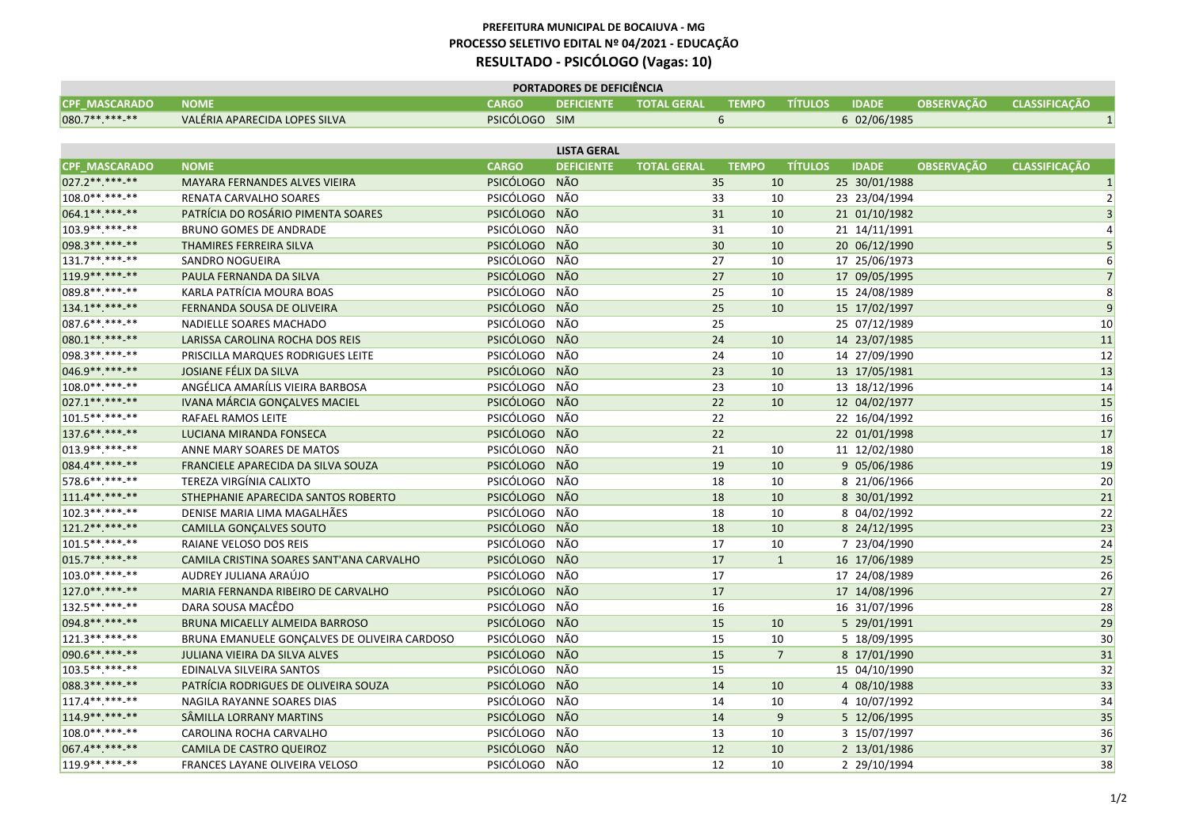**PREFEITURA MUNICIPAL DE BOCAIUVA - MG**

**PROCESSO SELETIVO EDITAL Nº 04/2021 - EDUCAÇÃO**

## RESULTADO - PSICÓLOGO (Vagas: 10)

**PORTADORES DE DEFICIÊNCIA**

| CPF_MASCARADO | NOME | CARGO | DEFICIENTE | TOTAL GERAL | TEMPO | TÍTULOS | IDADE | OBSERVAÇÃO | CLASSIFICAÇÃO |
|---|---|---|---|---|---|---|---|---|---|
| 080.7**.***-** | VALÉRIA APARECIDA LOPES SILVA | PSICÓLOGO | SIM | 6 | | 6 | 02/06/1985 | | 1 |

**LISTA GERAL**

| CPF_MASCARADO | NOME | CARGO | DEFICIENTE | TOTAL GERAL | TEMPO | TÍTULOS | IDADE | OBSERVAÇÃO | CLASSIFICAÇÃO |
|---|---|---|---|---|---|---|---|---|---|
| 027.2**.***-** | MAYARA FERNANDES ALVES VIEIRA | PSICÓLOGO | NÃO | 35 | 10 | 25 | 30/01/1988 | | 1 |
| 108.0**.***-** | RENATA CARVALHO SOARES | PSICÓLOGO | NÃO | 33 | 10 | 23 | 23/04/1994 | | 2 |
| 064.1**.***-** | PATRÍCIA DO ROSÁRIO PIMENTA SOARES | PSICÓLOGO | NÃO | 31 | 10 | 21 | 01/10/1982 | | 3 |
| 103.9**.***-** | BRUNO GOMES DE ANDRADE | PSICÓLOGO | NÃO | 31 | 10 | 21 | 14/11/1991 | | 4 |
| 098.3**.***-** | THAMIRES FERREIRA SILVA | PSICÓLOGO | NÃO | 30 | 10 | 20 | 06/12/1990 | | 5 |
| 131.7**.***-** | SANDRO NOGUEIRA | PSICÓLOGO | NÃO | 27 | 10 | 17 | 25/06/1973 | | 6 |
| 119.9**.***-** | PAULA FERNANDA DA SILVA | PSICÓLOGO | NÃO | 27 | 10 | 17 | 09/05/1995 | | 7 |
| 089.8**.***-** | KARLA PATRÍCIA MOURA BOAS | PSICÓLOGO | NÃO | 25 | 10 | 15 | 24/08/1989 | | 8 |
| 134.1**.***-** | FERNANDA SOUSA DE OLIVEIRA | PSICÓLOGO | NÃO | 25 | 10 | 15 | 17/02/1997 | | 9 |
| 087.6**.***-** | NADIELLE SOARES MACHADO | PSICÓLOGO | NÃO | 25 | | 25 | 07/12/1989 | | 10 |
| 080.1**.***-** | LARISSA CAROLINA ROCHA DOS REIS | PSICÓLOGO | NÃO | 24 | 10 | 14 | 23/07/1985 | | 11 |
| 098.3**.***-** | PRISCILLA MARQUES RODRIGUES LEITE | PSICÓLOGO | NÃO | 24 | 10 | 14 | 27/09/1990 | | 12 |
| 046.9**.***-** | JOSIANE FÉLIX DA SILVA | PSICÓLOGO | NÃO | 23 | 10 | 13 | 17/05/1981 | | 13 |
| 108.0**.***-** | ANGÉLICA AMARÍLIS VIEIRA BARBOSA | PSICÓLOGO | NÃO | 23 | 10 | 13 | 18/12/1996 | | 14 |
| 027.1**.***-** | IVANA MÁRCIA GONÇALVES MACIEL | PSICÓLOGO | NÃO | 22 | 10 | 12 | 04/02/1977 | | 15 |
| 101.5**.***-** | RAFAEL RAMOS LEITE | PSICÓLOGO | NÃO | 22 | | 22 | 16/04/1992 | | 16 |
| 137.6**.***-** | LUCIANA MIRANDA FONSECA | PSICÓLOGO | NÃO | 22 | | 22 | 01/01/1998 | | 17 |
| 013.9**.***-** | ANNE MARY SOARES DE MATOS | PSICÓLOGO | NÃO | 21 | 10 | 11 | 12/02/1980 | | 18 |
| 084.4**.***-** | FRANCIELE APARECIDA DA SILVA SOUZA | PSICÓLOGO | NÃO | 19 | 10 | 9 | 05/06/1986 | | 19 |
| 578.6**.***-** | TEREZA VIRGÍNIA CALIXTO | PSICÓLOGO | NÃO | 18 | 10 | 8 | 21/06/1966 | | 20 |
| 111.4**.***-** | STHEPHANIE APARECIDA SANTOS ROBERTO | PSICÓLOGO | NÃO | 18 | 10 | 8 | 30/01/1992 | | 21 |
| 102.3**.***-** | DENISE MARIA LIMA MAGALHÃES | PSICÓLOGO | NÃO | 18 | 10 | 8 | 04/02/1992 | | 22 |
| 121.2**.***-** | CAMILLA GONÇALVES SOUTO | PSICÓLOGO | NÃO | 18 | 10 | 8 | 24/12/1995 | | 23 |
| 101.5**.***-** | RAIANE VELOSO DOS REIS | PSICÓLOGO | NÃO | 17 | 10 | 7 | 23/04/1990 | | 24 |
| 015.7**.***-** | CAMILA CRISTINA SOARES SANT'ANA CARVALHO | PSICÓLOGO | NÃO | 17 | 1 | 16 | 17/06/1989 | | 25 |
| 103.0**.***-** | AUDREY JULIANA ARAÚJO | PSICÓLOGO | NÃO | 17 | | 17 | 24/08/1989 | | 26 |
| 127.0**.***-** | MARIA FERNANDA RIBEIRO DE CARVALHO | PSICÓLOGO | NÃO | 17 | | 17 | 14/08/1996 | | 27 |
| 132.5**.***-** | DARA SOUSA MACÊDO | PSICÓLOGO | NÃO | 16 | | 16 | 31/07/1996 | | 28 |
| 094.8**.***-** | BRUNA MICAELLY ALMEIDA BARROSO | PSICÓLOGO | NÃO | 15 | 10 | 5 | 29/01/1991 | | 29 |
| 121.3**.***-** | BRUNA EMANUELE GONÇALVES DE OLIVEIRA CARDOSO | PSICÓLOGO | NÃO | 15 | 10 | 5 | 18/09/1995 | | 30 |
| 090.6**.***-** | JULIANA VIEIRA DA SILVA ALVES | PSICÓLOGO | NÃO | 15 | 7 | 8 | 17/01/1990 | | 31 |
| 103.5**.***-** | EDINALVA SILVEIRA SANTOS | PSICÓLOGO | NÃO | 15 | | 15 | 04/10/1990 | | 32 |
| 088.3**.***-** | PATRÍCIA RODRIGUES DE OLIVEIRA SOUZA | PSICÓLOGO | NÃO | 14 | 10 | 4 | 08/10/1988 | | 33 |
| 117.4**.***-** | NAGILA RAYANNE SOARES DIAS | PSICÓLOGO | NÃO | 14 | 10 | 4 | 10/07/1992 | | 34 |
| 114.9**.***-** | SÂMILLA LORRANY MARTINS | PSICÓLOGO | NÃO | 14 | 9 | 5 | 12/06/1995 | | 35 |
| 108.0**.***-** | CAROLINA ROCHA CARVALHO | PSICÓLOGO | NÃO | 13 | 10 | 3 | 15/07/1997 | | 36 |
| 067.4**.***-** | CAMILA DE CASTRO QUEIROZ | PSICÓLOGO | NÃO | 12 | 10 | 2 | 13/01/1986 | | 37 |
| 119.9**.***-** | FRANCES LAYANE OLIVEIRA VELOSO | PSICÓLOGO | NÃO | 12 | 10 | 2 | 29/10/1994 | | 38 |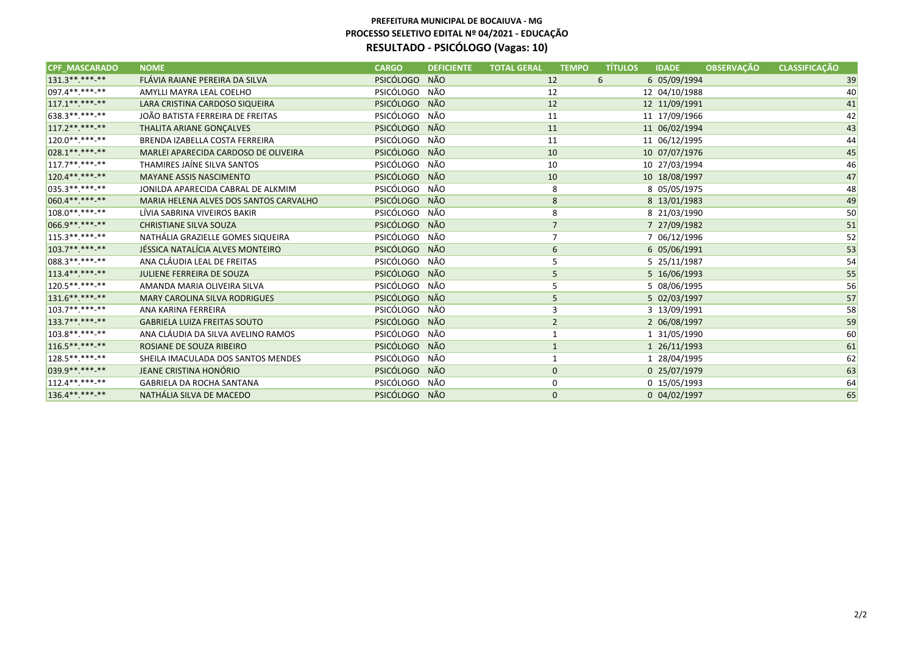**PREFEITURA MUNICIPAL DE BOCAIUVA - MG**
**PROCESSO SELETIVO EDITAL Nº 04/2021 - EDUCAÇÃO**
**RESULTADO - PSICÓLOGO (Vagas: 10)**

| CPF_MASCARADO | NOME | CARGO | DEFICIENTE | TOTAL GERAL | TEMPO | TÍTULOS | IDADE | OBSERVAÇÃO | CLASSIFICAÇÃO |
|---|---|---|---|---|---|---|---|---|---|
| 131.3**.***-** | FLÁVIA RAIANE PEREIRA DA SILVA | PSICÓLOGO | NÃO | 12 | 6 | 6 | 05/09/1994 | | 39 |
| 097.4**.***-** | AMYLLI MAYRA LEAL COELHO | PSICÓLOGO | NÃO | 12 | | 12 | 04/10/1988 | | 40 |
| 117.1**.***-** | LARA CRISTINA CARDOSO SIQUEIRA | PSICÓLOGO | NÃO | 12 | | 12 | 11/09/1991 | | 41 |
| 638.3**.***-** | JOÃO BATISTA FERREIRA DE FREITAS | PSICÓLOGO | NÃO | 11 | | 11 | 17/09/1966 | | 42 |
| 117.2**.***-** | THALITA ARIANE GONÇALVES | PSICÓLOGO | NÃO | 11 | | 11 | 06/02/1994 | | 43 |
| 120.0**.***-** | BRENDA IZABELLA COSTA FERREIRA | PSICÓLOGO | NÃO | 11 | | 11 | 06/12/1995 | | 44 |
| 028.1**.***-** | MARLEI APARECIDA CARDOSO DE OLIVEIRA | PSICÓLOGO | NÃO | 10 | | 10 | 07/07/1976 | | 45 |
| 117.7**.***-** | THAMIRES JAÍNE SILVA SANTOS | PSICÓLOGO | NÃO | 10 | | 10 | 27/03/1994 | | 46 |
| 120.4**.***-** | MAYANE ASSIS NASCIMENTO | PSICÓLOGO | NÃO | 10 | | 10 | 18/08/1997 | | 47 |
| 035.3**.***-** | JONILDA APARECIDA CABRAL DE ALKMIM | PSICÓLOGO | NÃO | 8 | | 8 | 05/05/1975 | | 48 |
| 060.4**.***-** | MARIA HELENA ALVES DOS SANTOS CARVALHO | PSICÓLOGO | NÃO | 8 | | 8 | 13/01/1983 | | 49 |
| 108.0**.***-** | LÍVIA SABRINA VIVEIROS BAKIR | PSICÓLOGO | NÃO | 8 | | 8 | 21/03/1990 | | 50 |
| 066.9**.***-** | CHRISTIANE SILVA SOUZA | PSICÓLOGO | NÃO | 7 | | 7 | 27/09/1982 | | 51 |
| 115.3**.***-** | NATHÁLIA GRAZIELLE GOMES SIQUEIRA | PSICÓLOGO | NÃO | 7 | | 7 | 06/12/1996 | | 52 |
| 103.7**.***-** | JÉSSICA NATALÍCIA ALVES MONTEIRO | PSICÓLOGO | NÃO | 6 | | 6 | 05/06/1991 | | 53 |
| 088.3**.***-** | ANA CLÁUDIA LEAL DE FREITAS | PSICÓLOGO | NÃO | 5 | | 5 | 25/11/1987 | | 54 |
| 113.4**.***-** | JULIENE FERREIRA DE SOUZA | PSICÓLOGO | NÃO | 5 | | 5 | 16/06/1993 | | 55 |
| 120.5**.***-** | AMANDA MARIA OLIVEIRA SILVA | PSICÓLOGO | NÃO | 5 | | 5 | 08/06/1995 | | 56 |
| 131.6**.***-** | MARY CAROLINA SILVA RODRIGUES | PSICÓLOGO | NÃO | 5 | | 5 | 02/03/1997 | | 57 |
| 103.7**.***-** | ANA KARINA FERREIRA | PSICÓLOGO | NÃO | 3 | | 3 | 13/09/1991 | | 58 |
| 133.7**.***-** | GABRIELA LUIZA FREITAS SOUTO | PSICÓLOGO | NÃO | 2 | | 2 | 06/08/1997 | | 59 |
| 103.8**.***-** | ANA CLÁUDIA DA SILVA AVELINO RAMOS | PSICÓLOGO | NÃO | 1 | | 1 | 31/05/1990 | | 60 |
| 116.5**.***-** | ROSIANE DE SOUZA RIBEIRO | PSICÓLOGO | NÃO | 1 | | 1 | 26/11/1993 | | 61 |
| 128.5**.***-** | SHEILA IMACULADA DOS SANTOS MENDES | PSICÓLOGO | NÃO | 1 | | 1 | 28/04/1995 | | 62 |
| 039.9**.***-** | JEANE CRISTINA HONÓRIO | PSICÓLOGO | NÃO | 0 | | 0 | 25/07/1979 | | 63 |
| 112.4**.***-** | GABRIELA DA ROCHA SANTANA | PSICÓLOGO | NÃO | 0 | | 0 | 15/05/1993 | | 64 |
| 136.4**.***-** | NATHÁLIA SILVA DE MACEDO | PSICÓLOGO | NÃO | 0 | | 0 | 04/02/1997 | | 65 |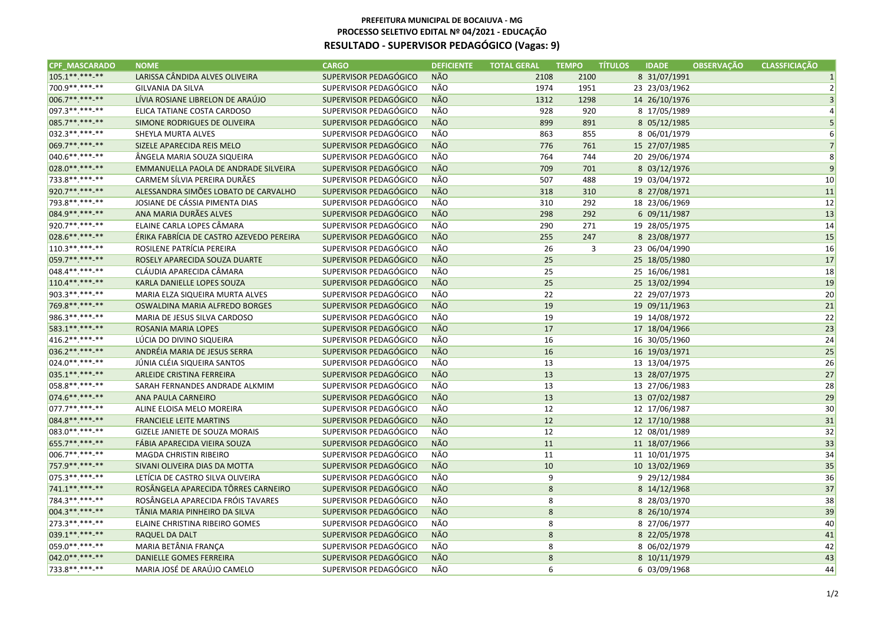**PREFEITURA MUNICIPAL DE BOCAIUVA - MG**
**PROCESSO SELETIVO EDITAL Nº 04/2021 - EDUCAÇÃO**
**RESULTADO - SUPERVISOR PEDAGÓGICO (Vagas: 9)**

| CPF_MASCARADO | NOME | CARGO | DEFICIENTE | TOTAL GERAL | TEMPO | TÍTULOS | IDADE | OBSERVAÇÃO | CLASSFICIAÇÃO |
|---|---|---|---|---|---|---|---|---|---|
| 105.1**.***-** | LARISSA CÂNDIDA ALVES OLIVEIRA | SUPERVISOR PEDAGÓGICO | NÃO | 2108 | 2100 | 8 | 31/07/1991 | | 1 |
| 700.9**.***-** | GILVANIA DA SILVA | SUPERVISOR PEDAGÓGICO | NÃO | 1974 | 1951 | 23 | 23/03/1962 | | 2 |
| 006.7**.***-** | LÍVIA ROSIANE LIBRELON DE ARAÚJO | SUPERVISOR PEDAGÓGICO | NÃO | 1312 | 1298 | 14 | 26/10/1976 | | 3 |
| 097.3**.***-** | ELICA TATIANE COSTA CARDOSO | SUPERVISOR PEDAGÓGICO | NÃO | 928 | 920 | 8 | 17/05/1989 | | 4 |
| 085.7**.***-** | SIMONE RODRIGUES DE OLIVEIRA | SUPERVISOR PEDAGÓGICO | NÃO | 899 | 891 | 8 | 05/12/1985 | | 5 |
| 032.3**.***-** | SHEYLA MURTA ALVES | SUPERVISOR PEDAGÓGICO | NÃO | 863 | 855 | 8 | 06/01/1979 | | 6 |
| 069.7**.***-** | SIZELE APARECIDA REIS MELO | SUPERVISOR PEDAGÓGICO | NÃO | 776 | 761 | 15 | 27/07/1985 | | 7 |
| 040.6**.***-** | ÂNGELA MARIA SOUZA SIQUEIRA | SUPERVISOR PEDAGÓGICO | NÃO | 764 | 744 | 20 | 29/06/1974 | | 8 |
| 028.0**.***-** | EMMANUELLA PAOLA DE ANDRADE SILVEIRA | SUPERVISOR PEDAGÓGICO | NÃO | 709 | 701 | 8 | 03/12/1976 | | 9 |
| 733.8**.***-** | CARMEM SÍLVIA PEREIRA DURÃES | SUPERVISOR PEDAGÓGICO | NÃO | 507 | 488 | 19 | 03/04/1972 | | 10 |
| 920.7**.***-** | ALESSANDRA SIMÕES LOBATO DE CARVALHO | SUPERVISOR PEDAGÓGICO | NÃO | 318 | 310 | 8 | 27/08/1971 | | 11 |
| 793.8**.***-** | JOSIANE DE CÁSSIA PIMENTA DIAS | SUPERVISOR PEDAGÓGICO | NÃO | 310 | 292 | 18 | 23/06/1969 | | 12 |
| 084.9**.***-** | ANA MARIA DURÃES ALVES | SUPERVISOR PEDAGÓGICO | NÃO | 298 | 292 | 6 | 09/11/1987 | | 13 |
| 920.7**.***-** | ELAINE CARLA LOPES CÂMARA | SUPERVISOR PEDAGÓGICO | NÃO | 290 | 271 | 19 | 28/05/1975 | | 14 |
| 028.6**.***-** | ÉRIKA FABRÍCIA DE CASTRO AZEVEDO PEREIRA | SUPERVISOR PEDAGÓGICO | NÃO | 255 | 247 | 8 | 23/08/1977 | | 15 |
| 110.3**.***-** | ROSILENE PATRÍCIA PEREIRA | SUPERVISOR PEDAGÓGICO | NÃO | 26 | 3 | 23 | 06/04/1990 | | 16 |
| 059.7**.***-** | ROSELY APARECIDA SOUZA DUARTE | SUPERVISOR PEDAGÓGICO | NÃO | 25 | | 25 | 18/05/1980 | | 17 |
| 048.4**.***-** | CLÁUDIA APARECIDA CÂMARA | SUPERVISOR PEDAGÓGICO | NÃO | 25 | | 25 | 16/06/1981 | | 18 |
| 110.4**.***-** | KARLA DANIELLE LOPES SOUZA | SUPERVISOR PEDAGÓGICO | NÃO | 25 | | 25 | 13/02/1994 | | 19 |
| 903.3**.***-** | MARIA ELZA SIQUEIRA MURTA ALVES | SUPERVISOR PEDAGÓGICO | NÃO | 22 | | 22 | 29/07/1973 | | 20 |
| 769.8**.***-** | OSWALDINA MARIA ALFREDO BORGES | SUPERVISOR PEDAGÓGICO | NÃO | 19 | | 19 | 09/11/1963 | | 21 |
| 986.3**.***-** | MARIA DE JESUS SILVA CARDOSO | SUPERVISOR PEDAGÓGICO | NÃO | 19 | | 19 | 14/08/1972 | | 22 |
| 583.1**.***-** | ROSANIA MARIA LOPES | SUPERVISOR PEDAGÓGICO | NÃO | 17 | | 17 | 18/04/1966 | | 23 |
| 416.2**.***-** | LÚCIA DO DIVINO SIQUEIRA | SUPERVISOR PEDAGÓGICO | NÃO | 16 | | 16 | 30/05/1960 | | 24 |
| 036.2**.***-** | ANDRÉIA MARIA DE JESUS SERRA | SUPERVISOR PEDAGÓGICO | NÃO | 16 | | 16 | 19/03/1971 | | 25 |
| 024.0**.***-** | JÚNIA CLÉIA SIQUEIRA SANTOS | SUPERVISOR PEDAGÓGICO | NÃO | 13 | | 13 | 13/04/1975 | | 26 |
| 035.1**.***-** | ARLEIDE CRISTINA FERREIRA | SUPERVISOR PEDAGÓGICO | NÃO | 13 | | 13 | 28/07/1975 | | 27 |
| 058.8**.***-** | SARAH FERNANDES ANDRADE ALKMIM | SUPERVISOR PEDAGÓGICO | NÃO | 13 | | 13 | 27/06/1983 | | 28 |
| 074.6**.***-** | ANA PAULA CARNEIRO | SUPERVISOR PEDAGÓGICO | NÃO | 13 | | 13 | 07/02/1987 | | 29 |
| 077.7**.***-** | ALINE ELOISA MELO MOREIRA | SUPERVISOR PEDAGÓGICO | NÃO | 12 | | 12 | 17/06/1987 | | 30 |
| 084.8**.***-** | FRANCIELE LEITE MARTINS | SUPERVISOR PEDAGÓGICO | NÃO | 12 | | 12 | 17/10/1988 | | 31 |
| 083.0**.***-** | GIZELE JANIETE DE SOUZA MORAIS | SUPERVISOR PEDAGÓGICO | NÃO | 12 | | 12 | 08/01/1989 | | 32 |
| 655.7**.***-** | FÁBIA APARECIDA VIEIRA SOUZA | SUPERVISOR PEDAGÓGICO | NÃO | 11 | | 11 | 18/07/1966 | | 33 |
| 006.7**.***-** | MAGDA CHRISTIN RIBEIRO | SUPERVISOR PEDAGÓGICO | NÃO | 11 | | 11 | 10/01/1975 | | 34 |
| 757.9**.***-** | SIVANI OLIVEIRA DIAS DA MOTTA | SUPERVISOR PEDAGÓGICO | NÃO | 10 | | 10 | 13/02/1969 | | 35 |
| 075.3**.***-** | LETÍCIA DE CASTRO SILVA OLIVEIRA | SUPERVISOR PEDAGÓGICO | NÃO | 9 | | 9 | 29/12/1984 | | 36 |
| 741.1**.***-** | ROSÂNGELA APARECIDA TÔRRES CARNEIRO | SUPERVISOR PEDAGÓGICO | NÃO | 8 | | 8 | 14/12/1968 | | 37 |
| 784.3**.***-** | ROSÂNGELA APARECIDA FRÓIS TAVARES | SUPERVISOR PEDAGÓGICO | NÃO | 8 | | 8 | 28/03/1970 | | 38 |
| 004.3**.***-** | TÂNIA MARIA PINHEIRO DA SILVA | SUPERVISOR PEDAGÓGICO | NÃO | 8 | | 8 | 26/10/1974 | | 39 |
| 273.3**.***-** | ELAINE CHRISTINA RIBEIRO GOMES | SUPERVISOR PEDAGÓGICO | NÃO | 8 | | 8 | 27/06/1977 | | 40 |
| 039.1**.***-** | RAQUEL DA DALT | SUPERVISOR PEDAGÓGICO | NÃO | 8 | | 8 | 22/05/1978 | | 41 |
| 059.0**.***-** | MARIA BETÂNIA FRANÇA | SUPERVISOR PEDAGÓGICO | NÃO | 8 | | 8 | 06/02/1979 | | 42 |
| 042.0**.***-** | DANIELLE GOMES FERREIRA | SUPERVISOR PEDAGÓGICO | NÃO | 8 | | 8 | 10/11/1979 | | 43 |
| 733.8**.***-** | MARIA JOSÉ DE ARAÚJO CAMELO | SUPERVISOR PEDAGÓGICO | NÃO | 6 | | 6 | 03/09/1968 | | 44 |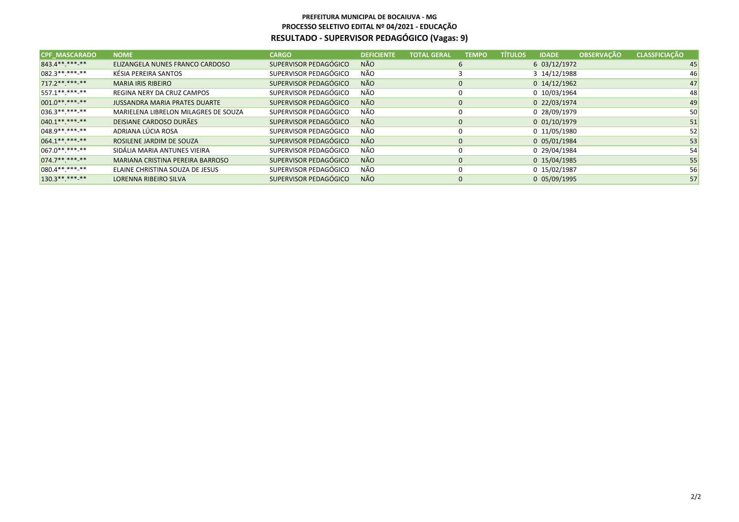**PREFEITURA MUNICIPAL DE BOCAIUVA - MG**

**PROCESSO SELETIVO EDITAL Nº 04/2021 - EDUCAÇÃO**

## RESULTADO - SUPERVISOR PEDAGÓGICO (Vagas: 9)

| CPF_MASCARADO | NOME | CARGO | DEFICIENTE | TOTAL GERAL | TEMPO | TÍTULOS | IDADE | OBSERVAÇÃO | CLASSIFICIAÇÃO |
|---|---|---|---|---|---|---|---|---|---|
| 843.4**.***-** | ELIZANGELA NUNES FRANCO CARDOSO | SUPERVISOR PEDAGÓGICO | NÃO | | 6 | 6 | 03/12/1972 | | 45 |
| 082.3**.***-** | KÉSIA PEREIRA SANTOS | SUPERVISOR PEDAGÓGICO | NÃO | | 3 | 3 | 14/12/1988 | | 46 |
| 717.2**.***-** | MARIA IRIS RIBEIRO | SUPERVISOR PEDAGÓGICO | NÃO | | 0 | 0 | 14/12/1962 | | 47 |
| 557.1**.***-** | REGINA NERY DA CRUZ CAMPOS | SUPERVISOR PEDAGÓGICO | NÃO | | 0 | 0 | 10/03/1964 | | 48 |
| 001.0**.***-** | JUSSANDRA MARIA PRATES DUARTE | SUPERVISOR PEDAGÓGICO | NÃO | | 0 | 0 | 22/03/1974 | | 49 |
| 036.3**.***-** | MARIELENA LIBRELON MILAGRES DE SOUZA | SUPERVISOR PEDAGÓGICO | NÃO | | 0 | 0 | 28/09/1979 | | 50 |
| 040.1**.***-** | DEISIANE CARDOSO DURÃES | SUPERVISOR PEDAGÓGICO | NÃO | | 0 | 0 | 01/10/1979 | | 51 |
| 048.9**.***-** | ADRIANA LÚCIA ROSA | SUPERVISOR PEDAGÓGICO | NÃO | | 0 | 0 | 11/05/1980 | | 52 |
| 064.1**.***-** | ROSILENE JARDIM DE SOUZA | SUPERVISOR PEDAGÓGICO | NÃO | | 0 | 0 | 05/01/1984 | | 53 |
| 067.0**.***-** | SIDÁLIA MARIA ANTUNES VIEIRA | SUPERVISOR PEDAGÓGICO | NÃO | | 0 | 0 | 29/04/1984 | | 54 |
| 074.7**.***-** | MARIANA CRISTINA PEREIRA BARROSO | SUPERVISOR PEDAGÓGICO | NÃO | | 0 | 0 | 15/04/1985 | | 55 |
| 080.4**.***-** | ELAINE CHRISTINA SOUZA DE JESUS | SUPERVISOR PEDAGÓGICO | NÃO | | 0 | 0 | 15/02/1987 | | 56 |
| 130.3**.***-** | LORENNA RIBEIRO SILVA | SUPERVISOR PEDAGÓGICO | NÃO | | 0 | 0 | 05/09/1995 | | 57 |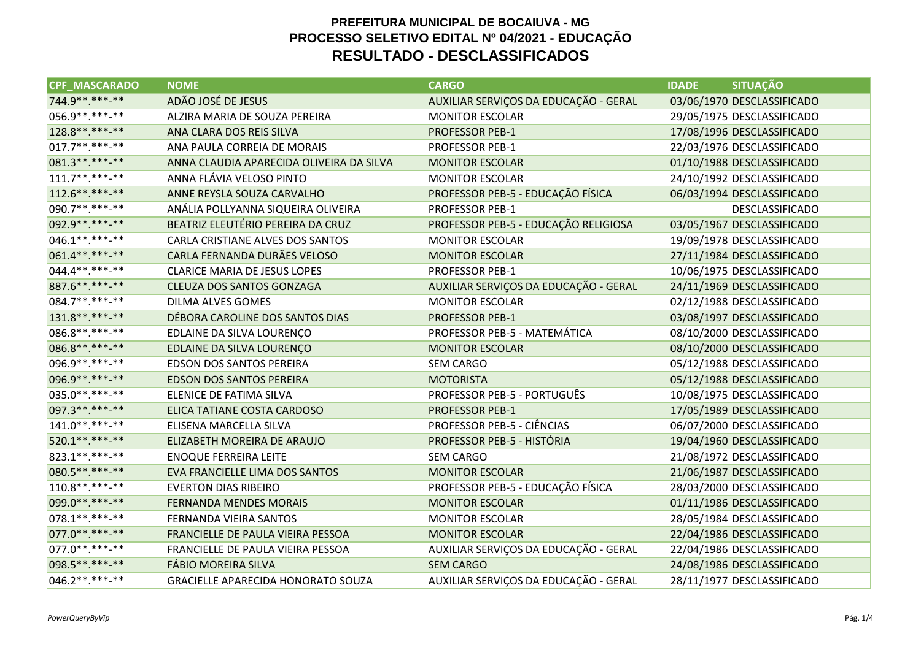# PREFEITURA MUNICIPAL DE BOCAIUVA - MG
## PROCESSO SELETIVO EDITAL Nº 04/2021 - EDUCAÇÃO
## RESULTADO - DESCLASSIFICADOS

| CPF_MASCARADO | NOME | CARGO | IDADE | SITUAÇÃO |
|---|---|---|---|---|
| 744.9**.***-** | ADÃO JOSÉ DE JESUS | AUXILIAR SERVIÇOS DA EDUCAÇÃO - GERAL | 03/06/1970 | DESCLASSIFICADO |
| 056.9**.***-** | ALZIRA MARIA DE SOUZA PEREIRA | MONITOR ESCOLAR | 29/05/1975 | DESCLASSIFICADO |
| 128.8**.***-** | ANA CLARA DOS REIS SILVA | PROFESSOR PEB-1 | 17/08/1996 | DESCLASSIFICADO |
| 017.7**.***-** | ANA PAULA CORREIA DE MORAIS | PROFESSOR PEB-1 | 22/03/1976 | DESCLASSIFICADO |
| 081.3**.***-** | ANNA CLAUDIA APARECIDA OLIVEIRA DA SILVA | MONITOR ESCOLAR | 01/10/1988 | DESCLASSIFICADO |
| 111.7**.***-** | ANNA FLÁVIA VELOSO PINTO | MONITOR ESCOLAR | 24/10/1992 | DESCLASSIFICADO |
| 112.6**.***-** | ANNE REYSLA SOUZA CARVALHO | PROFESSOR PEB-5 - EDUCAÇÃO FÍSICA | 06/03/1994 | DESCLASSIFICADO |
| 090.7**.***-** | ANÁLIA POLLYANNA SIQUEIRA OLIVEIRA | PROFESSOR PEB-1 | | DESCLASSIFICADO |
| 092.9**.***-** | BEATRIZ ELEUTÉRIO PEREIRA DA CRUZ | PROFESSOR PEB-5 - EDUCAÇÃO RELIGIOSA | 03/05/1967 | DESCLASSIFICADO |
| 046.1**.***-** | CARLA CRISTIANE ALVES DOS SANTOS | MONITOR ESCOLAR | 19/09/1978 | DESCLASSIFICADO |
| 061.4**.***-** | CARLA FERNANDA DURÃES VELOSO | MONITOR ESCOLAR | 27/11/1984 | DESCLASSIFICADO |
| 044.4**.***-** | CLARICE MARIA DE JESUS LOPES | PROFESSOR PEB-1 | 10/06/1975 | DESCLASSIFICADO |
| 887.6**.***-** | CLEUZA DOS SANTOS GONZAGA | AUXILIAR SERVIÇOS DA EDUCAÇÃO - GERAL | 24/11/1969 | DESCLASSIFICADO |
| 084.7**.***-** | DILMA ALVES GOMES | MONITOR ESCOLAR | 02/12/1988 | DESCLASSIFICADO |
| 131.8**.***-** | DÉBORA CAROLINE DOS SANTOS DIAS | PROFESSOR PEB-1 | 03/08/1997 | DESCLASSIFICADO |
| 086.8**.***-** | EDLAINE DA SILVA LOURENÇO | PROFESSOR PEB-5 - MATEMÁTICA | 08/10/2000 | DESCLASSIFICADO |
| 086.8**.***-** | EDLAINE DA SILVA LOURENÇO | MONITOR ESCOLAR | 08/10/2000 | DESCLASSIFICADO |
| 096.9**.***-** | EDSON DOS SANTOS PEREIRA | SEM CARGO | 05/12/1988 | DESCLASSIFICADO |
| 096.9**.***-** | EDSON DOS SANTOS PEREIRA | MOTORISTA | 05/12/1988 | DESCLASSIFICADO |
| 035.0**.***-** | ELENICE DE FATIMA SILVA | PROFESSOR PEB-5 - PORTUGUÊS | 10/08/1975 | DESCLASSIFICADO |
| 097.3**.***-** | ELICA TATIANE COSTA CARDOSO | PROFESSOR PEB-1 | 17/05/1989 | DESCLASSIFICADO |
| 141.0**.***-** | ELISENA MARCELLA SILVA | PROFESSOR PEB-5 - CIÊNCIAS | 06/07/2000 | DESCLASSIFICADO |
| 520.1**.***-** | ELIZABETH MOREIRA DE ARAUJO | PROFESSOR PEB-5 - HISTÓRIA | 19/04/1960 | DESCLASSIFICADO |
| 823.1**.***-** | ENOQUE FERREIRA LEITE | SEM CARGO | 21/08/1972 | DESCLASSIFICADO |
| 080.5**.***-** | EVA FRANCIELLE LIMA DOS SANTOS | MONITOR ESCOLAR | 21/06/1987 | DESCLASSIFICADO |
| 110.8**.***-** | EVERTON DIAS RIBEIRO | PROFESSOR PEB-5 - EDUCAÇÃO FÍSICA | 28/03/2000 | DESCLASSIFICADO |
| 099.0**.***-** | FERNANDA MENDES MORAIS | MONITOR ESCOLAR | 01/11/1986 | DESCLASSIFICADO |
| 078.1**.***-** | FERNANDA VIEIRA SANTOS | MONITOR ESCOLAR | 28/05/1984 | DESCLASSIFICADO |
| 077.0**.***-** | FRANCIELLE DE PAULA VIEIRA PESSOA | MONITOR ESCOLAR | 22/04/1986 | DESCLASSIFICADO |
| 077.0**.***-** | FRANCIELLE DE PAULA VIEIRA PESSOA | AUXILIAR SERVIÇOS DA EDUCAÇÃO - GERAL | 22/04/1986 | DESCLASSIFICADO |
| 098.5**.***-** | FÁBIO MOREIRA SILVA | SEM CARGO | 24/08/1986 | DESCLASSIFICADO |
| 046.2**.***-** | GRACIELLE APARECIDA HONORATO SOUZA | AUXILIAR SERVIÇOS DA EDUCAÇÃO - GERAL | 28/11/1977 | DESCLASSIFICADO |

*PowerQueryByVip*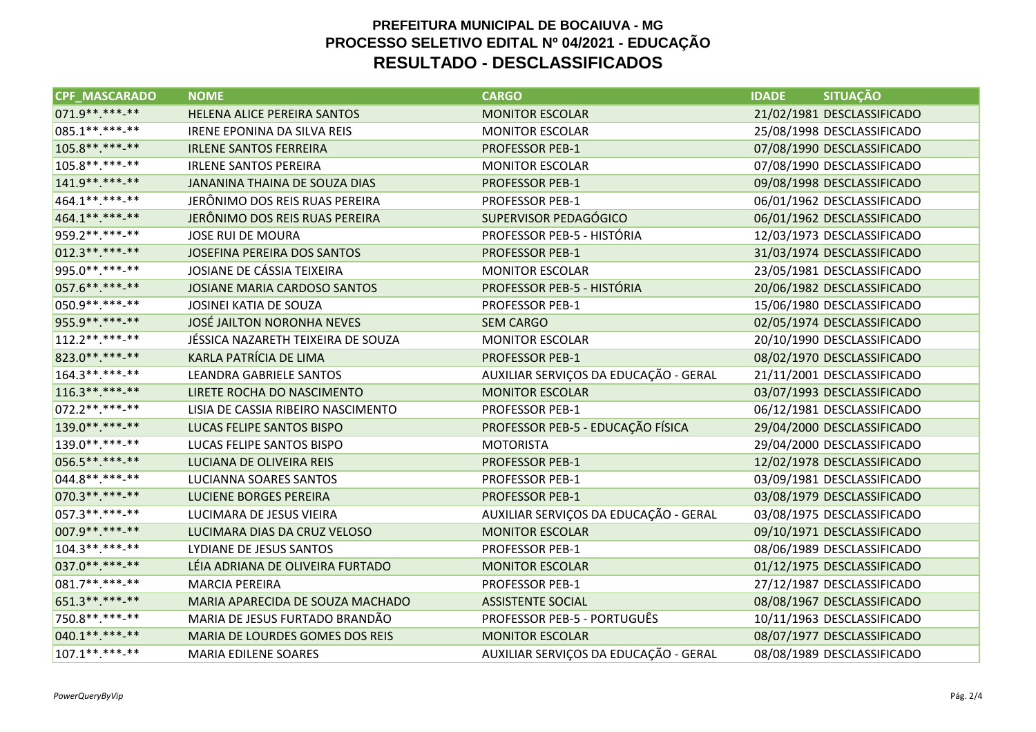# PREFEITURA MUNICIPAL DE BOCAIUVA - MG
## PROCESSO SELETIVO EDITAL Nº 04/2021 - EDUCAÇÃO
## RESULTADO - DESCLASSIFICADOS

| CPF_MASCARADO | NOME | CARGO | IDADE | SITUAÇÃO |
|---|---|---|---|---|
| 071.9**.***-** | HELENA ALICE PEREIRA SANTOS | MONITOR ESCOLAR | 21/02/1981 | DESCLASSIFICADO |
| 085.1**.***-** | IRENE EPONINA DA SILVA REIS | MONITOR ESCOLAR | 25/08/1998 | DESCLASSIFICADO |
| 105.8**.***-** | IRLENE SANTOS FERREIRA | PROFESSOR PEB-1 | 07/08/1990 | DESCLASSIFICADO |
| 105.8**.***-** | IRLENE SANTOS PEREIRA | MONITOR ESCOLAR | 07/08/1990 | DESCLASSIFICADO |
| 141.9**.***-** | JANANINA THAINA DE SOUZA DIAS | PROFESSOR PEB-1 | 09/08/1998 | DESCLASSIFICADO |
| 464.1**.***-** | JERÔNIMO DOS REIS RUAS PEREIRA | PROFESSOR PEB-1 | 06/01/1962 | DESCLASSIFICADO |
| 464.1**.***-** | JERÔNIMO DOS REIS RUAS PEREIRA | SUPERVISOR PEDAGÓGICO | 06/01/1962 | DESCLASSIFICADO |
| 959.2**.***-** | JOSE RUI DE MOURA | PROFESSOR PEB-5 - HISTÓRIA | 12/03/1973 | DESCLASSIFICADO |
| 012.3**.***-** | JOSEFINA PEREIRA DOS SANTOS | PROFESSOR PEB-1 | 31/03/1974 | DESCLASSIFICADO |
| 995.0**.***-** | JOSIANE DE CÁSSIA TEIXEIRA | MONITOR ESCOLAR | 23/05/1981 | DESCLASSIFICADO |
| 057.6**.***-** | JOSIANE MARIA CARDOSO SANTOS | PROFESSOR PEB-5 - HISTÓRIA | 20/06/1982 | DESCLASSIFICADO |
| 050.9**.***-** | JOSINEI KATIA DE SOUZA | PROFESSOR PEB-1 | 15/06/1980 | DESCLASSIFICADO |
| 955.9**.***-** | JOSÉ JAILTON NORONHA NEVES | SEM CARGO | 02/05/1974 | DESCLASSIFICADO |
| 112.2**.***-** | JÉSSICA NAZARETH TEIXEIRA DE SOUZA | MONITOR ESCOLAR | 20/10/1990 | DESCLASSIFICADO |
| 823.0**.***-** | KARLA PATRÍCIA DE LIMA | PROFESSOR PEB-1 | 08/02/1970 | DESCLASSIFICADO |
| 164.3**.***-** | LEANDRA GABRIELE SANTOS | AUXILIAR SERVIÇOS DA EDUCAÇÃO - GERAL | 21/11/2001 | DESCLASSIFICADO |
| 116.3**.***-** | LIRETE ROCHA DO NASCIMENTO | MONITOR ESCOLAR | 03/07/1993 | DESCLASSIFICADO |
| 072.2**.***-** | LISIA DE CASSIA RIBEIRO NASCIMENTO | PROFESSOR PEB-1 | 06/12/1981 | DESCLASSIFICADO |
| 139.0**.***-** | LUCAS FELIPE SANTOS BISPO | PROFESSOR PEB-5 - EDUCAÇÃO FÍSICA | 29/04/2000 | DESCLASSIFICADO |
| 139.0**.***-** | LUCAS FELIPE SANTOS BISPO | MOTORISTA | 29/04/2000 | DESCLASSIFICADO |
| 056.5**.***-** | LUCIANA DE OLIVEIRA REIS | PROFESSOR PEB-1 | 12/02/1978 | DESCLASSIFICADO |
| 044.8**.***-** | LUCIANNA SOARES SANTOS | PROFESSOR PEB-1 | 03/09/1981 | DESCLASSIFICADO |
| 070.3**.***-** | LUCIENE BORGES PEREIRA | PROFESSOR PEB-1 | 03/08/1979 | DESCLASSIFICADO |
| 057.3**.***-** | LUCIMARA DE JESUS VIEIRA | AUXILIAR SERVIÇOS DA EDUCAÇÃO - GERAL | 03/08/1975 | DESCLASSIFICADO |
| 007.9**.***-** | LUCIMARA DIAS DA CRUZ VELOSO | MONITOR ESCOLAR | 09/10/1971 | DESCLASSIFICADO |
| 104.3**.***-** | LYDIANE DE JESUS SANTOS | PROFESSOR PEB-1 | 08/06/1989 | DESCLASSIFICADO |
| 037.0**.***-** | LÉIA ADRIANA DE OLIVEIRA FURTADO | MONITOR ESCOLAR | 01/12/1975 | DESCLASSIFICADO |
| 081.7**.***-** | MARCIA PEREIRA | PROFESSOR PEB-1 | 27/12/1987 | DESCLASSIFICADO |
| 651.3**.***-** | MARIA APARECIDA DE SOUZA MACHADO | ASSISTENTE SOCIAL | 08/08/1967 | DESCLASSIFICADO |
| 750.8**.***-** | MARIA DE JESUS FURTADO BRANDÃO | PROFESSOR PEB-5 - PORTUGUÊS | 10/11/1963 | DESCLASSIFICADO |
| 040.1**.***-** | MARIA DE LOURDES GOMES DOS REIS | MONITOR ESCOLAR | 08/07/1977 | DESCLASSIFICADO |
| 107.1**.***-** | MARIA EDILENE SOARES | AUXILIAR SERVIÇOS DA EDUCAÇÃO - GERAL | 08/08/1989 | DESCLASSIFICADO |

*PowerQueryByVip*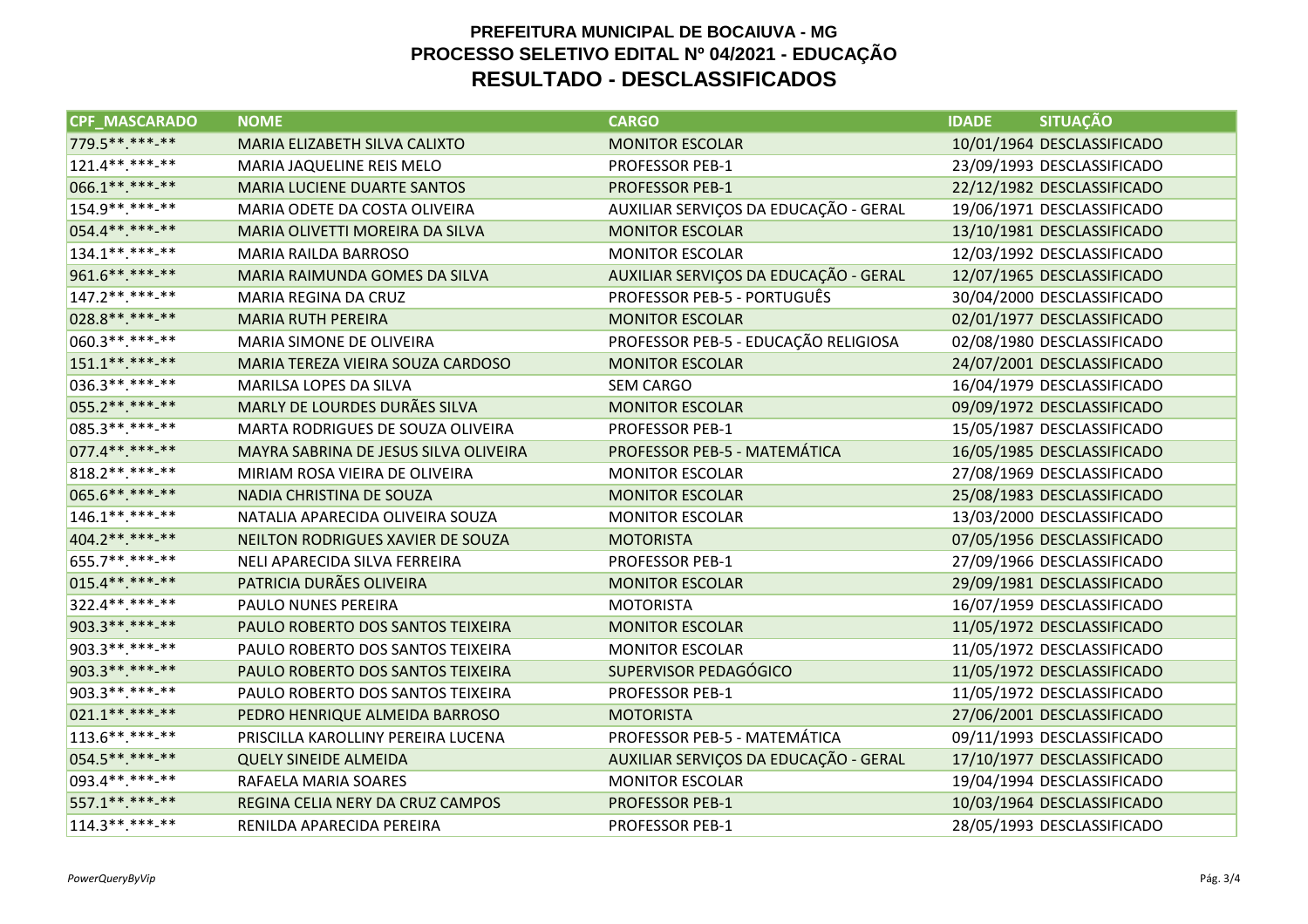**PREFEITURA MUNICIPAL DE BOCAIUVA - MG**
**PROCESSO SELETIVO EDITAL Nº 04/2021 - EDUCAÇÃO**
# RESULTADO - DESCLASSIFICADOS

| CPF_MASCARADO | NOME | CARGO | IDADE | SITUAÇÃO |
|---|---|---|---|---|
| 779.5**.***-** | MARIA ELIZABETH SILVA CALIXTO | MONITOR ESCOLAR | 10/01/1964 | DESCLASSIFICADO |
| 121.4**.***-** | MARIA JAQUELINE REIS MELO | PROFESSOR PEB-1 | 23/09/1993 | DESCLASSIFICADO |
| 066.1**.***-** | MARIA LUCIENE DUARTE SANTOS | PROFESSOR PEB-1 | 22/12/1982 | DESCLASSIFICADO |
| 154.9**.***-** | MARIA ODETE DA COSTA OLIVEIRA | AUXILIAR SERVIÇOS DA EDUCAÇÃO - GERAL | 19/06/1971 | DESCLASSIFICADO |
| 054.4**.***-** | MARIA OLIVETTI MOREIRA DA SILVA | MONITOR ESCOLAR | 13/10/1981 | DESCLASSIFICADO |
| 134.1**.***-** | MARIA RAILDA BARROSO | MONITOR ESCOLAR | 12/03/1992 | DESCLASSIFICADO |
| 961.6**.***-** | MARIA RAIMUNDA GOMES DA SILVA | AUXILIAR SERVIÇOS DA EDUCAÇÃO - GERAL | 12/07/1965 | DESCLASSIFICADO |
| 147.2**.***-** | MARIA REGINA DA CRUZ | PROFESSOR PEB-5 - PORTUGUÊS | 30/04/2000 | DESCLASSIFICADO |
| 028.8**.***-** | MARIA RUTH PEREIRA | MONITOR ESCOLAR | 02/01/1977 | DESCLASSIFICADO |
| 060.3**.***-** | MARIA SIMONE DE OLIVEIRA | PROFESSOR PEB-5 - EDUCAÇÃO RELIGIOSA | 02/08/1980 | DESCLASSIFICADO |
| 151.1**.***-** | MARIA TEREZA VIEIRA SOUZA CARDOSO | MONITOR ESCOLAR | 24/07/2001 | DESCLASSIFICADO |
| 036.3**.***-** | MARILSA LOPES DA SILVA | SEM CARGO | 16/04/1979 | DESCLASSIFICADO |
| 055.2**.***-** | MARLY DE LOURDES DURÃES SILVA | MONITOR ESCOLAR | 09/09/1972 | DESCLASSIFICADO |
| 085.3**.***-** | MARTA RODRIGUES DE SOUZA OLIVEIRA | PROFESSOR PEB-1 | 15/05/1987 | DESCLASSIFICADO |
| 077.4**.***-** | MAYRA SABRINA DE JESUS SILVA OLIVEIRA | PROFESSOR PEB-5 - MATEMÁTICA | 16/05/1985 | DESCLASSIFICADO |
| 818.2**.***-** | MIRIAM ROSA VIEIRA DE OLIVEIRA | MONITOR ESCOLAR | 27/08/1969 | DESCLASSIFICADO |
| 065.6**.***-** | NADIA CHRISTINA DE SOUZA | MONITOR ESCOLAR | 25/08/1983 | DESCLASSIFICADO |
| 146.1**.***-** | NATALIA APARECIDA OLIVEIRA SOUZA | MONITOR ESCOLAR | 13/03/2000 | DESCLASSIFICADO |
| 404.2**.***-** | NEILTON RODRIGUES XAVIER DE SOUZA | MOTORISTA | 07/05/1956 | DESCLASSIFICADO |
| 655.7**.***-** | NELI APARECIDA SILVA FERREIRA | PROFESSOR PEB-1 | 27/09/1966 | DESCLASSIFICADO |
| 015.4**.***-** | PATRICIA DURÃES OLIVEIRA | MONITOR ESCOLAR | 29/09/1981 | DESCLASSIFICADO |
| 322.4**.***-** | PAULO NUNES PEREIRA | MOTORISTA | 16/07/1959 | DESCLASSIFICADO |
| 903.3**.***-** | PAULO ROBERTO DOS SANTOS TEIXEIRA | MONITOR ESCOLAR | 11/05/1972 | DESCLASSIFICADO |
| 903.3**.***-** | PAULO ROBERTO DOS SANTOS TEIXEIRA | MONITOR ESCOLAR | 11/05/1972 | DESCLASSIFICADO |
| 903.3**.***-** | PAULO ROBERTO DOS SANTOS TEIXEIRA | SUPERVISOR PEDAGÓGICO | 11/05/1972 | DESCLASSIFICADO |
| 903.3**.***-** | PAULO ROBERTO DOS SANTOS TEIXEIRA | PROFESSOR PEB-1 | 11/05/1972 | DESCLASSIFICADO |
| 021.1**.***-** | PEDRO HENRIQUE ALMEIDA BARROSO | MOTORISTA | 27/06/2001 | DESCLASSIFICADO |
| 113.6**.***-** | PRISCILLA KAROLLINY PEREIRA LUCENA | PROFESSOR PEB-5 - MATEMÁTICA | 09/11/1993 | DESCLASSIFICADO |
| 054.5**.***-** | QUELY SINEIDE ALMEIDA | AUXILIAR SERVIÇOS DA EDUCAÇÃO - GERAL | 17/10/1977 | DESCLASSIFICADO |
| 093.4**.***-** | RAFAELA MARIA SOARES | MONITOR ESCOLAR | 19/04/1994 | DESCLASSIFICADO |
| 557.1**.***-** | REGINA CELIA NERY DA CRUZ CAMPOS | PROFESSOR PEB-1 | 10/03/1964 | DESCLASSIFICADO |
| 114.3**.***-** | RENILDA APARECIDA PEREIRA | PROFESSOR PEB-1 | 28/05/1993 | DESCLASSIFICADO |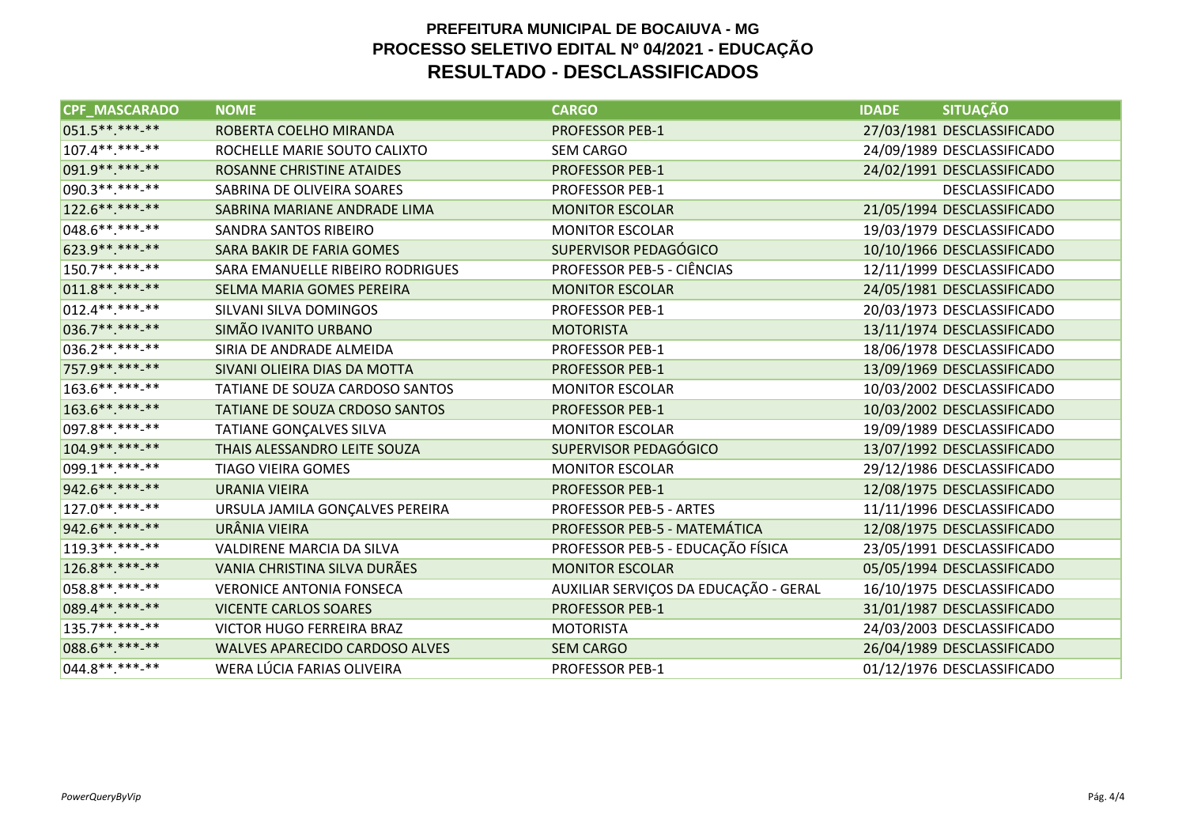**PREFEITURA MUNICIPAL DE BOCAIUVA - MG**
**PROCESSO SELETIVO EDITAL Nº 04/2021 - EDUCAÇÃO**

# RESULTADO - DESCLASSIFICADOS

| CPF_MASCARADO | NOME | CARGO | IDADE | SITUAÇÃO |
|---|---|---|---|---|
| 051.5**.***-** | ROBERTA COELHO MIRANDA | PROFESSOR PEB-1 | 27/03/1981 | DESCLASSIFICADO |
| 107.4**.***-** | ROCHELLE MARIE SOUTO CALIXTO | SEM CARGO | 24/09/1989 | DESCLASSIFICADO |
| 091.9**.***-** | ROSANNE CHRISTINE ATAIDES | PROFESSOR PEB-1 | 24/02/1991 | DESCLASSIFICADO |
| 090.3**.***-** | SABRINA DE OLIVEIRA SOARES | PROFESSOR PEB-1 | | DESCLASSIFICADO |
| 122.6**.***-** | SABRINA MARIANE ANDRADE LIMA | MONITOR ESCOLAR | 21/05/1994 | DESCLASSIFICADO |
| 048.6**.***-** | SANDRA SANTOS RIBEIRO | MONITOR ESCOLAR | 19/03/1979 | DESCLASSIFICADO |
| 623.9**.***-** | SARA BAKIR DE FARIA GOMES | SUPERVISOR PEDAGÓGICO | 10/10/1966 | DESCLASSIFICADO |
| 150.7**.***-** | SARA EMANUELLE RIBEIRO RODRIGUES | PROFESSOR PEB-5 - CIÊNCIAS | 12/11/1999 | DESCLASSIFICADO |
| 011.8**.***-** | SELMA MARIA GOMES PEREIRA | MONITOR ESCOLAR | 24/05/1981 | DESCLASSIFICADO |
| 012.4**.***-** | SILVANI SILVA DOMINGOS | PROFESSOR PEB-1 | 20/03/1973 | DESCLASSIFICADO |
| 036.7**.***-** | SIMÃO IVANITO URBANO | MOTORISTA | 13/11/1974 | DESCLASSIFICADO |
| 036.2**.***-** | SIRIA DE ANDRADE ALMEIDA | PROFESSOR PEB-1 | 18/06/1978 | DESCLASSIFICADO |
| 757.9**.***-** | SIVANI OLIEIRA DIAS DA MOTTA | PROFESSOR PEB-1 | 13/09/1969 | DESCLASSIFICADO |
| 163.6**.***-** | TATIANE DE SOUZA CARDOSO SANTOS | MONITOR ESCOLAR | 10/03/2002 | DESCLASSIFICADO |
| 163.6**.***-** | TATIANE DE SOUZA CRDOSO SANTOS | PROFESSOR PEB-1 | 10/03/2002 | DESCLASSIFICADO |
| 097.8**.***-** | TATIANE GONÇALVES SILVA | MONITOR ESCOLAR | 19/09/1989 | DESCLASSIFICADO |
| 104.9**.***-** | THAIS ALESSANDRO LEITE SOUZA | SUPERVISOR PEDAGÓGICO | 13/07/1992 | DESCLASSIFICADO |
| 099.1**.***-** | TIAGO VIEIRA GOMES | MONITOR ESCOLAR | 29/12/1986 | DESCLASSIFICADO |
| 942.6**.***-** | URANIA VIEIRA | PROFESSOR PEB-1 | 12/08/1975 | DESCLASSIFICADO |
| 127.0**.***-** | URSULA JAMILA GONÇALVES PEREIRA | PROFESSOR PEB-5 - ARTES | 11/11/1996 | DESCLASSIFICADO |
| 942.6**.***-** | URÂNIA VIEIRA | PROFESSOR PEB-5 - MATEMÁTICA | 12/08/1975 | DESCLASSIFICADO |
| 119.3**.***-** | VALDIRENE MARCIA DA SILVA | PROFESSOR PEB-5 - EDUCAÇÃO FÍSICA | 23/05/1991 | DESCLASSIFICADO |
| 126.8**.***-** | VANIA CHRISTINA SILVA DURÃES | MONITOR ESCOLAR | 05/05/1994 | DESCLASSIFICADO |
| 058.8**.***-** | VERONICE ANTONIA FONSECA | AUXILIAR SERVIÇOS DA EDUCAÇÃO - GERAL | 16/10/1975 | DESCLASSIFICADO |
| 089.4**.***-** | VICENTE CARLOS SOARES | PROFESSOR PEB-1 | 31/01/1987 | DESCLASSIFICADO |
| 135.7**.***-** | VICTOR HUGO FERREIRA BRAZ | MOTORISTA | 24/03/2003 | DESCLASSIFICADO |
| 088.6**.***-** | WALVES APARECIDO CARDOSO ALVES | SEM CARGO | 26/04/1989 | DESCLASSIFICADO |
| 044.8**.***-** | WERA LÚCIA FARIAS OLIVEIRA | PROFESSOR PEB-1 | 01/12/1976 | DESCLASSIFICADO |

*PowerQueryByVip*